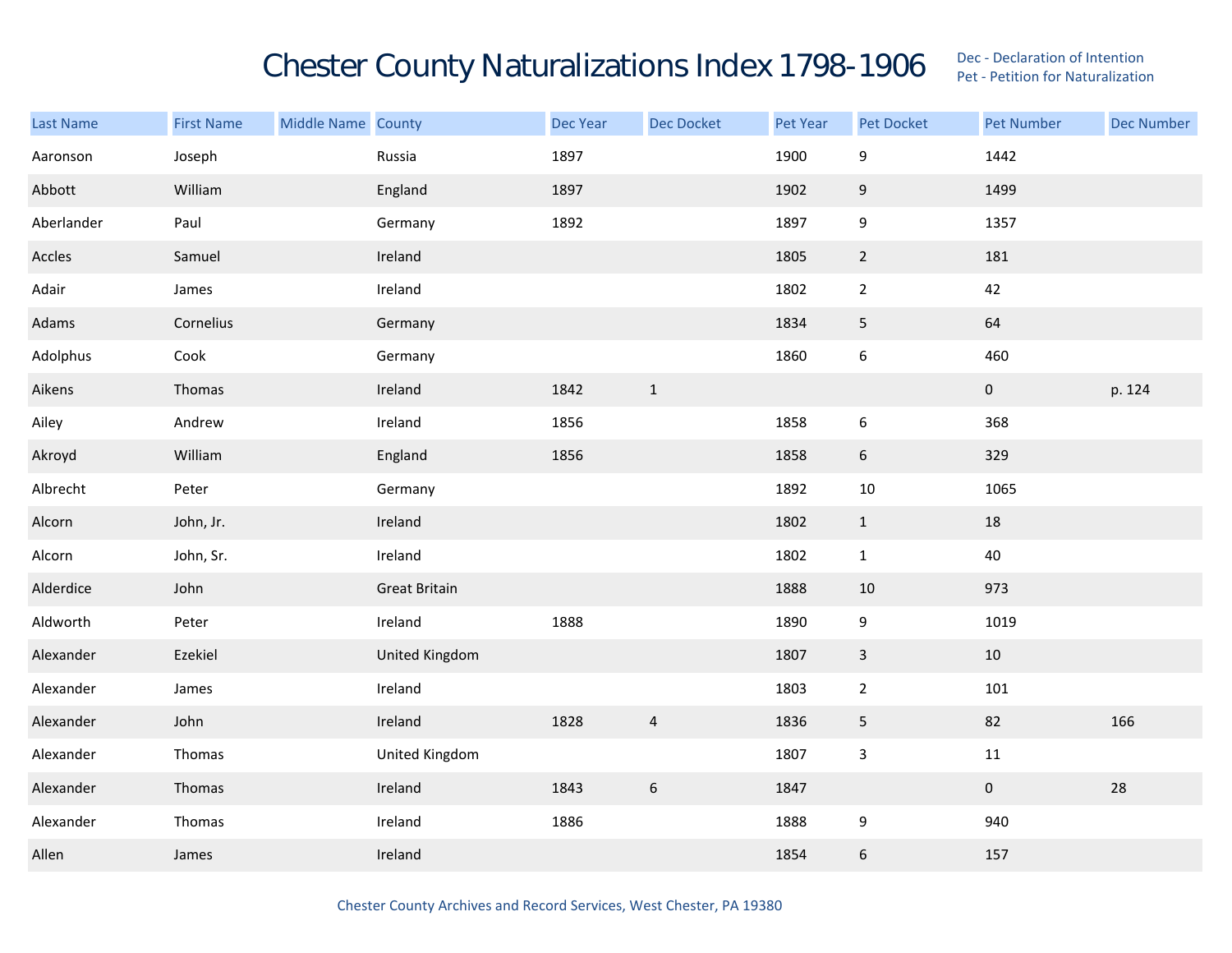# Chester County Naturalizations Index 1798-1906

Dec - Declaration of Intention
Pet - Petition for Naturalization

| Last Name | First Name | Middle Name | County | Dec Year | Dec Docket | Pet Year | Pet Docket | Pet Number | Dec Number |
|---|---|---|---|---|---|---|---|---|---|
| Aaronson | Joseph | | Russia | 1897 | | 1900 | 9 | 1442 | |
| Abbott | William | | England | 1897 | | 1902 | 9 | 1499 | |
| Aberlander | Paul | | Germany | 1892 | | 1897 | 9 | 1357 | |
| Accles | Samuel | | Ireland | | | 1805 | 2 | 181 | |
| Adair | James | | Ireland | | | 1802 | 2 | 42 | |
| Adams | Cornelius | | Germany | | | 1834 | 5 | 64 | |
| Adolphus | Cook | | Germany | | | 1860 | 6 | 460 | |
| Aikens | Thomas | | Ireland | 1842 | 1 | | | 0 | p. 124 |
| Ailey | Andrew | | Ireland | 1856 | | 1858 | 6 | 368 | |
| Akroyd | William | | England | 1856 | | 1858 | 6 | 329 | |
| Albrecht | Peter | | Germany | | | 1892 | 10 | 1065 | |
| Alcorn | John, Jr. | | Ireland | | | 1802 | 1 | 18 | |
| Alcorn | John, Sr. | | Ireland | | | 1802 | 1 | 40 | |
| Alderdice | John | | Great Britain | | | 1888 | 10 | 973 | |
| Aldworth | Peter | | Ireland | 1888 | | 1890 | 9 | 1019 | |
| Alexander | Ezekiel | | United Kingdom | | | 1807 | 3 | 10 | |
| Alexander | James | | Ireland | | | 1803 | 2 | 101 | |
| Alexander | John | | Ireland | 1828 | 4 | 1836 | 5 | 82 | 166 |
| Alexander | Thomas | | United Kingdom | | | 1807 | 3 | 11 | |
| Alexander | Thomas | | Ireland | 1843 | 6 | 1847 | | 0 | 28 |
| Alexander | Thomas | | Ireland | 1886 | | 1888 | 9 | 940 | |
| Allen | James | | Ireland | | | 1854 | 6 | 157 | |

Chester County Archives and Record Services, West Chester, PA 19380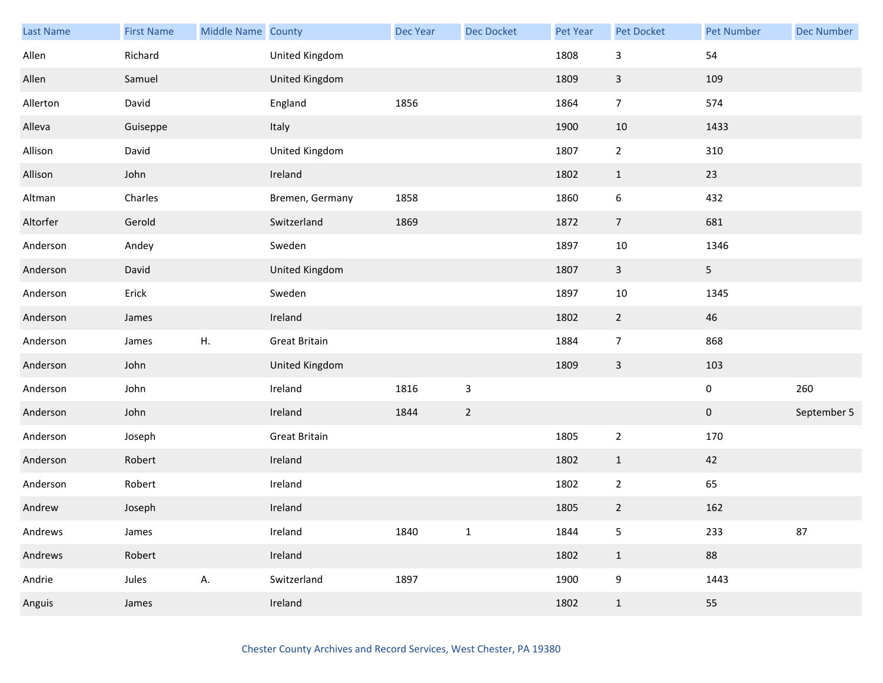| Last Name | First Name | Middle Name | County | Dec Year | Dec Docket | Pet Year | Pet Docket | Pet Number | Dec Number |
|---|---|---|---|---|---|---|---|---|---|
| Allen | Richard | | United Kingdom | | | 1808 | 3 | 54 | |
| Allen | Samuel | | United Kingdom | | | 1809 | 3 | 109 | |
| Allerton | David | | England | 1856 | | 1864 | 7 | 574 | |
| Alleva | Guiseppe | | Italy | | | 1900 | 10 | 1433 | |
| Allison | David | | United Kingdom | | | 1807 | 2 | 310 | |
| Allison | John | | Ireland | | | 1802 | 1 | 23 | |
| Altman | Charles | | Bremen, Germany | 1858 | | 1860 | 6 | 432 | |
| Altorfer | Gerold | | Switzerland | 1869 | | 1872 | 7 | 681 | |
| Anderson | Andey | | Sweden | | | 1897 | 10 | 1346 | |
| Anderson | David | | United Kingdom | | | 1807 | 3 | 5 | |
| Anderson | Erick | | Sweden | | | 1897 | 10 | 1345 | |
| Anderson | James | | Ireland | | | 1802 | 2 | 46 | |
| Anderson | James | H. | Great Britain | | | 1884 | 7 | 868 | |
| Anderson | John | | United Kingdom | | | 1809 | 3 | 103 | |
| Anderson | John | | Ireland | 1816 | 3 | | | 0 | 260 |
| Anderson | John | | Ireland | 1844 | 2 | | | 0 | September 5 |
| Anderson | Joseph | | Great Britain | | | 1805 | 2 | 170 | |
| Anderson | Robert | | Ireland | | | 1802 | 1 | 42 | |
| Anderson | Robert | | Ireland | | | 1802 | 2 | 65 | |
| Andrew | Joseph | | Ireland | | | 1805 | 2 | 162 | |
| Andrews | James | | Ireland | 1840 | 1 | 1844 | 5 | 233 | 87 |
| Andrews | Robert | | Ireland | | | 1802 | 1 | 88 | |
| Andrie | Jules | A. | Switzerland | 1897 | | 1900 | 9 | 1443 | |
| Anguis | James | | Ireland | | | 1802 | 1 | 55 | |

Chester County Archives and Record Services, West Chester, PA 19380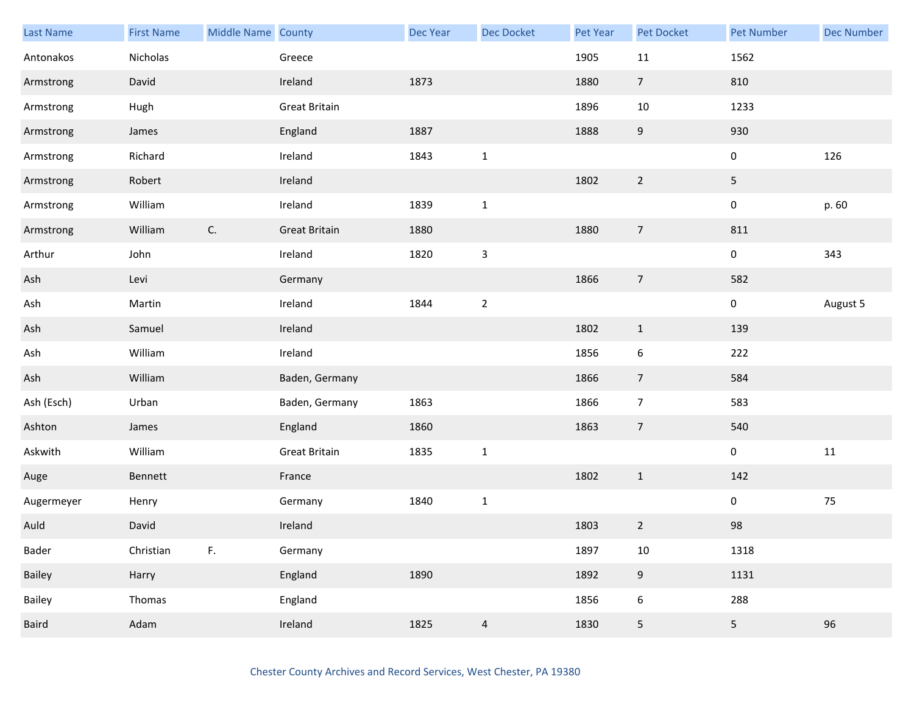| Last Name | First Name | Middle Name | County | Dec Year | Dec Docket | Pet Year | Pet Docket | Pet Number | Dec Number |
|---|---|---|---|---|---|---|---|---|---|
| Antonakos | Nicholas | | Greece | | | 1905 | 11 | 1562 | |
| Armstrong | David | | Ireland | 1873 | | 1880 | 7 | 810 | |
| Armstrong | Hugh | | Great Britain | | | 1896 | 10 | 1233 | |
| Armstrong | James | | England | 1887 | | 1888 | 9 | 930 | |
| Armstrong | Richard | | Ireland | 1843 | 1 | | | 0 | 126 |
| Armstrong | Robert | | Ireland | | | 1802 | 2 | 5 | |
| Armstrong | William | | Ireland | 1839 | 1 | | | 0 | p. 60 |
| Armstrong | William | C. | Great Britain | 1880 | | 1880 | 7 | 811 | |
| Arthur | John | | Ireland | 1820 | 3 | | | 0 | 343 |
| Ash | Levi | | Germany | | | 1866 | 7 | 582 | |
| Ash | Martin | | Ireland | 1844 | 2 | | | 0 | August 5 |
| Ash | Samuel | | Ireland | | | 1802 | 1 | 139 | |
| Ash | William | | Ireland | | | 1856 | 6 | 222 | |
| Ash | William | | Baden, Germany | | | 1866 | 7 | 584 | |
| Ash (Esch) | Urban | | Baden, Germany | 1863 | | 1866 | 7 | 583 | |
| Ashton | James | | England | 1860 | | 1863 | 7 | 540 | |
| Askwith | William | | Great Britain | 1835 | 1 | | | 0 | 11 |
| Auge | Bennett | | France | | | 1802 | 1 | 142 | |
| Augermeyer | Henry | | Germany | 1840 | 1 | | | 0 | 75 |
| Auld | David | | Ireland | | | 1803 | 2 | 98 | |
| Bader | Christian | F. | Germany | | | 1897 | 10 | 1318 | |
| Bailey | Harry | | England | 1890 | | 1892 | 9 | 1131 | |
| Bailey | Thomas | | England | | | 1856 | 6 | 288 | |
| Baird | Adam | | Ireland | 1825 | 4 | 1830 | 5 | 5 | 96 |

Chester County Archives and Record Services, West Chester, PA 19380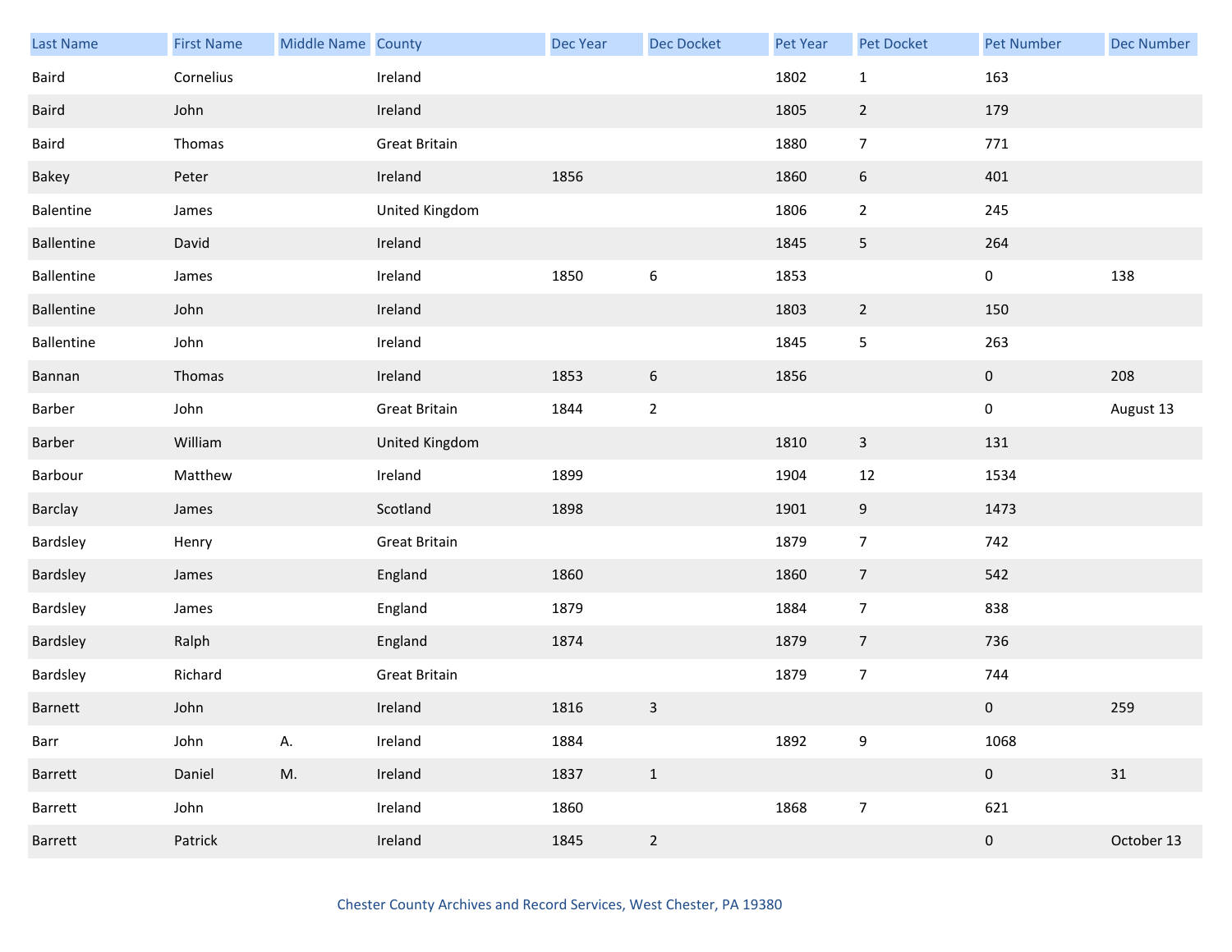| Last Name | First Name | Middle Name | County | Dec Year | Dec Docket | Pet Year | Pet Docket | Pet Number | Dec Number |
|---|---|---|---|---|---|---|---|---|---|
| Baird | Cornelius | | Ireland | | | 1802 | 1 | 163 | |
| Baird | John | | Ireland | | | 1805 | 2 | 179 | |
| Baird | Thomas | | Great Britain | | | 1880 | 7 | 771 | |
| Bakey | Peter | | Ireland | 1856 | | 1860 | 6 | 401 | |
| Balentine | James | | United Kingdom | | | 1806 | 2 | 245 | |
| Ballentine | David | | Ireland | | | 1845 | 5 | 264 | |
| Ballentine | James | | Ireland | 1850 | 6 | 1853 | | 0 | 138 |
| Ballentine | John | | Ireland | | | 1803 | 2 | 150 | |
| Ballentine | John | | Ireland | | | 1845 | 5 | 263 | |
| Bannan | Thomas | | Ireland | 1853 | 6 | 1856 | | 0 | 208 |
| Barber | John | | Great Britain | 1844 | 2 | | | 0 | August 13 |
| Barber | William | | United Kingdom | | | 1810 | 3 | 131 | |
| Barbour | Matthew | | Ireland | 1899 | | 1904 | 12 | 1534 | |
| Barclay | James | | Scotland | 1898 | | 1901 | 9 | 1473 | |
| Bardsley | Henry | | Great Britain | | | 1879 | 7 | 742 | |
| Bardsley | James | | England | 1860 | | 1860 | 7 | 542 | |
| Bardsley | James | | England | 1879 | | 1884 | 7 | 838 | |
| Bardsley | Ralph | | England | 1874 | | 1879 | 7 | 736 | |
| Bardsley | Richard | | Great Britain | | | 1879 | 7 | 744 | |
| Barnett | John | | Ireland | 1816 | 3 | | | 0 | 259 |
| Barr | John | A. | Ireland | 1884 | | 1892 | 9 | 1068 | |
| Barrett | Daniel | M. | Ireland | 1837 | 1 | | | 0 | 31 |
| Barrett | John | | Ireland | 1860 | | 1868 | 7 | 621 | |
| Barrett | Patrick | | Ireland | 1845 | 2 | | | 0 | October 13 |

Chester County Archives and Record Services, West Chester, PA 19380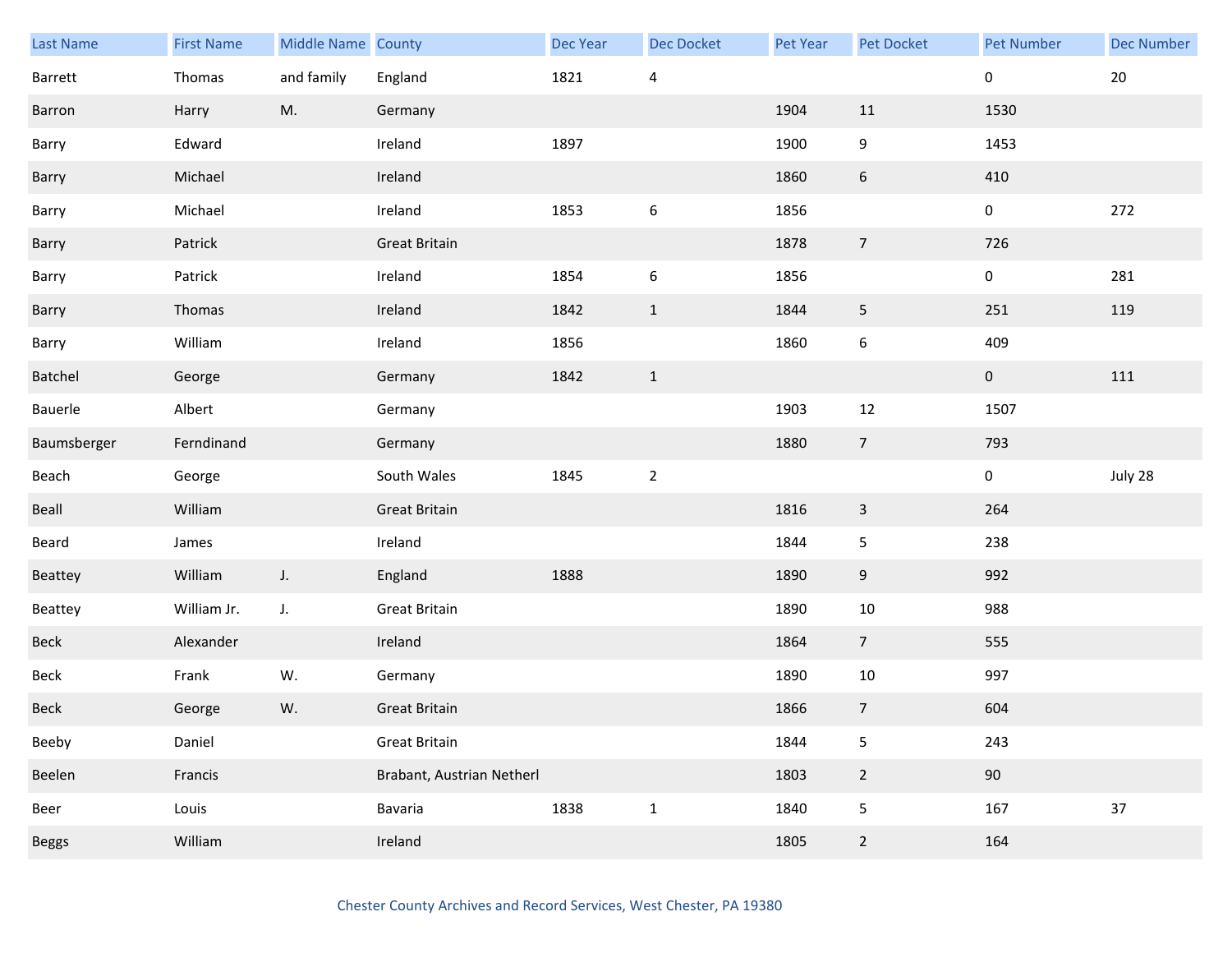| Last Name | First Name | Middle Name | County | Dec Year | Dec Docket | Pet Year | Pet Docket | Pet Number | Dec Number |
|---|---|---|---|---|---|---|---|---|---|
| Barrett | Thomas | and family | England | 1821 | 4 | | | 0 | 20 |
| Barron | Harry | M. | Germany | | | 1904 | 11 | 1530 | |
| Barry | Edward | | Ireland | 1897 | | 1900 | 9 | 1453 | |
| Barry | Michael | | Ireland | | | 1860 | 6 | 410 | |
| Barry | Michael | | Ireland | 1853 | 6 | 1856 | | 0 | 272 |
| Barry | Patrick | | Great Britain | | | 1878 | 7 | 726 | |
| Barry | Patrick | | Ireland | 1854 | 6 | 1856 | | 0 | 281 |
| Barry | Thomas | | Ireland | 1842 | 1 | 1844 | 5 | 251 | 119 |
| Barry | William | | Ireland | 1856 | | 1860 | 6 | 409 | |
| Batchel | George | | Germany | 1842 | 1 | | | 0 | 111 |
| Bauerle | Albert | | Germany | | | 1903 | 12 | 1507 | |
| Baumsberger | Ferndinand | | Germany | | | 1880 | 7 | 793 | |
| Beach | George | | South Wales | 1845 | 2 | | | 0 | July 28 |
| Beall | William | | Great Britain | | | 1816 | 3 | 264 | |
| Beard | James | | Ireland | | | 1844 | 5 | 238 | |
| Beattey | William | J. | England | 1888 | | 1890 | 9 | 992 | |
| Beattey | William Jr. | J. | Great Britain | | | 1890 | 10 | 988 | |
| Beck | Alexander | | Ireland | | | 1864 | 7 | 555 | |
| Beck | Frank | W. | Germany | | | 1890 | 10 | 997 | |
| Beck | George | W. | Great Britain | | | 1866 | 7 | 604 | |
| Beeby | Daniel | | Great Britain | | | 1844 | 5 | 243 | |
| Beelen | Francis | | Brabant, Austrian Netherl | | | 1803 | 2 | 90 | |
| Beer | Louis | | Bavaria | 1838 | 1 | 1840 | 5 | 167 | 37 |
| Beggs | William | | Ireland | | | 1805 | 2 | 164 | |

Chester County Archives and Record Services, West Chester, PA 19380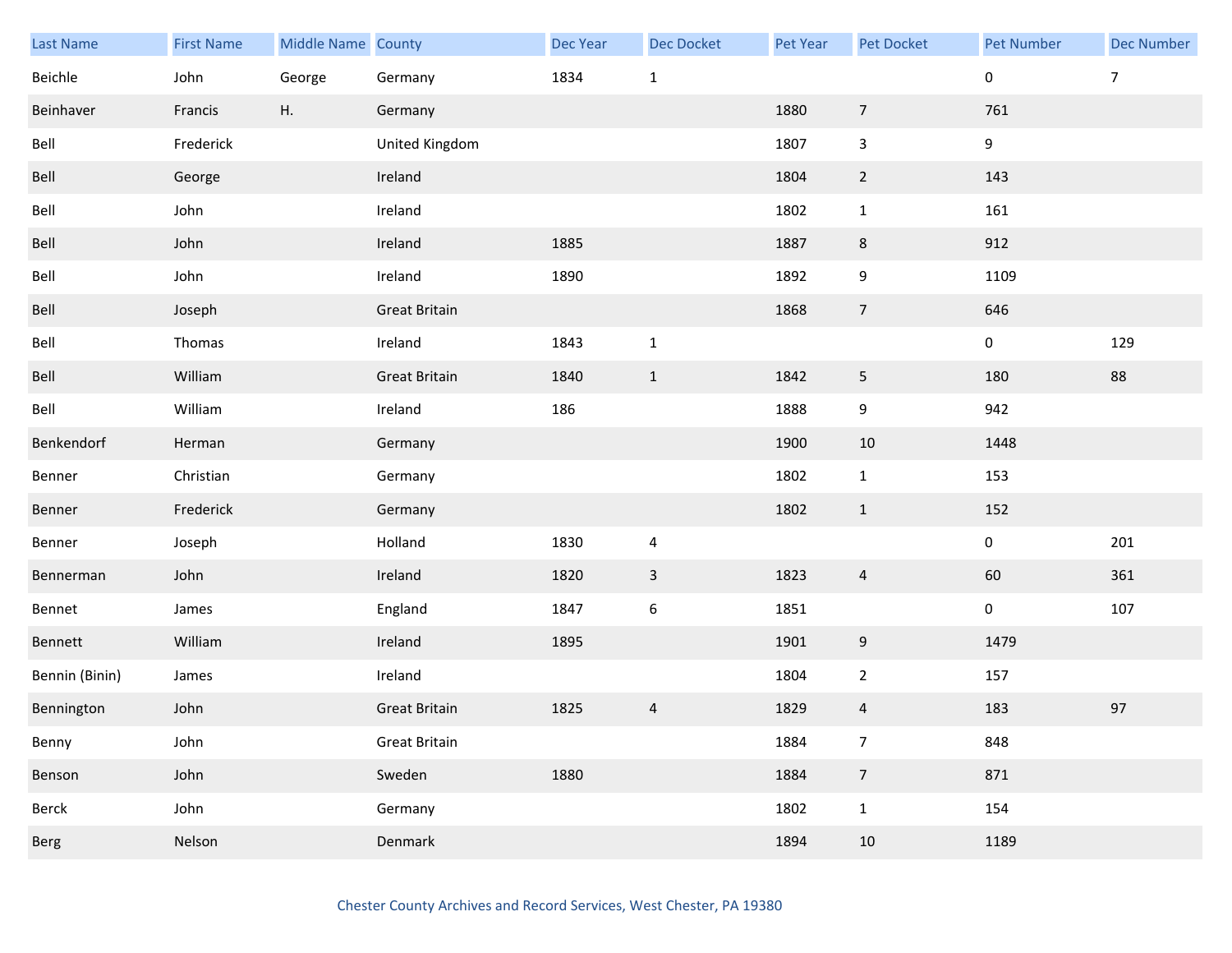| Last Name | First Name | Middle Name | County | Dec Year | Dec Docket | Pet Year | Pet Docket | Pet Number | Dec Number |
|---|---|---|---|---|---|---|---|---|---|
| Beichle | John | George | Germany | 1834 | 1 | | | 0 | 7 |
| Beinhaver | Francis | H. | Germany | | | 1880 | 7 | 761 | |
| Bell | Frederick | | United Kingdom | | | 1807 | 3 | 9 | |
| Bell | George | | Ireland | | | 1804 | 2 | 143 | |
| Bell | John | | Ireland | | | 1802 | 1 | 161 | |
| Bell | John | | Ireland | 1885 | | 1887 | 8 | 912 | |
| Bell | John | | Ireland | 1890 | | 1892 | 9 | 1109 | |
| Bell | Joseph | | Great Britain | | | 1868 | 7 | 646 | |
| Bell | Thomas | | Ireland | 1843 | 1 | | | 0 | 129 |
| Bell | William | | Great Britain | 1840 | 1 | 1842 | 5 | 180 | 88 |
| Bell | William | | Ireland | 186 | | 1888 | 9 | 942 | |
| Benkendorf | Herman | | Germany | | | 1900 | 10 | 1448 | |
| Benner | Christian | | Germany | | | 1802 | 1 | 153 | |
| Benner | Frederick | | Germany | | | 1802 | 1 | 152 | |
| Benner | Joseph | | Holland | 1830 | 4 | | | 0 | 201 |
| Bennerman | John | | Ireland | 1820 | 3 | 1823 | 4 | 60 | 361 |
| Bennet | James | | England | 1847 | 6 | 1851 | | 0 | 107 |
| Bennett | William | | Ireland | 1895 | | 1901 | 9 | 1479 | |
| Bennin (Binin) | James | | Ireland | | | 1804 | 2 | 157 | |
| Bennington | John | | Great Britain | 1825 | 4 | 1829 | 4 | 183 | 97 |
| Benny | John | | Great Britain | | | 1884 | 7 | 848 | |
| Benson | John | | Sweden | 1880 | | 1884 | 7 | 871 | |
| Berck | John | | Germany | | | 1802 | 1 | 154 | |
| Berg | Nelson | | Denmark | | | 1894 | 10 | 1189 | |

Chester County Archives and Record Services, West Chester, PA 19380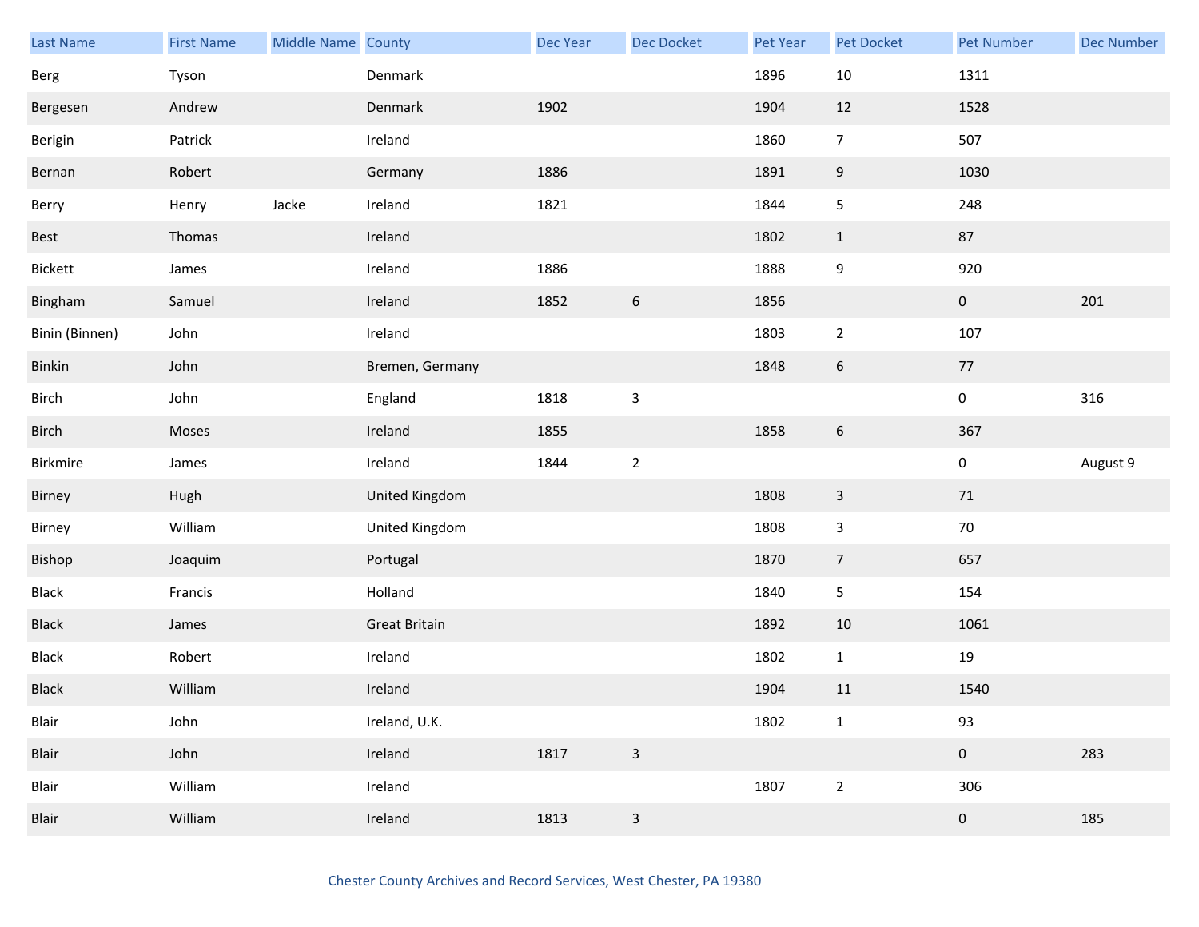| Last Name | First Name | Middle Name | County | Dec Year | Dec Docket | Pet Year | Pet Docket | Pet Number | Dec Number |
|---|---|---|---|---|---|---|---|---|---|
| Berg | Tyson | | Denmark | | | 1896 | 10 | 1311 | |
| Bergesen | Andrew | | Denmark | 1902 | | 1904 | 12 | 1528 | |
| Berigin | Patrick | | Ireland | | | 1860 | 7 | 507 | |
| Bernan | Robert | | Germany | 1886 | | 1891 | 9 | 1030 | |
| Berry | Henry | Jacke | Ireland | 1821 | | 1844 | 5 | 248 | |
| Best | Thomas | | Ireland | | | 1802 | 1 | 87 | |
| Bickett | James | | Ireland | 1886 | | 1888 | 9 | 920 | |
| Bingham | Samuel | | Ireland | 1852 | 6 | 1856 | | 0 | 201 |
| Binin (Binnen) | John | | Ireland | | | 1803 | 2 | 107 | |
| Binkin | John | | Bremen, Germany | | | 1848 | 6 | 77 | |
| Birch | John | | England | 1818 | 3 | | | 0 | 316 |
| Birch | Moses | | Ireland | 1855 | | 1858 | 6 | 367 | |
| Birkmire | James | | Ireland | 1844 | 2 | | | 0 | August 9 |
| Birney | Hugh | | United Kingdom | | | 1808 | 3 | 71 | |
| Birney | William | | United Kingdom | | | 1808 | 3 | 70 | |
| Bishop | Joaquim | | Portugal | | | 1870 | 7 | 657 | |
| Black | Francis | | Holland | | | 1840 | 5 | 154 | |
| Black | James | | Great Britain | | | 1892 | 10 | 1061 | |
| Black | Robert | | Ireland | | | 1802 | 1 | 19 | |
| Black | William | | Ireland | | | 1904 | 11 | 1540 | |
| Blair | John | | Ireland, U.K. | | | 1802 | 1 | 93 | |
| Blair | John | | Ireland | 1817 | 3 | | | 0 | 283 |
| Blair | William | | Ireland | | | 1807 | 2 | 306 | |
| Blair | William | | Ireland | 1813 | 3 | | | 0 | 185 |

Chester County Archives and Record Services, West Chester, PA 19380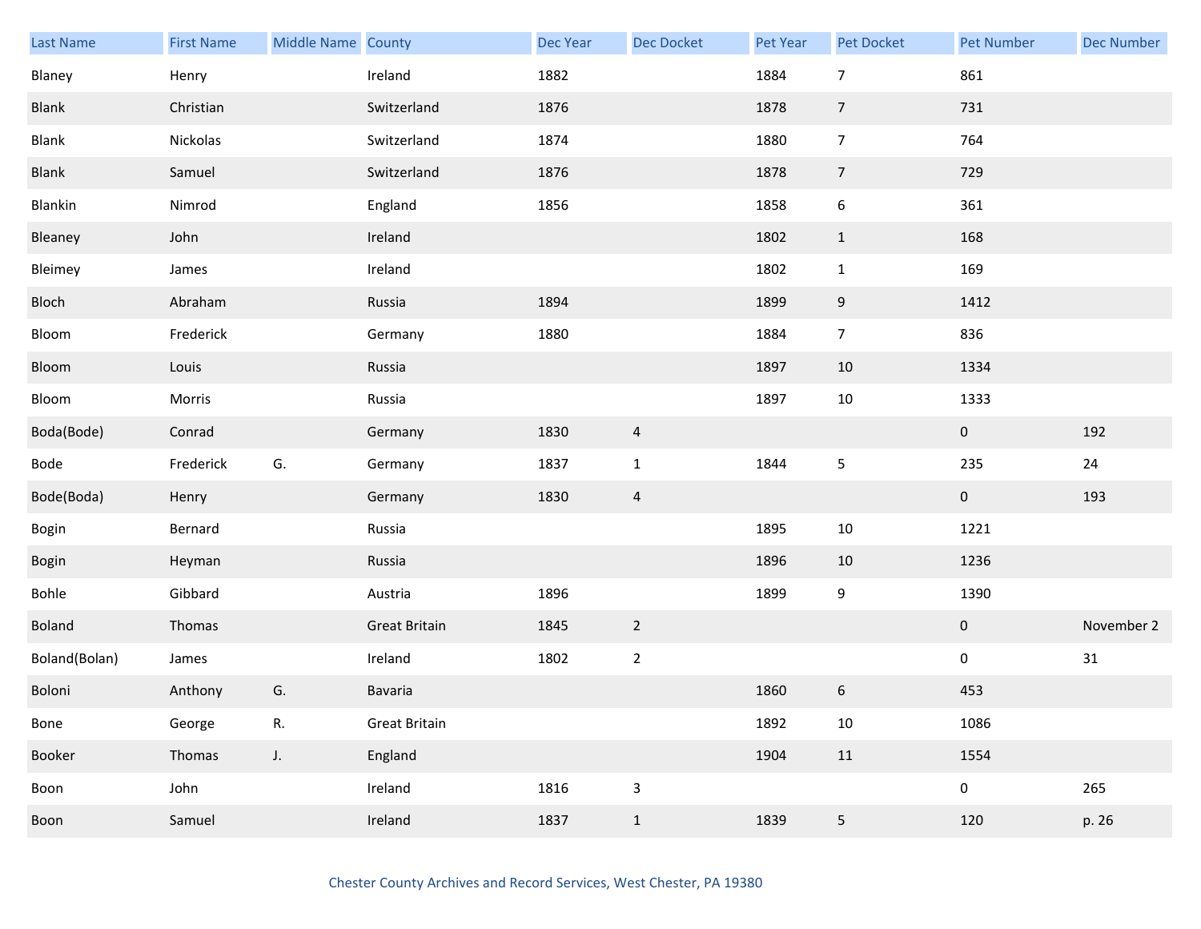| Last Name | First Name | Middle Name | County | Dec Year | Dec Docket | Pet Year | Pet Docket | Pet Number | Dec Number |
|---|---|---|---|---|---|---|---|---|---|
| Blaney | Henry | | Ireland | 1882 | | 1884 | 7 | 861 | |
| Blank | Christian | | Switzerland | 1876 | | 1878 | 7 | 731 | |
| Blank | Nickolas | | Switzerland | 1874 | | 1880 | 7 | 764 | |
| Blank | Samuel | | Switzerland | 1876 | | 1878 | 7 | 729 | |
| Blankin | Nimrod | | England | 1856 | | 1858 | 6 | 361 | |
| Bleaney | John | | Ireland | | | 1802 | 1 | 168 | |
| Bleimey | James | | Ireland | | | 1802 | 1 | 169 | |
| Bloch | Abraham | | Russia | 1894 | | 1899 | 9 | 1412 | |
| Bloom | Frederick | | Germany | 1880 | | 1884 | 7 | 836 | |
| Bloom | Louis | | Russia | | | 1897 | 10 | 1334 | |
| Bloom | Morris | | Russia | | | 1897 | 10 | 1333 | |
| Boda(Bode) | Conrad | | Germany | 1830 | 4 | | | 0 | 192 |
| Bode | Frederick | G. | Germany | 1837 | 1 | 1844 | 5 | 235 | 24 |
| Bode(Boda) | Henry | | Germany | 1830 | 4 | | | 0 | 193 |
| Bogin | Bernard | | Russia | | | 1895 | 10 | 1221 | |
| Bogin | Heyman | | Russia | | | 1896 | 10 | 1236 | |
| Bohle | Gibbard | | Austria | 1896 | | 1899 | 9 | 1390 | |
| Boland | Thomas | | Great Britain | 1845 | 2 | | | 0 | November 2 |
| Boland(Bolan) | James | | Ireland | 1802 | 2 | | | 0 | 31 |
| Boloni | Anthony | G. | Bavaria | | | 1860 | 6 | 453 | |
| Bone | George | R. | Great Britain | | | 1892 | 10 | 1086 | |
| Booker | Thomas | J. | England | | | 1904 | 11 | 1554 | |
| Boon | John | | Ireland | 1816 | 3 | | | 0 | 265 |
| Boon | Samuel | | Ireland | 1837 | 1 | 1839 | 5 | 120 | p. 26 |

Chester County Archives and Record Services, West Chester, PA 19380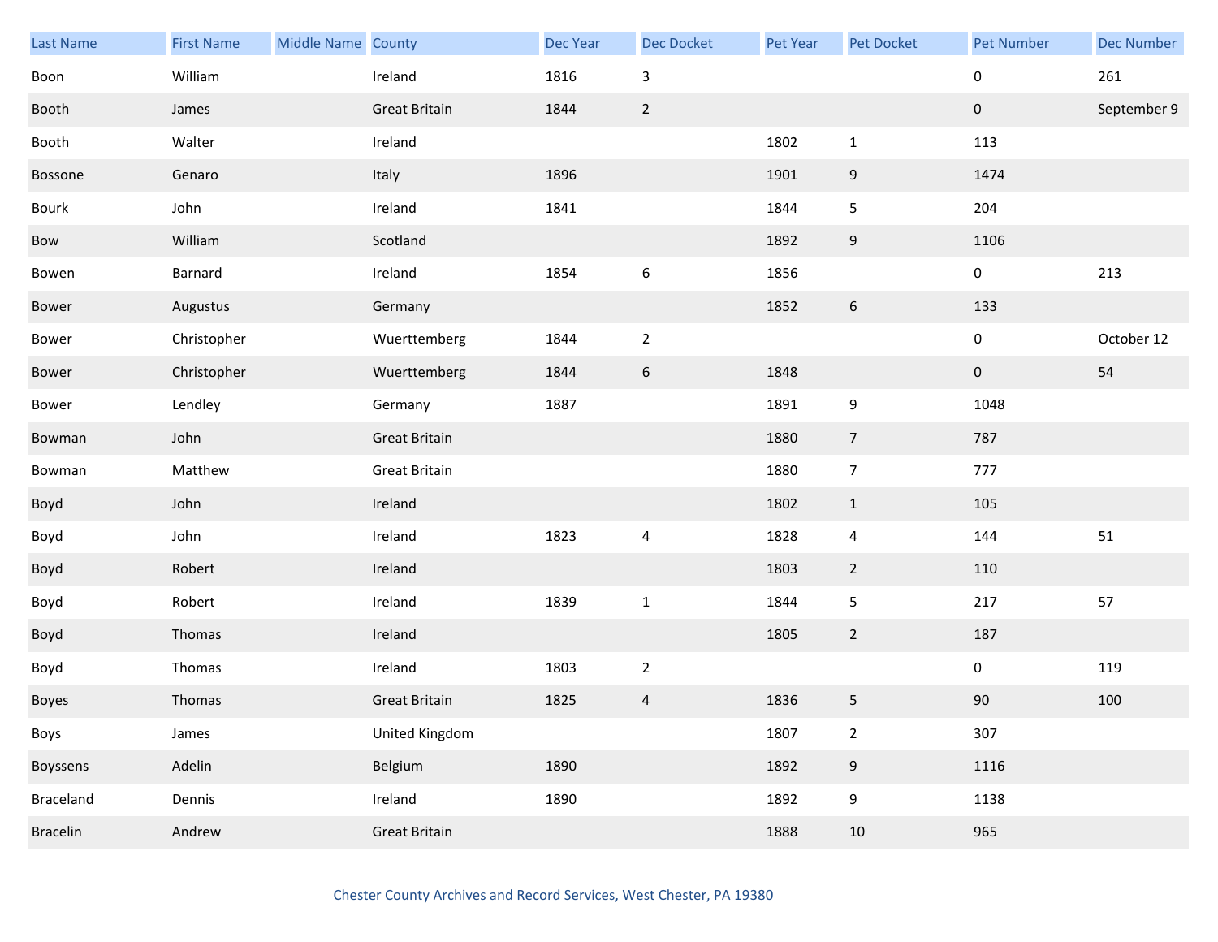| Last Name | First Name | Middle Name | County | Dec Year | Dec Docket | Pet Year | Pet Docket | Pet Number | Dec Number |
|---|---|---|---|---|---|---|---|---|---|
| Boon | William | | Ireland | 1816 | 3 | | | 0 | 261 |
| Booth | James | | Great Britain | 1844 | 2 | | | 0 | September 9 |
| Booth | Walter | | Ireland | | | 1802 | 1 | 113 | |
| Bossone | Genaro | | Italy | 1896 | | 1901 | 9 | 1474 | |
| Bourk | John | | Ireland | 1841 | | 1844 | 5 | 204 | |
| Bow | William | | Scotland | | | 1892 | 9 | 1106 | |
| Bowen | Barnard | | Ireland | 1854 | 6 | 1856 | | 0 | 213 |
| Bower | Augustus | | Germany | | | 1852 | 6 | 133 | |
| Bower | Christopher | | Wuerttemberg | 1844 | 2 | | | 0 | October 12 |
| Bower | Christopher | | Wuerttemberg | 1844 | 6 | 1848 | | 0 | 54 |
| Bower | Lendley | | Germany | 1887 | | 1891 | 9 | 1048 | |
| Bowman | John | | Great Britain | | | 1880 | 7 | 787 | |
| Bowman | Matthew | | Great Britain | | | 1880 | 7 | 777 | |
| Boyd | John | | Ireland | | | 1802 | 1 | 105 | |
| Boyd | John | | Ireland | 1823 | 4 | 1828 | 4 | 144 | 51 |
| Boyd | Robert | | Ireland | | | 1803 | 2 | 110 | |
| Boyd | Robert | | Ireland | 1839 | 1 | 1844 | 5 | 217 | 57 |
| Boyd | Thomas | | Ireland | | | 1805 | 2 | 187 | |
| Boyd | Thomas | | Ireland | 1803 | 2 | | | 0 | 119 |
| Boyes | Thomas | | Great Britain | 1825 | 4 | 1836 | 5 | 90 | 100 |
| Boys | James | | United Kingdom | | | 1807 | 2 | 307 | |
| Boyssens | Adelin | | Belgium | 1890 | | 1892 | 9 | 1116 | |
| Braceland | Dennis | | Ireland | 1890 | | 1892 | 9 | 1138 | |
| Bracelin | Andrew | | Great Britain | | | 1888 | 10 | 965 | |

Chester County Archives and Record Services, West Chester, PA 19380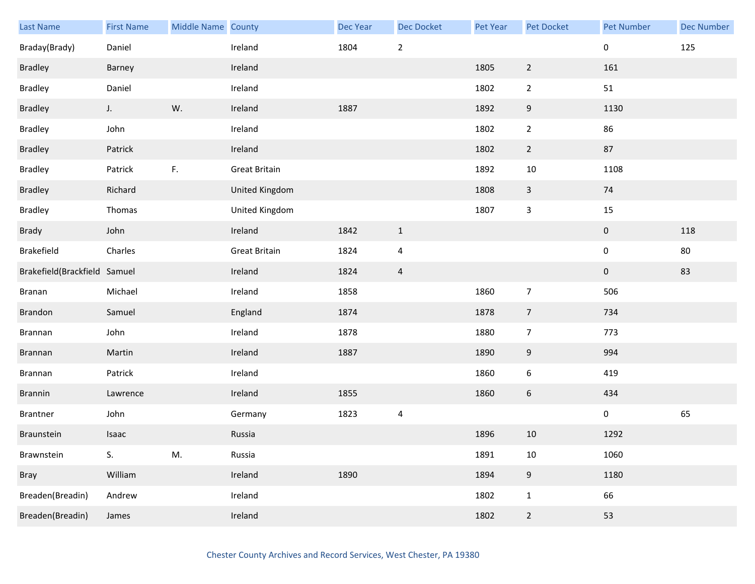| Last Name | First Name | Middle Name | County | Dec Year | Dec Docket | Pet Year | Pet Docket | Pet Number | Dec Number |
|---|---|---|---|---|---|---|---|---|---|
| Braday(Brady) | Daniel | | Ireland | 1804 | 2 | | | 0 | 125 |
| Bradley | Barney | | Ireland | | | 1805 | 2 | 161 | |
| Bradley | Daniel | | Ireland | | | 1802 | 2 | 51 | |
| Bradley | J. | W. | Ireland | 1887 | | 1892 | 9 | 1130 | |
| Bradley | John | | Ireland | | | 1802 | 2 | 86 | |
| Bradley | Patrick | | Ireland | | | 1802 | 2 | 87 | |
| Bradley | Patrick | F. | Great Britain | | | 1892 | 10 | 1108 | |
| Bradley | Richard | | United Kingdom | | | 1808 | 3 | 74 | |
| Bradley | Thomas | | United Kingdom | | | 1807 | 3 | 15 | |
| Brady | John | | Ireland | 1842 | 1 | | | 0 | 118 |
| Brakefield | Charles | | Great Britain | 1824 | 4 | | | 0 | 80 |
| Brakefield(Brackfield | Samuel | | Ireland | 1824 | 4 | | | 0 | 83 |
| Branan | Michael | | Ireland | 1858 | | 1860 | 7 | 506 | |
| Brandon | Samuel | | England | 1874 | | 1878 | 7 | 734 | |
| Brannan | John | | Ireland | 1878 | | 1880 | 7 | 773 | |
| Brannan | Martin | | Ireland | 1887 | | 1890 | 9 | 994 | |
| Brannan | Patrick | | Ireland | | | 1860 | 6 | 419 | |
| Brannin | Lawrence | | Ireland | 1855 | | 1860 | 6 | 434 | |
| Brantner | John | | Germany | 1823 | 4 | | | 0 | 65 |
| Braunstein | Isaac | | Russia | | | 1896 | 10 | 1292 | |
| Brawnstein | S. | M. | Russia | | | 1891 | 10 | 1060 | |
| Bray | William | | Ireland | 1890 | | 1894 | 9 | 1180 | |
| Breaden(Breadin) | Andrew | | Ireland | | | 1802 | 1 | 66 | |
| Breaden(Breadin) | James | | Ireland | | | 1802 | 2 | 53 | |

Chester County Archives and Record Services, West Chester, PA 19380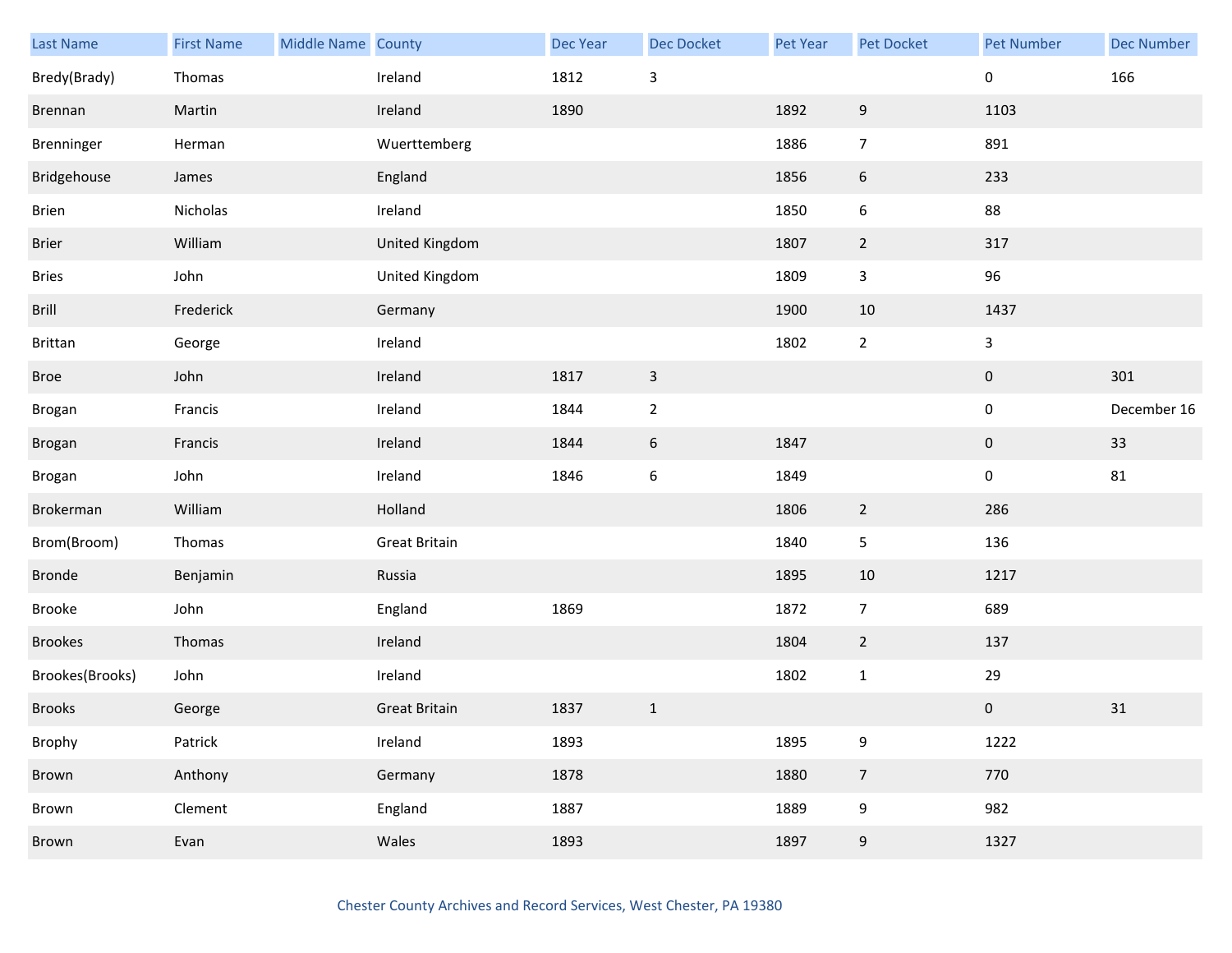| Last Name | First Name | Middle Name | County | Dec Year | Dec Docket | Pet Year | Pet Docket | Pet Number | Dec Number |
|---|---|---|---|---|---|---|---|---|---|
| Bredy(Brady) | Thomas | | Ireland | 1812 | 3 | | | 0 | 166 |
| Brennan | Martin | | Ireland | 1890 | | 1892 | 9 | 1103 | |
| Brenninger | Herman | | Wuerttemberg | | | 1886 | 7 | 891 | |
| Bridgehouse | James | | England | | | 1856 | 6 | 233 | |
| Brien | Nicholas | | Ireland | | | 1850 | 6 | 88 | |
| Brier | William | | United Kingdom | | | 1807 | 2 | 317 | |
| Bries | John | | United Kingdom | | | 1809 | 3 | 96 | |
| Brill | Frederick | | Germany | | | 1900 | 10 | 1437 | |
| Brittan | George | | Ireland | | | 1802 | 2 | 3 | |
| Broe | John | | Ireland | 1817 | 3 | | | 0 | 301 |
| Brogan | Francis | | Ireland | 1844 | 2 | | | 0 | December 16 |
| Brogan | Francis | | Ireland | 1844 | 6 | 1847 | | 0 | 33 |
| Brogan | John | | Ireland | 1846 | 6 | 1849 | | 0 | 81 |
| Brokerman | William | | Holland | | | 1806 | 2 | 286 | |
| Brom(Broom) | Thomas | | Great Britain | | | 1840 | 5 | 136 | |
| Bronde | Benjamin | | Russia | | | 1895 | 10 | 1217 | |
| Brooke | John | | England | 1869 | | 1872 | 7 | 689 | |
| Brookes | Thomas | | Ireland | | | 1804 | 2 | 137 | |
| Brookes(Brooks) | John | | Ireland | | | 1802 | 1 | 29 | |
| Brooks | George | | Great Britain | 1837 | 1 | | | 0 | 31 |
| Brophy | Patrick | | Ireland | 1893 | | 1895 | 9 | 1222 | |
| Brown | Anthony | | Germany | 1878 | | 1880 | 7 | 770 | |
| Brown | Clement | | England | 1887 | | 1889 | 9 | 982 | |
| Brown | Evan | | Wales | 1893 | | 1897 | 9 | 1327 | |

Chester County Archives and Record Services, West Chester, PA 19380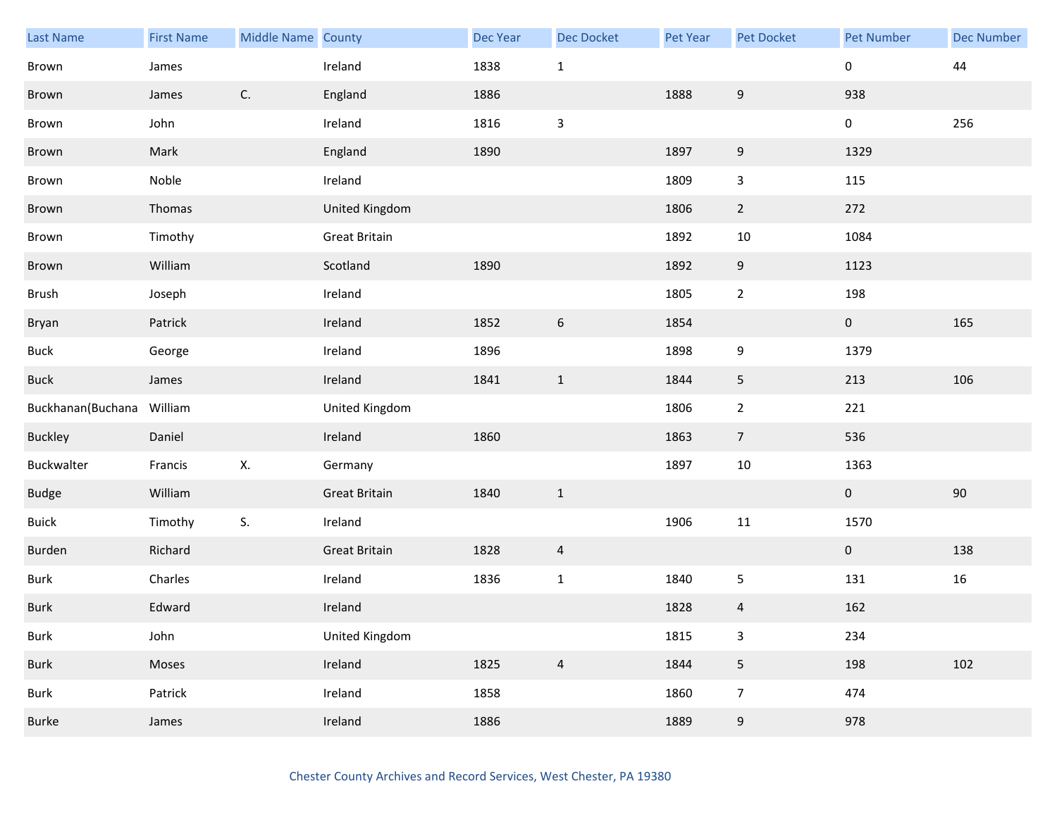| Last Name | First Name | Middle Name | County | Dec Year | Dec Docket | Pet Year | Pet Docket | Pet Number | Dec Number |
|---|---|---|---|---|---|---|---|---|---|
| Brown | James | | Ireland | 1838 | 1 | | | 0 | 44 |
| Brown | James | C. | England | 1886 | | 1888 | 9 | 938 | |
| Brown | John | | Ireland | 1816 | 3 | | | 0 | 256 |
| Brown | Mark | | England | 1890 | | 1897 | 9 | 1329 | |
| Brown | Noble | | Ireland | | | 1809 | 3 | 115 | |
| Brown | Thomas | | United Kingdom | | | 1806 | 2 | 272 | |
| Brown | Timothy | | Great Britain | | | 1892 | 10 | 1084 | |
| Brown | William | | Scotland | 1890 | | 1892 | 9 | 1123 | |
| Brush | Joseph | | Ireland | | | 1805 | 2 | 198 | |
| Bryan | Patrick | | Ireland | 1852 | 6 | 1854 | | 0 | 165 |
| Buck | George | | Ireland | 1896 | | 1898 | 9 | 1379 | |
| Buck | James | | Ireland | 1841 | 1 | 1844 | 5 | 213 | 106 |
| Buckhanan(Buchana | William | | United Kingdom | | | 1806 | 2 | 221 | |
| Buckley | Daniel | | Ireland | 1860 | | 1863 | 7 | 536 | |
| Buckwalter | Francis | X. | Germany | | | 1897 | 10 | 1363 | |
| Budge | William | | Great Britain | 1840 | 1 | | | 0 | 90 |
| Buick | Timothy | S. | Ireland | | | 1906 | 11 | 1570 | |
| Burden | Richard | | Great Britain | 1828 | 4 | | | 0 | 138 |
| Burk | Charles | | Ireland | 1836 | 1 | 1840 | 5 | 131 | 16 |
| Burk | Edward | | Ireland | | | 1828 | 4 | 162 | |
| Burk | John | | United Kingdom | | | 1815 | 3 | 234 | |
| Burk | Moses | | Ireland | 1825 | 4 | 1844 | 5 | 198 | 102 |
| Burk | Patrick | | Ireland | 1858 | | 1860 | 7 | 474 | |
| Burke | James | | Ireland | 1886 | | 1889 | 9 | 978 | |

Chester County Archives and Record Services, West Chester, PA 19380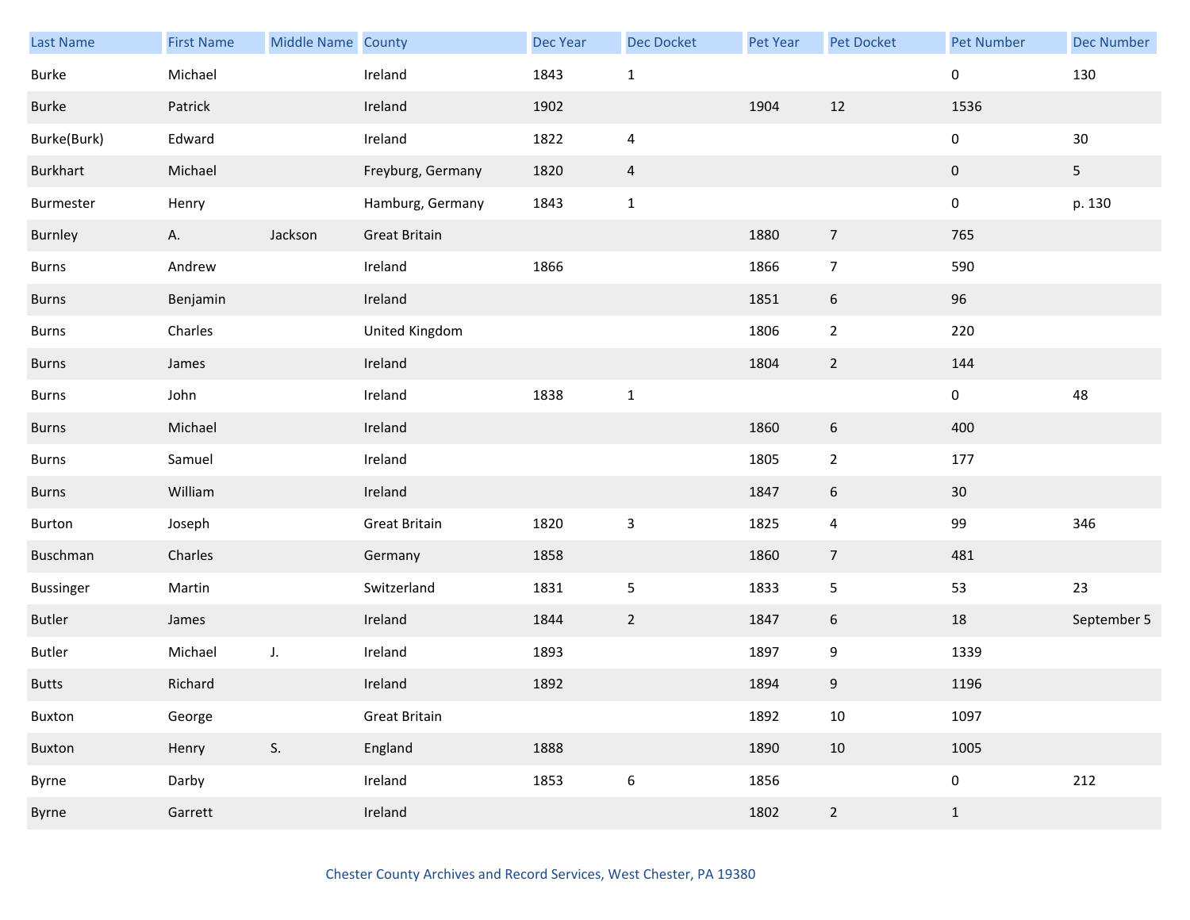| Last Name | First Name | Middle Name | County | Dec Year | Dec Docket | Pet Year | Pet Docket | Pet Number | Dec Number |
|---|---|---|---|---|---|---|---|---|---|
| Burke | Michael | | Ireland | 1843 | 1 | | | 0 | 130 |
| Burke | Patrick | | Ireland | 1902 | | 1904 | 12 | 1536 | |
| Burke(Burk) | Edward | | Ireland | 1822 | 4 | | | 0 | 30 |
| Burkhart | Michael | | Freyburg, Germany | 1820 | 4 | | | 0 | 5 |
| Burmester | Henry | | Hamburg, Germany | 1843 | 1 | | | 0 | p. 130 |
| Burnley | A. | Jackson | Great Britain | | | 1880 | 7 | 765 | |
| Burns | Andrew | | Ireland | 1866 | | 1866 | 7 | 590 | |
| Burns | Benjamin | | Ireland | | | 1851 | 6 | 96 | |
| Burns | Charles | | United Kingdom | | | 1806 | 2 | 220 | |
| Burns | James | | Ireland | | | 1804 | 2 | 144 | |
| Burns | John | | Ireland | 1838 | 1 | | | 0 | 48 |
| Burns | Michael | | Ireland | | | 1860 | 6 | 400 | |
| Burns | Samuel | | Ireland | | | 1805 | 2 | 177 | |
| Burns | William | | Ireland | | | 1847 | 6 | 30 | |
| Burton | Joseph | | Great Britain | 1820 | 3 | 1825 | 4 | 99 | 346 |
| Buschman | Charles | | Germany | 1858 | | 1860 | 7 | 481 | |
| Bussinger | Martin | | Switzerland | 1831 | 5 | 1833 | 5 | 53 | 23 |
| Butler | James | | Ireland | 1844 | 2 | 1847 | 6 | 18 | September 5 |
| Butler | Michael | J. | Ireland | 1893 | | 1897 | 9 | 1339 | |
| Butts | Richard | | Ireland | 1892 | | 1894 | 9 | 1196 | |
| Buxton | George | | Great Britain | | | 1892 | 10 | 1097 | |
| Buxton | Henry | S. | England | 1888 | | 1890 | 10 | 1005 | |
| Byrne | Darby | | Ireland | 1853 | 6 | 1856 | | 0 | 212 |
| Byrne | Garrett | | Ireland | | | 1802 | 2 | 1 | |

Chester County Archives and Record Services, West Chester, PA 19380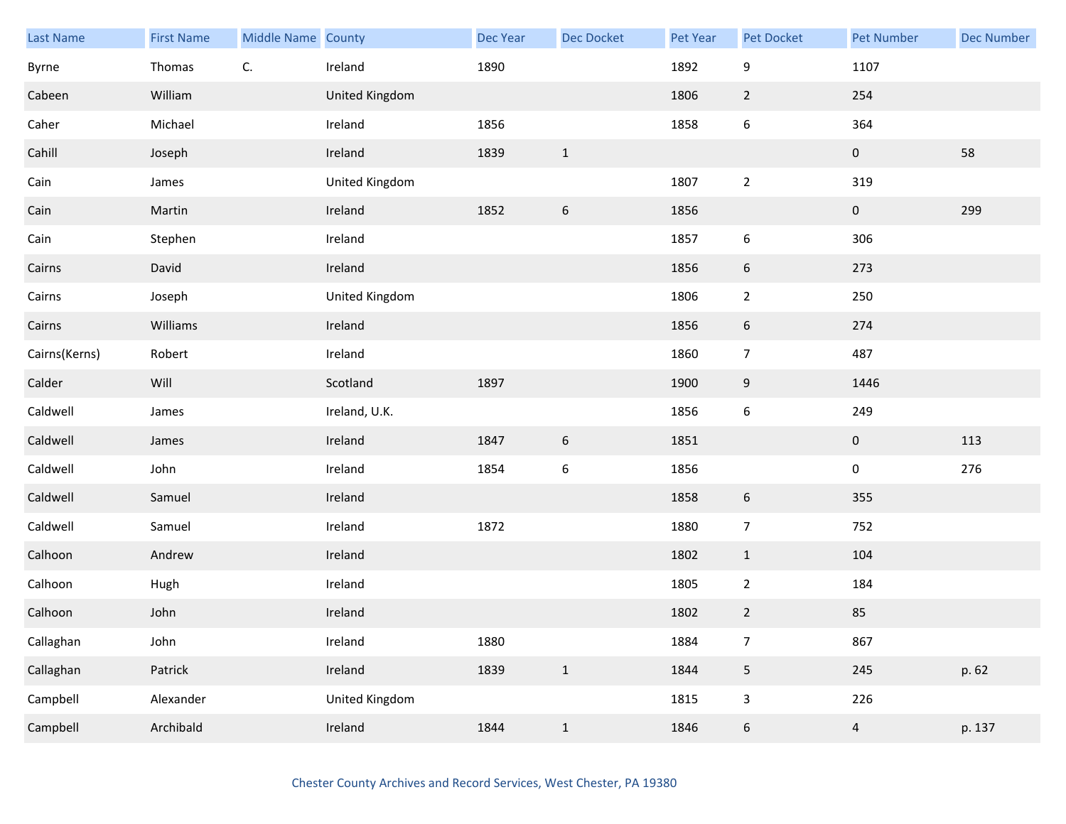| Last Name | First Name | Middle Name | County | Dec Year | Dec Docket | Pet Year | Pet Docket | Pet Number | Dec Number |
|---|---|---|---|---|---|---|---|---|---|
| Byrne | Thomas | C. | Ireland | 1890 | | 1892 | 9 | 1107 | |
| Cabeen | William | | United Kingdom | | | 1806 | 2 | 254 | |
| Caher | Michael | | Ireland | 1856 | | 1858 | 6 | 364 | |
| Cahill | Joseph | | Ireland | 1839 | 1 | | | 0 | 58 |
| Cain | James | | United Kingdom | | | 1807 | 2 | 319 | |
| Cain | Martin | | Ireland | 1852 | 6 | 1856 | | 0 | 299 |
| Cain | Stephen | | Ireland | | | 1857 | 6 | 306 | |
| Cairns | David | | Ireland | | | 1856 | 6 | 273 | |
| Cairns | Joseph | | United Kingdom | | | 1806 | 2 | 250 | |
| Cairns | Williams | | Ireland | | | 1856 | 6 | 274 | |
| Cairns(Kerns) | Robert | | Ireland | | | 1860 | 7 | 487 | |
| Calder | Will | | Scotland | 1897 | | 1900 | 9 | 1446 | |
| Caldwell | James | | Ireland, U.K. | | | 1856 | 6 | 249 | |
| Caldwell | James | | Ireland | 1847 | 6 | 1851 | | 0 | 113 |
| Caldwell | John | | Ireland | 1854 | 6 | 1856 | | 0 | 276 |
| Caldwell | Samuel | | Ireland | | | 1858 | 6 | 355 | |
| Caldwell | Samuel | | Ireland | 1872 | | 1880 | 7 | 752 | |
| Calhoon | Andrew | | Ireland | | | 1802 | 1 | 104 | |
| Calhoon | Hugh | | Ireland | | | 1805 | 2 | 184 | |
| Calhoon | John | | Ireland | | | 1802 | 2 | 85 | |
| Callaghan | John | | Ireland | 1880 | | 1884 | 7 | 867 | |
| Callaghan | Patrick | | Ireland | 1839 | 1 | 1844 | 5 | 245 | p. 62 |
| Campbell | Alexander | | United Kingdom | | | 1815 | 3 | 226 | |
| Campbell | Archibald | | Ireland | 1844 | 1 | 1846 | 6 | 4 | p. 137 |

Chester County Archives and Record Services, West Chester, PA 19380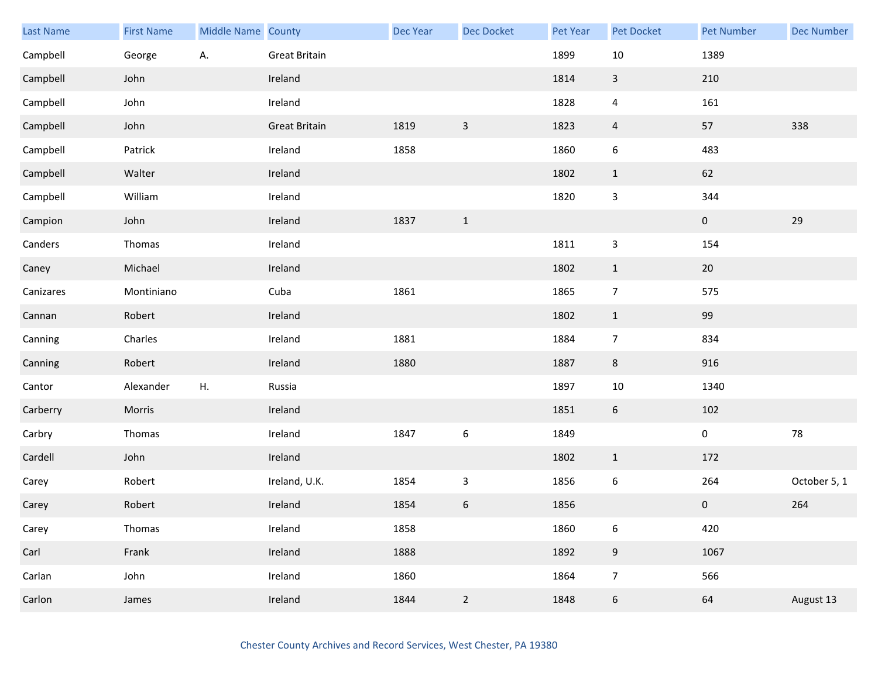| Last Name | First Name | Middle Name | County | Dec Year | Dec Docket | Pet Year | Pet Docket | Pet Number | Dec Number |
|---|---|---|---|---|---|---|---|---|---|
| Campbell | George | A. | Great Britain | | | 1899 | 10 | 1389 | |
| Campbell | John | | Ireland | | | 1814 | 3 | 210 | |
| Campbell | John | | Ireland | | | 1828 | 4 | 161 | |
| Campbell | John | | Great Britain | 1819 | 3 | 1823 | 4 | 57 | 338 |
| Campbell | Patrick | | Ireland | 1858 | | 1860 | 6 | 483 | |
| Campbell | Walter | | Ireland | | | 1802 | 1 | 62 | |
| Campbell | William | | Ireland | | | 1820 | 3 | 344 | |
| Campion | John | | Ireland | 1837 | 1 | | | 0 | 29 |
| Canders | Thomas | | Ireland | | | 1811 | 3 | 154 | |
| Caney | Michael | | Ireland | | | 1802 | 1 | 20 | |
| Canizares | Montiniano | | Cuba | 1861 | | 1865 | 7 | 575 | |
| Cannan | Robert | | Ireland | | | 1802 | 1 | 99 | |
| Canning | Charles | | Ireland | 1881 | | 1884 | 7 | 834 | |
| Canning | Robert | | Ireland | 1880 | | 1887 | 8 | 916 | |
| Cantor | Alexander | H. | Russia | | | 1897 | 10 | 1340 | |
| Carberry | Morris | | Ireland | | | 1851 | 6 | 102 | |
| Carbry | Thomas | | Ireland | 1847 | 6 | 1849 | | 0 | 78 |
| Cardell | John | | Ireland | | | 1802 | 1 | 172 | |
| Carey | Robert | | Ireland, U.K. | 1854 | 3 | 1856 | 6 | 264 | October 5, 1 |
| Carey | Robert | | Ireland | 1854 | 6 | 1856 | | 0 | 264 |
| Carey | Thomas | | Ireland | 1858 | | 1860 | 6 | 420 | |
| Carl | Frank | | Ireland | 1888 | | 1892 | 9 | 1067 | |
| Carlan | John | | Ireland | 1860 | | 1864 | 7 | 566 | |
| Carlon | James | | Ireland | 1844 | 2 | 1848 | 6 | 64 | August 13 |

Chester County Archives and Record Services, West Chester, PA 19380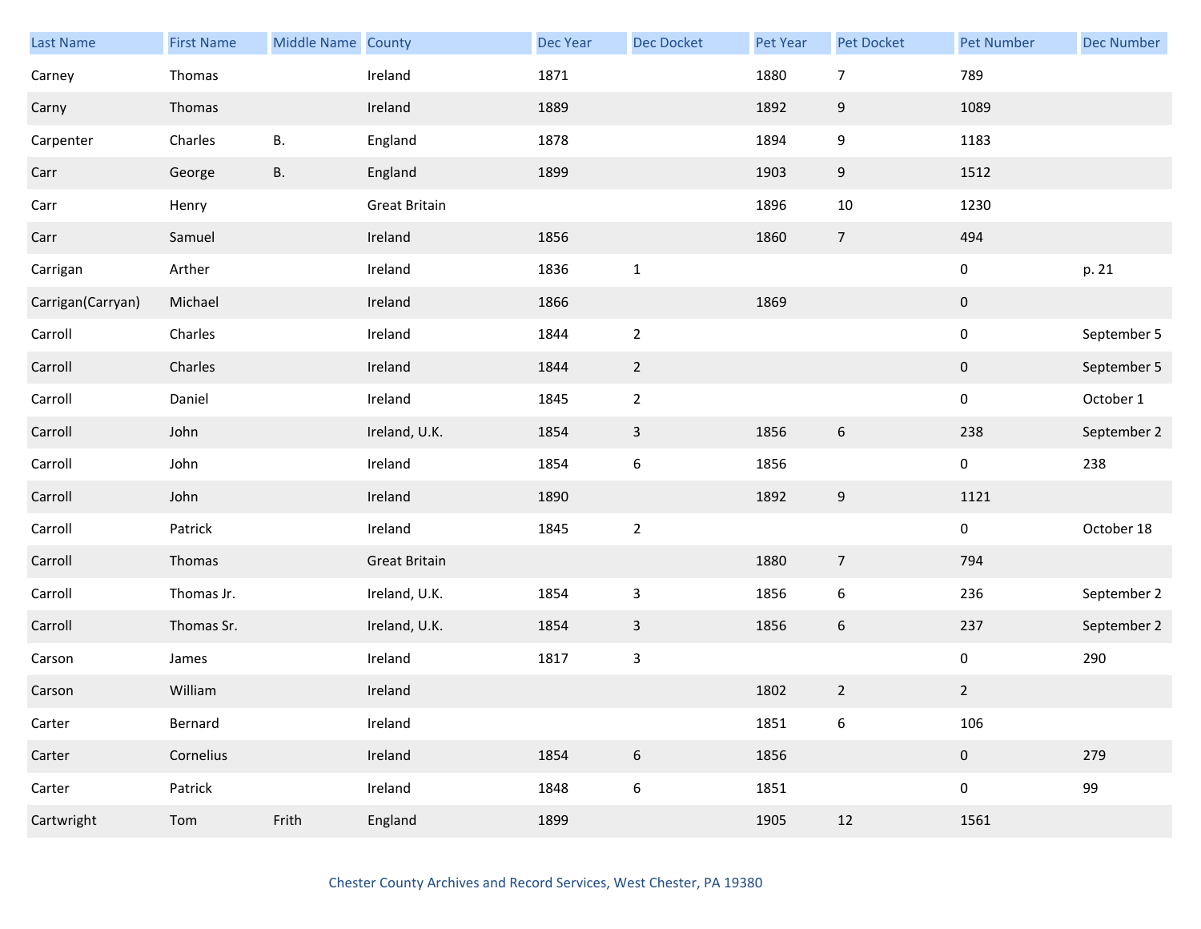| Last Name | First Name | Middle Name | County | Dec Year | Dec Docket | Pet Year | Pet Docket | Pet Number | Dec Number |
|---|---|---|---|---|---|---|---|---|---|
| Carney | Thomas | | Ireland | 1871 | | 1880 | 7 | 789 | |
| Carny | Thomas | | Ireland | 1889 | | 1892 | 9 | 1089 | |
| Carpenter | Charles | B. | England | 1878 | | 1894 | 9 | 1183 | |
| Carr | George | B. | England | 1899 | | 1903 | 9 | 1512 | |
| Carr | Henry | | Great Britain | | | 1896 | 10 | 1230 | |
| Carr | Samuel | | Ireland | 1856 | | 1860 | 7 | 494 | |
| Carrigan | Arther | | Ireland | 1836 | 1 | | | 0 | p. 21 |
| Carrigan(Carryan) | Michael | | Ireland | 1866 | | 1869 | | 0 | |
| Carroll | Charles | | Ireland | 1844 | 2 | | | 0 | September 5 |
| Carroll | Charles | | Ireland | 1844 | 2 | | | 0 | September 5 |
| Carroll | Daniel | | Ireland | 1845 | 2 | | | 0 | October 1 |
| Carroll | John | | Ireland, U.K. | 1854 | 3 | 1856 | 6 | 238 | September 2 |
| Carroll | John | | Ireland | 1854 | 6 | 1856 | | 0 | 238 |
| Carroll | John | | Ireland | 1890 | | 1892 | 9 | 1121 | |
| Carroll | Patrick | | Ireland | 1845 | 2 | | | 0 | October 18 |
| Carroll | Thomas | | Great Britain | | | 1880 | 7 | 794 | |
| Carroll | Thomas Jr. | | Ireland, U.K. | 1854 | 3 | 1856 | 6 | 236 | September 2 |
| Carroll | Thomas Sr. | | Ireland, U.K. | 1854 | 3 | 1856 | 6 | 237 | September 2 |
| Carson | James | | Ireland | 1817 | 3 | | | 0 | 290 |
| Carson | William | | Ireland | | | 1802 | 2 | 2 | |
| Carter | Bernard | | Ireland | | | 1851 | 6 | 106 | |
| Carter | Cornelius | | Ireland | 1854 | 6 | 1856 | | 0 | 279 |
| Carter | Patrick | | Ireland | 1848 | 6 | 1851 | | 0 | 99 |
| Cartwright | Tom | Frith | England | 1899 | | 1905 | 12 | 1561 | |

Chester County Archives and Record Services, West Chester, PA 19380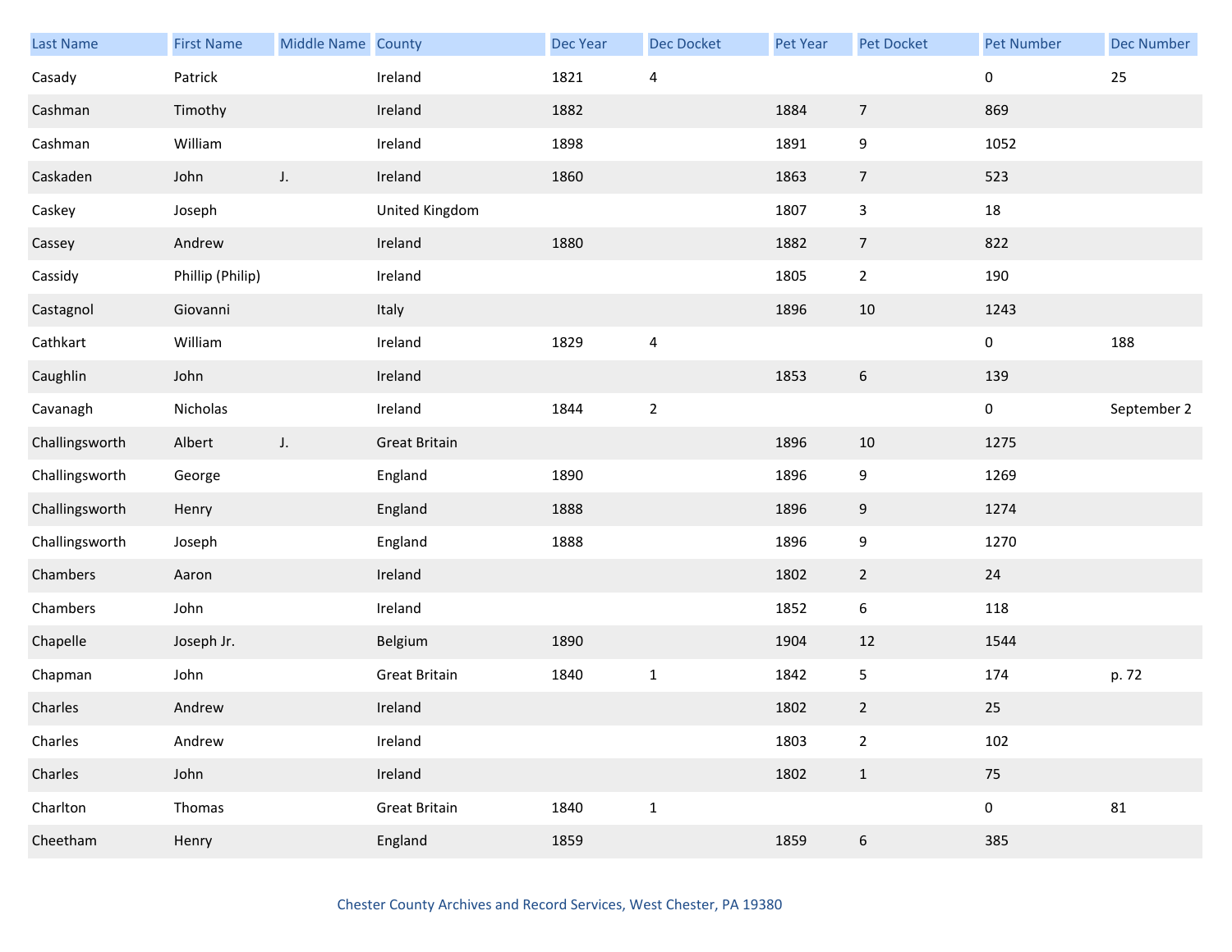| Last Name | First Name | Middle Name | County | Dec Year | Dec Docket | Pet Year | Pet Docket | Pet Number | Dec Number |
|---|---|---|---|---|---|---|---|---|---|
| Casady | Patrick | | Ireland | 1821 | 4 | | | 0 | 25 |
| Cashman | Timothy | | Ireland | 1882 | | 1884 | 7 | 869 | |
| Cashman | William | | Ireland | 1898 | | 1891 | 9 | 1052 | |
| Caskaden | John | J. | Ireland | 1860 | | 1863 | 7 | 523 | |
| Caskey | Joseph | | United Kingdom | | | 1807 | 3 | 18 | |
| Cassey | Andrew | | Ireland | 1880 | | 1882 | 7 | 822 | |
| Cassidy | Phillip (Philip) | | Ireland | | | 1805 | 2 | 190 | |
| Castagnol | Giovanni | | Italy | | | 1896 | 10 | 1243 | |
| Cathkart | William | | Ireland | 1829 | 4 | | | 0 | 188 |
| Caughlin | John | | Ireland | | | 1853 | 6 | 139 | |
| Cavanagh | Nicholas | | Ireland | 1844 | 2 | | | 0 | September 2 |
| Challingsworth | Albert | J. | Great Britain | | | 1896 | 10 | 1275 | |
| Challingsworth | George | | England | 1890 | | 1896 | 9 | 1269 | |
| Challingsworth | Henry | | England | 1888 | | 1896 | 9 | 1274 | |
| Challingsworth | Joseph | | England | 1888 | | 1896 | 9 | 1270 | |
| Chambers | Aaron | | Ireland | | | 1802 | 2 | 24 | |
| Chambers | John | | Ireland | | | 1852 | 6 | 118 | |
| Chapelle | Joseph Jr. | | Belgium | 1890 | | 1904 | 12 | 1544 | |
| Chapman | John | | Great Britain | 1840 | 1 | 1842 | 5 | 174 | p. 72 |
| Charles | Andrew | | Ireland | | | 1802 | 2 | 25 | |
| Charles | Andrew | | Ireland | | | 1803 | 2 | 102 | |
| Charles | John | | Ireland | | | 1802 | 1 | 75 | |
| Charlton | Thomas | | Great Britain | 1840 | 1 | | | 0 | 81 |
| Cheetham | Henry | | England | 1859 | | 1859 | 6 | 385 | |

Chester County Archives and Record Services, West Chester, PA 19380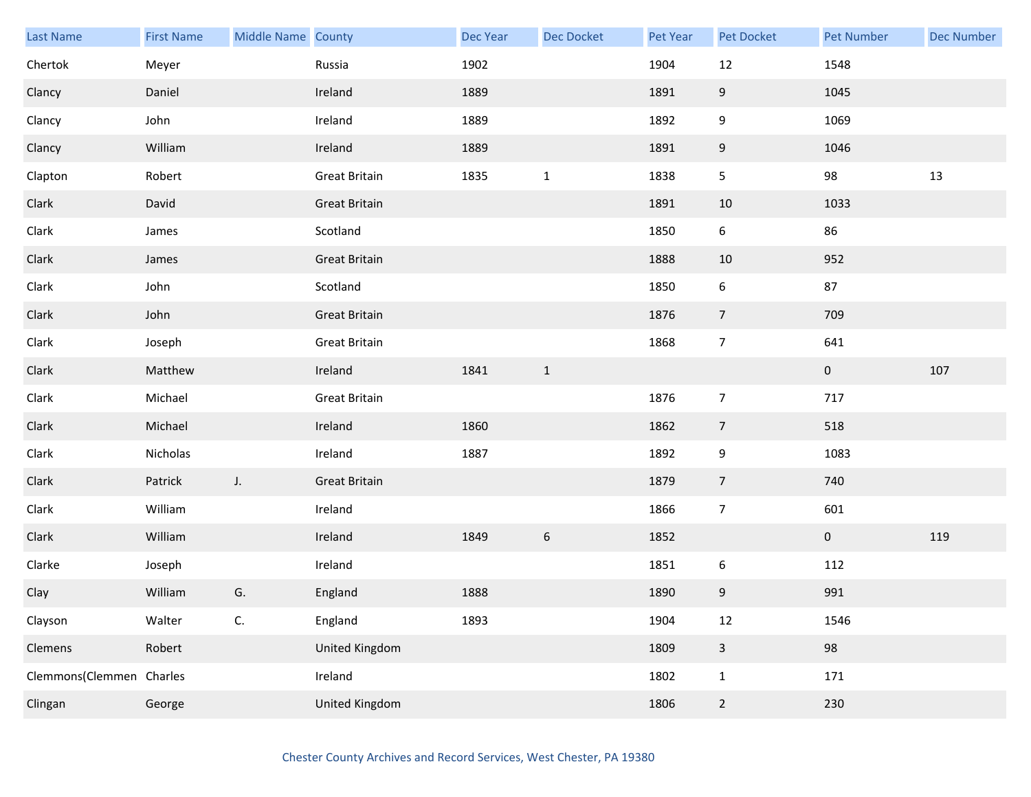| Last Name | First Name | Middle Name | County | Dec Year | Dec Docket | Pet Year | Pet Docket | Pet Number | Dec Number |
|---|---|---|---|---|---|---|---|---|---|
| Chertok | Meyer | | Russia | 1902 | | 1904 | 12 | 1548 | |
| Clancy | Daniel | | Ireland | 1889 | | 1891 | 9 | 1045 | |
| Clancy | John | | Ireland | 1889 | | 1892 | 9 | 1069 | |
| Clancy | William | | Ireland | 1889 | | 1891 | 9 | 1046 | |
| Clapton | Robert | | Great Britain | 1835 | 1 | 1838 | 5 | 98 | 13 |
| Clark | David | | Great Britain | | | 1891 | 10 | 1033 | |
| Clark | James | | Scotland | | | 1850 | 6 | 86 | |
| Clark | James | | Great Britain | | | 1888 | 10 | 952 | |
| Clark | John | | Scotland | | | 1850 | 6 | 87 | |
| Clark | John | | Great Britain | | | 1876 | 7 | 709 | |
| Clark | Joseph | | Great Britain | | | 1868 | 7 | 641 | |
| Clark | Matthew | | Ireland | 1841 | 1 | | | 0 | 107 |
| Clark | Michael | | Great Britain | | | 1876 | 7 | 717 | |
| Clark | Michael | | Ireland | 1860 | | 1862 | 7 | 518 | |
| Clark | Nicholas | | Ireland | 1887 | | 1892 | 9 | 1083 | |
| Clark | Patrick | J. | Great Britain | | | 1879 | 7 | 740 | |
| Clark | William | | Ireland | | | 1866 | 7 | 601 | |
| Clark | William | | Ireland | 1849 | 6 | 1852 | | 0 | 119 |
| Clarke | Joseph | | Ireland | | | 1851 | 6 | 112 | |
| Clay | William | G. | England | 1888 | | 1890 | 9 | 991 | |
| Clayson | Walter | C. | England | 1893 | | 1904 | 12 | 1546 | |
| Clemens | Robert | | United Kingdom | | | 1809 | 3 | 98 | |
| Clemmons(Clemmen | Charles | | Ireland | | | 1802 | 1 | 171 | |
| Clingan | George | | United Kingdom | | | 1806 | 2 | 230 | |

Chester County Archives and Record Services, West Chester, PA 19380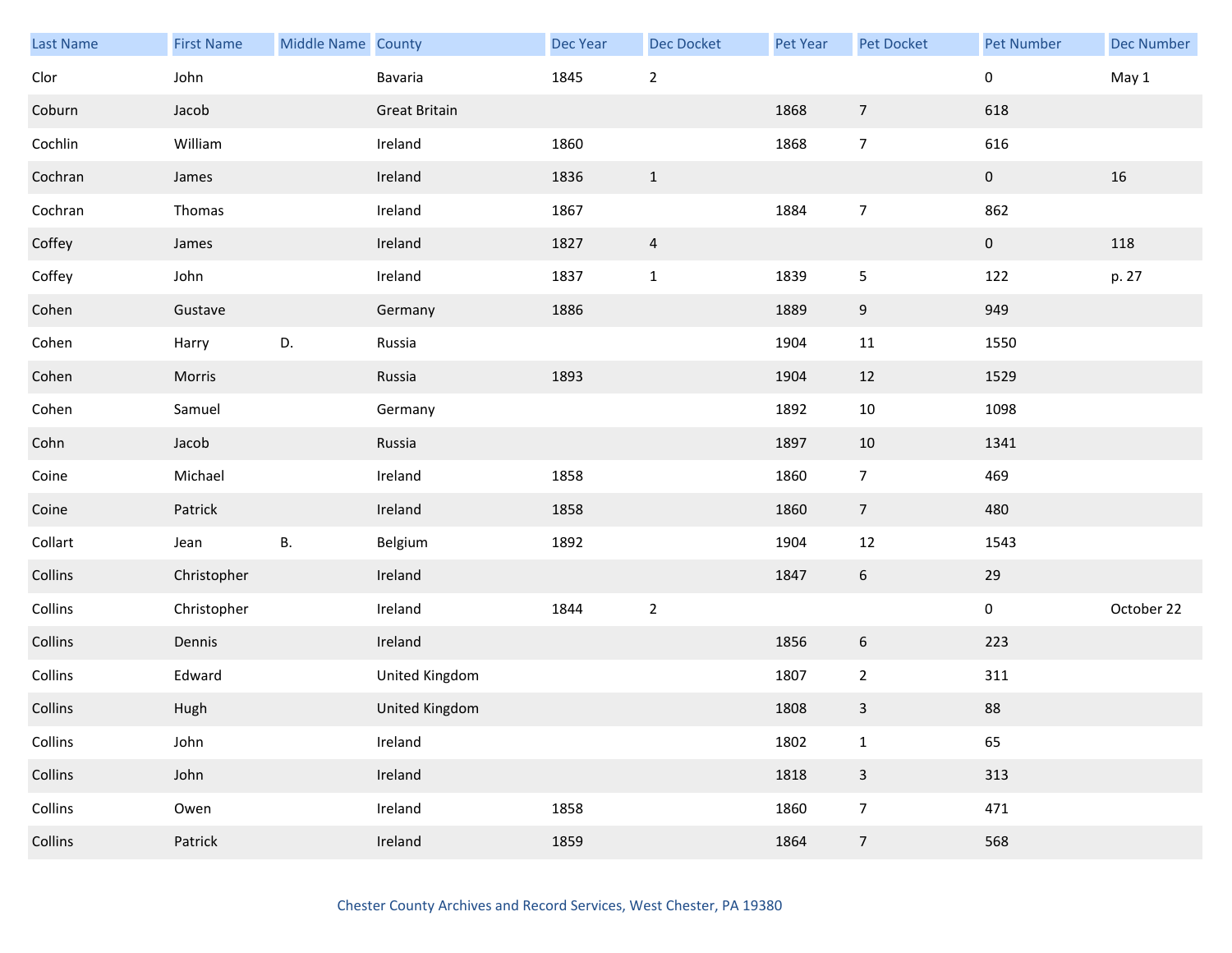| Last Name | First Name | Middle Name | County | Dec Year | Dec Docket | Pet Year | Pet Docket | Pet Number | Dec Number |
| --- | --- | --- | --- | --- | --- | --- | --- | --- | --- |
| Clor | John | | Bavaria | 1845 | 2 | | | 0 | May 1 |
| Coburn | Jacob | | Great Britain | | | 1868 | 7 | 618 | |
| Cochlin | William | | Ireland | 1860 | | 1868 | 7 | 616 | |
| Cochran | James | | Ireland | 1836 | 1 | | | 0 | 16 |
| Cochran | Thomas | | Ireland | 1867 | | 1884 | 7 | 862 | |
| Coffey | James | | Ireland | 1827 | 4 | | | 0 | 118 |
| Coffey | John | | Ireland | 1837 | 1 | 1839 | 5 | 122 | p. 27 |
| Cohen | Gustave | | Germany | 1886 | | 1889 | 9 | 949 | |
| Cohen | Harry | D. | Russia | | | 1904 | 11 | 1550 | |
| Cohen | Morris | | Russia | 1893 | | 1904 | 12 | 1529 | |
| Cohen | Samuel | | Germany | | | 1892 | 10 | 1098 | |
| Cohn | Jacob | | Russia | | | 1897 | 10 | 1341 | |
| Coine | Michael | | Ireland | 1858 | | 1860 | 7 | 469 | |
| Coine | Patrick | | Ireland | 1858 | | 1860 | 7 | 480 | |
| Collart | Jean | B. | Belgium | 1892 | | 1904 | 12 | 1543 | |
| Collins | Christopher | | Ireland | | | 1847 | 6 | 29 | |
| Collins | Christopher | | Ireland | 1844 | 2 | | | 0 | October 22 |
| Collins | Dennis | | Ireland | | | 1856 | 6 | 223 | |
| Collins | Edward | | United Kingdom | | | 1807 | 2 | 311 | |
| Collins | Hugh | | United Kingdom | | | 1808 | 3 | 88 | |
| Collins | John | | Ireland | | | 1802 | 1 | 65 | |
| Collins | John | | Ireland | | | 1818 | 3 | 313 | |
| Collins | Owen | | Ireland | 1858 | | 1860 | 7 | 471 | |
| Collins | Patrick | | Ireland | 1859 | | 1864 | 7 | 568 | |

Chester County Archives and Record Services, West Chester, PA 19380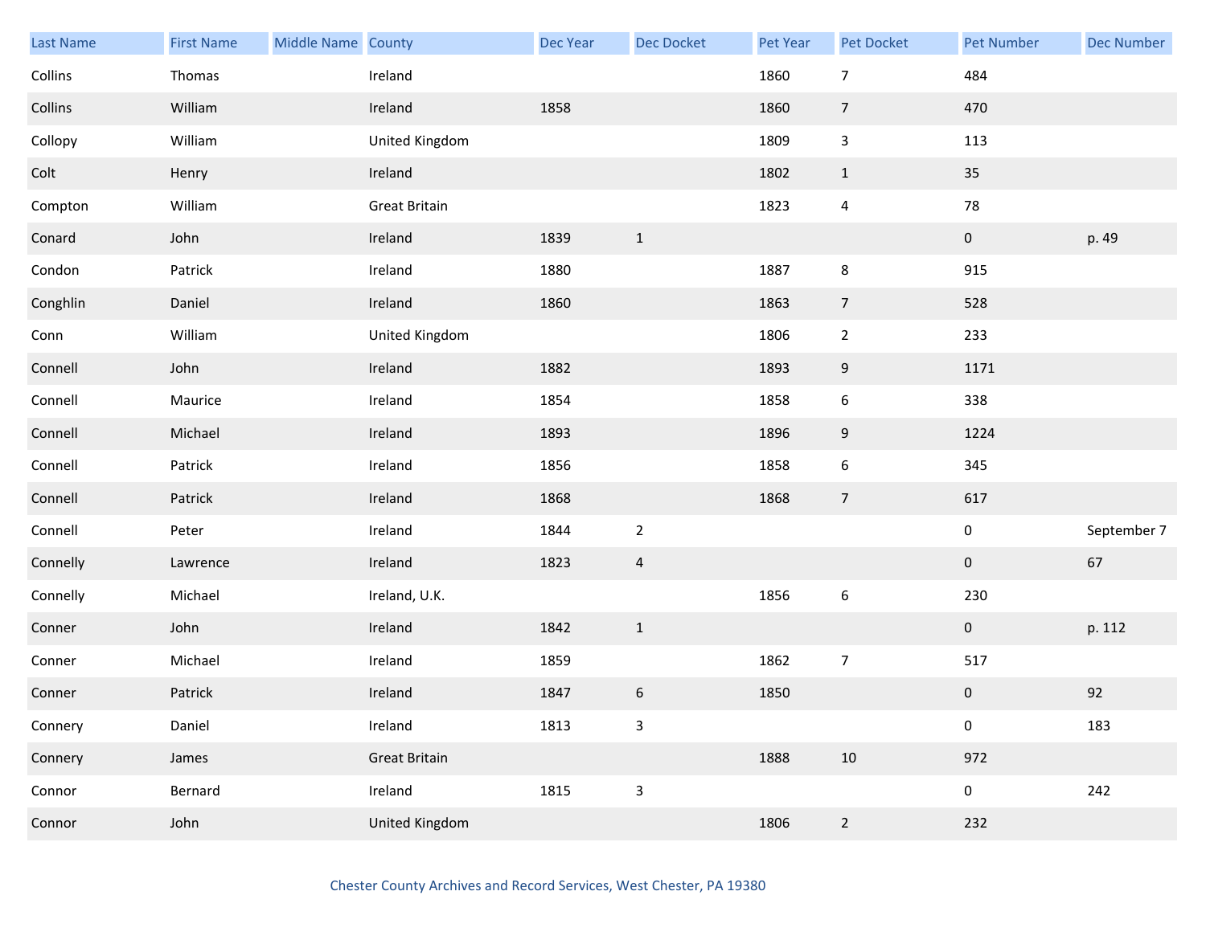| Last Name | First Name | Middle Name | County | Dec Year | Dec Docket | Pet Year | Pet Docket | Pet Number | Dec Number |
|---|---|---|---|---|---|---|---|---|---|
| Collins | Thomas | | Ireland | | | 1860 | 7 | 484 | |
| Collins | William | | Ireland | 1858 | | 1860 | 7 | 470 | |
| Collopy | William | | United Kingdom | | | 1809 | 3 | 113 | |
| Colt | Henry | | Ireland | | | 1802 | 1 | 35 | |
| Compton | William | | Great Britain | | | 1823 | 4 | 78 | |
| Conard | John | | Ireland | 1839 | 1 | | | 0 | p. 49 |
| Condon | Patrick | | Ireland | 1880 | | 1887 | 8 | 915 | |
| Conghlin | Daniel | | Ireland | 1860 | | 1863 | 7 | 528 | |
| Conn | William | | United Kingdom | | | 1806 | 2 | 233 | |
| Connell | John | | Ireland | 1882 | | 1893 | 9 | 1171 | |
| Connell | Maurice | | Ireland | 1854 | | 1858 | 6 | 338 | |
| Connell | Michael | | Ireland | 1893 | | 1896 | 9 | 1224 | |
| Connell | Patrick | | Ireland | 1856 | | 1858 | 6 | 345 | |
| Connell | Patrick | | Ireland | 1868 | | 1868 | 7 | 617 | |
| Connell | Peter | | Ireland | 1844 | 2 | | | 0 | September 7 |
| Connelly | Lawrence | | Ireland | 1823 | 4 | | | 0 | 67 |
| Connelly | Michael | | Ireland, U.K. | | | 1856 | 6 | 230 | |
| Conner | John | | Ireland | 1842 | 1 | | | 0 | p. 112 |
| Conner | Michael | | Ireland | 1859 | | 1862 | 7 | 517 | |
| Conner | Patrick | | Ireland | 1847 | 6 | 1850 | | 0 | 92 |
| Connery | Daniel | | Ireland | 1813 | 3 | | | 0 | 183 |
| Connery | James | | Great Britain | | | 1888 | 10 | 972 | |
| Connor | Bernard | | Ireland | 1815 | 3 | | | 0 | 242 |
| Connor | John | | United Kingdom | | | 1806 | 2 | 232 | |

Chester County Archives and Record Services, West Chester, PA 19380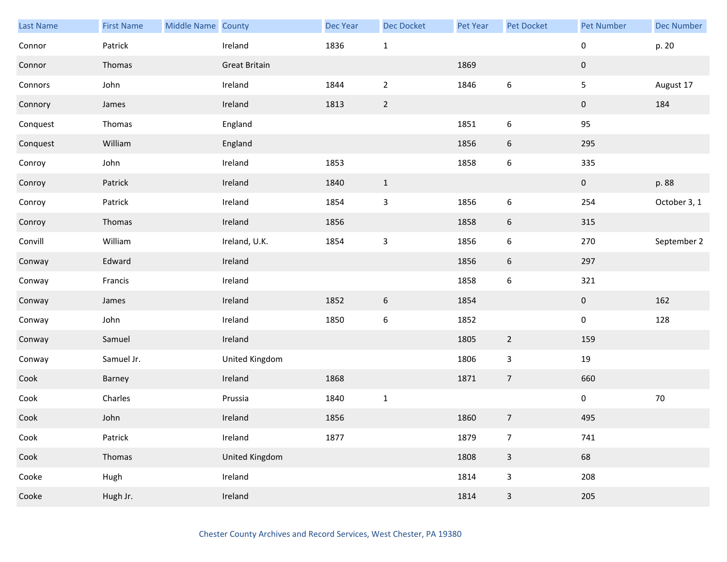| Last Name | First Name | Middle Name | County | Dec Year | Dec Docket | Pet Year | Pet Docket | Pet Number | Dec Number |
|---|---|---|---|---|---|---|---|---|---|
| Connor | Patrick | | Ireland | 1836 | 1 | | | 0 | p. 20 |
| Connor | Thomas | | Great Britain | | | 1869 | | 0 | |
| Connors | John | | Ireland | 1844 | 2 | 1846 | 6 | 5 | August 17 |
| Connory | James | | Ireland | 1813 | 2 | | | 0 | 184 |
| Conquest | Thomas | | England | | | 1851 | 6 | 95 | |
| Conquest | William | | England | | | 1856 | 6 | 295 | |
| Conroy | John | | Ireland | 1853 | | 1858 | 6 | 335 | |
| Conroy | Patrick | | Ireland | 1840 | 1 | | | 0 | p. 88 |
| Conroy | Patrick | | Ireland | 1854 | 3 | 1856 | 6 | 254 | October 3, 1 |
| Conroy | Thomas | | Ireland | 1856 | | 1858 | 6 | 315 | |
| Convill | William | | Ireland, U.K. | 1854 | 3 | 1856 | 6 | 270 | September 2 |
| Conway | Edward | | Ireland | | | 1856 | 6 | 297 | |
| Conway | Francis | | Ireland | | | 1858 | 6 | 321 | |
| Conway | James | | Ireland | 1852 | 6 | 1854 | | 0 | 162 |
| Conway | John | | Ireland | 1850 | 6 | 1852 | | 0 | 128 |
| Conway | Samuel | | Ireland | | | 1805 | 2 | 159 | |
| Conway | Samuel Jr. | | United Kingdom | | | 1806 | 3 | 19 | |
| Cook | Barney | | Ireland | 1868 | | 1871 | 7 | 660 | |
| Cook | Charles | | Prussia | 1840 | 1 | | | 0 | 70 |
| Cook | John | | Ireland | 1856 | | 1860 | 7 | 495 | |
| Cook | Patrick | | Ireland | 1877 | | 1879 | 7 | 741 | |
| Cook | Thomas | | United Kingdom | | | 1808 | 3 | 68 | |
| Cooke | Hugh | | Ireland | | | 1814 | 3 | 208 | |
| Cooke | Hugh Jr. | | Ireland | | | 1814 | 3 | 205 | |

Chester County Archives and Record Services, West Chester, PA 19380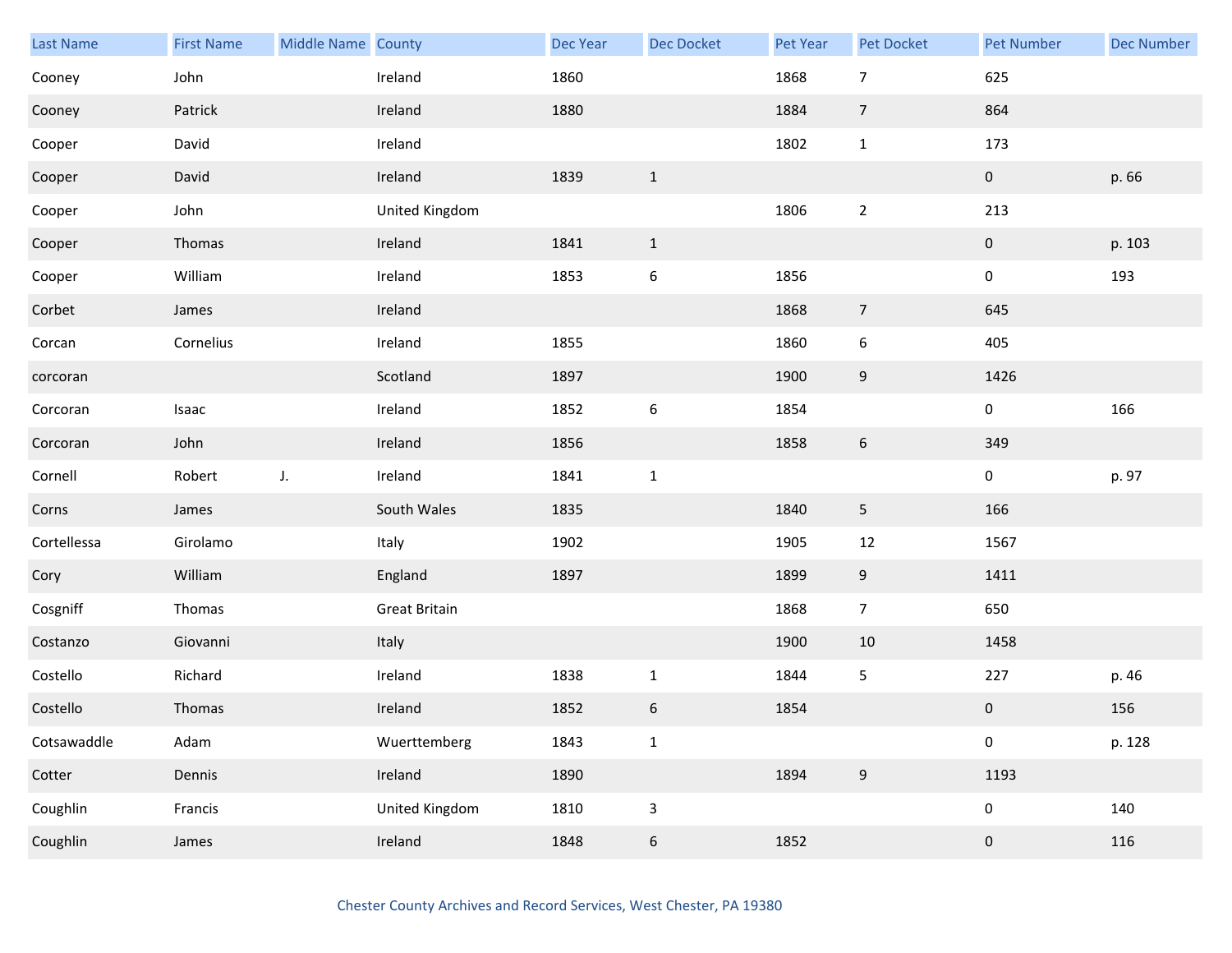| Last Name | First Name | Middle Name | County | Dec Year | Dec Docket | Pet Year | Pet Docket | Pet Number | Dec Number |
|---|---|---|---|---|---|---|---|---|---|
| Cooney | John | | Ireland | 1860 | | 1868 | 7 | 625 | |
| Cooney | Patrick | | Ireland | 1880 | | 1884 | 7 | 864 | |
| Cooper | David | | Ireland | | | 1802 | 1 | 173 | |
| Cooper | David | | Ireland | 1839 | 1 | | | 0 | p. 66 |
| Cooper | John | | United Kingdom | | | 1806 | 2 | 213 | |
| Cooper | Thomas | | Ireland | 1841 | 1 | | | 0 | p. 103 |
| Cooper | William | | Ireland | 1853 | 6 | 1856 | | 0 | 193 |
| Corbet | James | | Ireland | | | 1868 | 7 | 645 | |
| Corcan | Cornelius | | Ireland | 1855 | | 1860 | 6 | 405 | |
| corcoran | | | Scotland | 1897 | | 1900 | 9 | 1426 | |
| Corcoran | Isaac | | Ireland | 1852 | 6 | 1854 | | 0 | 166 |
| Corcoran | John | | Ireland | 1856 | | 1858 | 6 | 349 | |
| Cornell | Robert | J. | Ireland | 1841 | 1 | | | 0 | p. 97 |
| Corns | James | | South Wales | 1835 | | 1840 | 5 | 166 | |
| Cortellessa | Girolamo | | Italy | 1902 | | 1905 | 12 | 1567 | |
| Cory | William | | England | 1897 | | 1899 | 9 | 1411 | |
| Cosgniff | Thomas | | Great Britain | | | 1868 | 7 | 650 | |
| Costanzo | Giovanni | | Italy | | | 1900 | 10 | 1458 | |
| Costello | Richard | | Ireland | 1838 | 1 | 1844 | 5 | 227 | p. 46 |
| Costello | Thomas | | Ireland | 1852 | 6 | 1854 | | 0 | 156 |
| Cotsawaddle | Adam | | Wuerttemberg | 1843 | 1 | | | 0 | p. 128 |
| Cotter | Dennis | | Ireland | 1890 | | 1894 | 9 | 1193 | |
| Coughlin | Francis | | United Kingdom | 1810 | 3 | | | 0 | 140 |
| Coughlin | James | | Ireland | 1848 | 6 | 1852 | | 0 | 116 |

Chester County Archives and Record Services, West Chester, PA 19380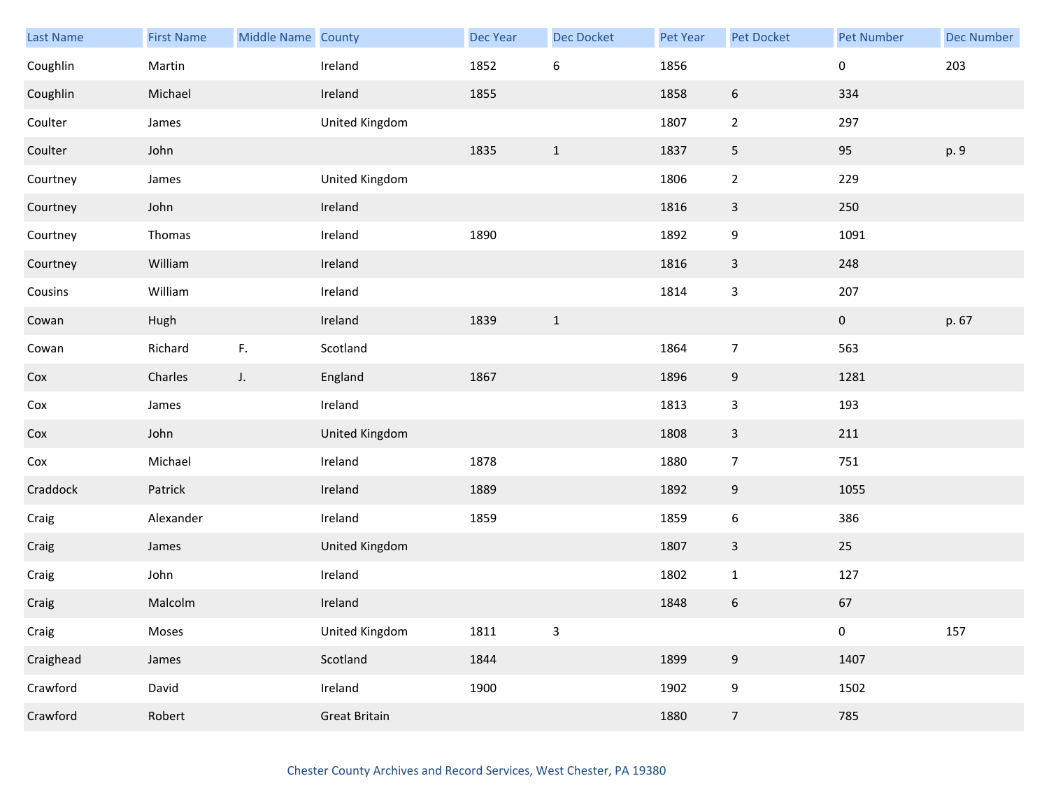| Last Name | First Name | Middle Name | County | Dec Year | Dec Docket | Pet Year | Pet Docket | Pet Number | Dec Number |
|---|---|---|---|---|---|---|---|---|---|
| Coughlin | Martin | | Ireland | 1852 | 6 | 1856 | | 0 | 203 |
| Coughlin | Michael | | Ireland | 1855 | | 1858 | 6 | 334 | |
| Coulter | James | | United Kingdom | | | 1807 | 2 | 297 | |
| Coulter | John | | | 1835 | 1 | 1837 | 5 | 95 | p. 9 |
| Courtney | James | | United Kingdom | | | 1806 | 2 | 229 | |
| Courtney | John | | Ireland | | | 1816 | 3 | 250 | |
| Courtney | Thomas | | Ireland | 1890 | | 1892 | 9 | 1091 | |
| Courtney | William | | Ireland | | | 1816 | 3 | 248 | |
| Cousins | William | | Ireland | | | 1814 | 3 | 207 | |
| Cowan | Hugh | | Ireland | 1839 | 1 | | | 0 | p. 67 |
| Cowan | Richard | F. | Scotland | | | 1864 | 7 | 563 | |
| Cox | Charles | J. | England | 1867 | | 1896 | 9 | 1281 | |
| Cox | James | | Ireland | | | 1813 | 3 | 193 | |
| Cox | John | | United Kingdom | | | 1808 | 3 | 211 | |
| Cox | Michael | | Ireland | 1878 | | 1880 | 7 | 751 | |
| Craddock | Patrick | | Ireland | 1889 | | 1892 | 9 | 1055 | |
| Craig | Alexander | | Ireland | 1859 | | 1859 | 6 | 386 | |
| Craig | James | | United Kingdom | | | 1807 | 3 | 25 | |
| Craig | John | | Ireland | | | 1802 | 1 | 127 | |
| Craig | Malcolm | | Ireland | | | 1848 | 6 | 67 | |
| Craig | Moses | | United Kingdom | 1811 | 3 | | | 0 | 157 |
| Craighead | James | | Scotland | 1844 | | 1899 | 9 | 1407 | |
| Crawford | David | | Ireland | 1900 | | 1902 | 9 | 1502 | |
| Crawford | Robert | | Great Britain | | | 1880 | 7 | 785 | |

Chester County Archives and Record Services, West Chester, PA 19380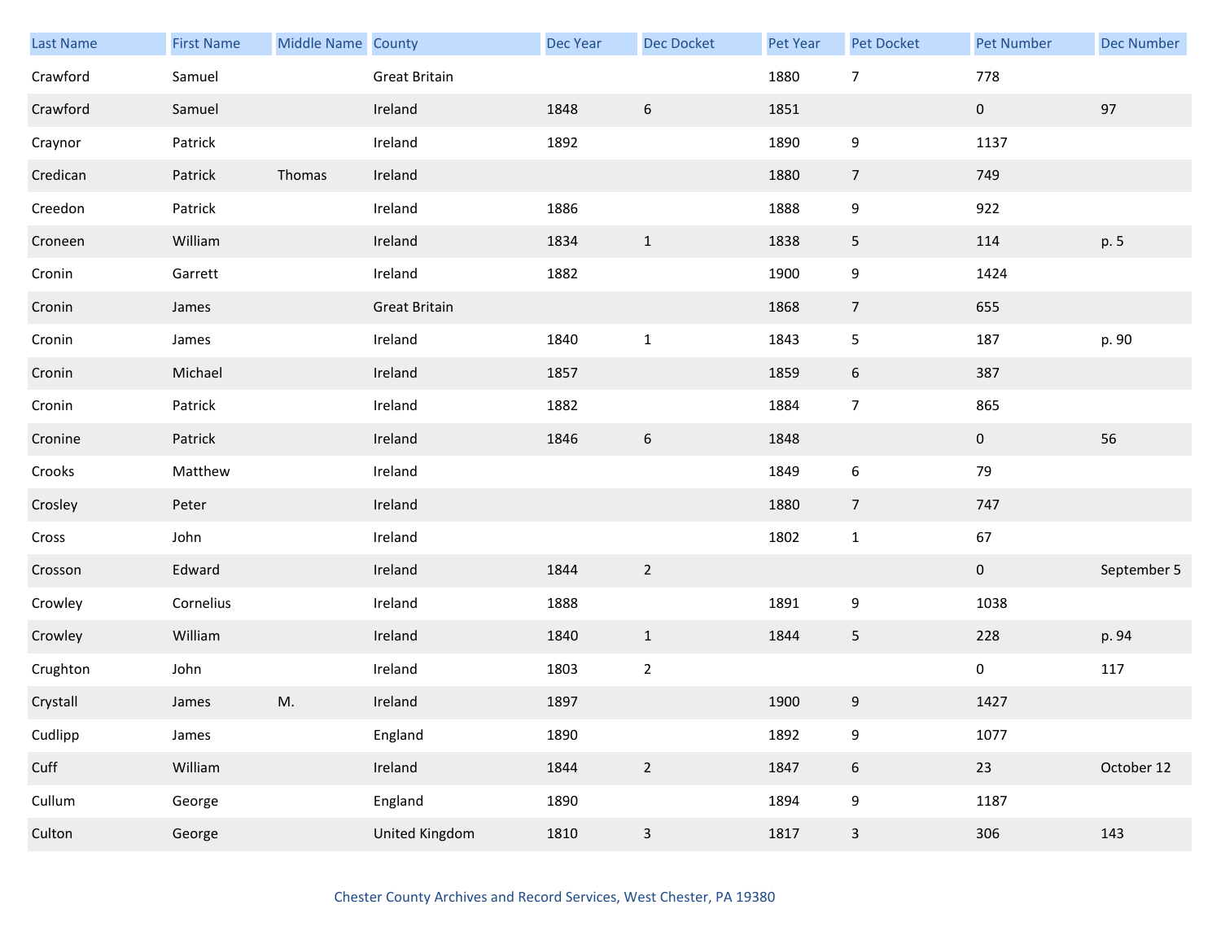| Last Name | First Name | Middle Name | County | Dec Year | Dec Docket | Pet Year | Pet Docket | Pet Number | Dec Number |
|---|---|---|---|---|---|---|---|---|---|
| Crawford | Samuel | | Great Britain | | | 1880 | 7 | 778 | |
| Crawford | Samuel | | Ireland | 1848 | 6 | 1851 | | 0 | 97 |
| Craynor | Patrick | | Ireland | 1892 | | 1890 | 9 | 1137 | |
| Credican | Patrick | Thomas | Ireland | | | 1880 | 7 | 749 | |
| Creedon | Patrick | | Ireland | 1886 | | 1888 | 9 | 922 | |
| Croneen | William | | Ireland | 1834 | 1 | 1838 | 5 | 114 | p. 5 |
| Cronin | Garrett | | Ireland | 1882 | | 1900 | 9 | 1424 | |
| Cronin | James | | Great Britain | | | 1868 | 7 | 655 | |
| Cronin | James | | Ireland | 1840 | 1 | 1843 | 5 | 187 | p. 90 |
| Cronin | Michael | | Ireland | 1857 | | 1859 | 6 | 387 | |
| Cronin | Patrick | | Ireland | 1882 | | 1884 | 7 | 865 | |
| Cronine | Patrick | | Ireland | 1846 | 6 | 1848 | | 0 | 56 |
| Crooks | Matthew | | Ireland | | | 1849 | 6 | 79 | |
| Crosley | Peter | | Ireland | | | 1880 | 7 | 747 | |
| Cross | John | | Ireland | | | 1802 | 1 | 67 | |
| Crosson | Edward | | Ireland | 1844 | 2 | | | 0 | September 5 |
| Crowley | Cornelius | | Ireland | 1888 | | 1891 | 9 | 1038 | |
| Crowley | William | | Ireland | 1840 | 1 | 1844 | 5 | 228 | p. 94 |
| Crughton | John | | Ireland | 1803 | 2 | | | 0 | 117 |
| Crystall | James | M. | Ireland | 1897 | | 1900 | 9 | 1427 | |
| Cudlipp | James | | England | 1890 | | 1892 | 9 | 1077 | |
| Cuff | William | | Ireland | 1844 | 2 | 1847 | 6 | 23 | October 12 |
| Cullum | George | | England | 1890 | | 1894 | 9 | 1187 | |
| Culton | George | | United Kingdom | 1810 | 3 | 1817 | 3 | 306 | 143 |

Chester County Archives and Record Services, West Chester, PA 19380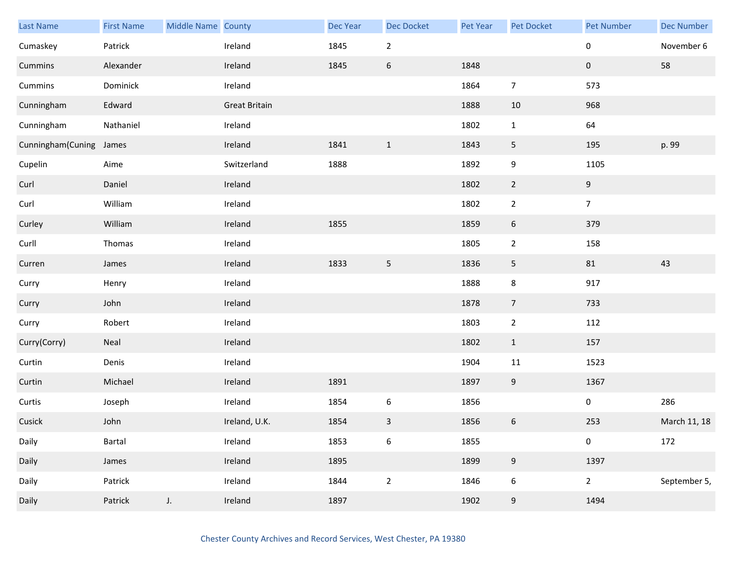| Last Name | First Name | Middle Name | County | Dec Year | Dec Docket | Pet Year | Pet Docket | Pet Number | Dec Number |
|---|---|---|---|---|---|---|---|---|---|
| Cumaskey | Patrick | | Ireland | 1845 | 2 | | | 0 | November 6 |
| Cummins | Alexander | | Ireland | 1845 | 6 | 1848 | | 0 | 58 |
| Cummins | Dominick | | Ireland | | | 1864 | 7 | 573 | |
| Cunningham | Edward | | Great Britain | | | 1888 | 10 | 968 | |
| Cunningham | Nathaniel | | Ireland | | | 1802 | 1 | 64 | |
| Cunningham(Cuning | James | | Ireland | 1841 | 1 | 1843 | 5 | 195 | p. 99 |
| Cupelin | Aime | | Switzerland | 1888 | | 1892 | 9 | 1105 | |
| Curl | Daniel | | Ireland | | | 1802 | 2 | 9 | |
| Curl | William | | Ireland | | | 1802 | 2 | 7 | |
| Curley | William | | Ireland | 1855 | | 1859 | 6 | 379 | |
| Curll | Thomas | | Ireland | | | 1805 | 2 | 158 | |
| Curren | James | | Ireland | 1833 | 5 | 1836 | 5 | 81 | 43 |
| Curry | Henry | | Ireland | | | 1888 | 8 | 917 | |
| Curry | John | | Ireland | | | 1878 | 7 | 733 | |
| Curry | Robert | | Ireland | | | 1803 | 2 | 112 | |
| Curry(Corry) | Neal | | Ireland | | | 1802 | 1 | 157 | |
| Curtin | Denis | | Ireland | | | 1904 | 11 | 1523 | |
| Curtin | Michael | | Ireland | 1891 | | 1897 | 9 | 1367 | |
| Curtis | Joseph | | Ireland | 1854 | 6 | 1856 | | 0 | 286 |
| Cusick | John | | Ireland, U.K. | 1854 | 3 | 1856 | 6 | 253 | March 11, 18 |
| Daily | Bartal | | Ireland | 1853 | 6 | 1855 | | 0 | 172 |
| Daily | James | | Ireland | 1895 | | 1899 | 9 | 1397 | |
| Daily | Patrick | | Ireland | 1844 | 2 | 1846 | 6 | 2 | September 5, |
| Daily | Patrick | J. | Ireland | 1897 | | 1902 | 9 | 1494 | |

Chester County Archives and Record Services, West Chester, PA 19380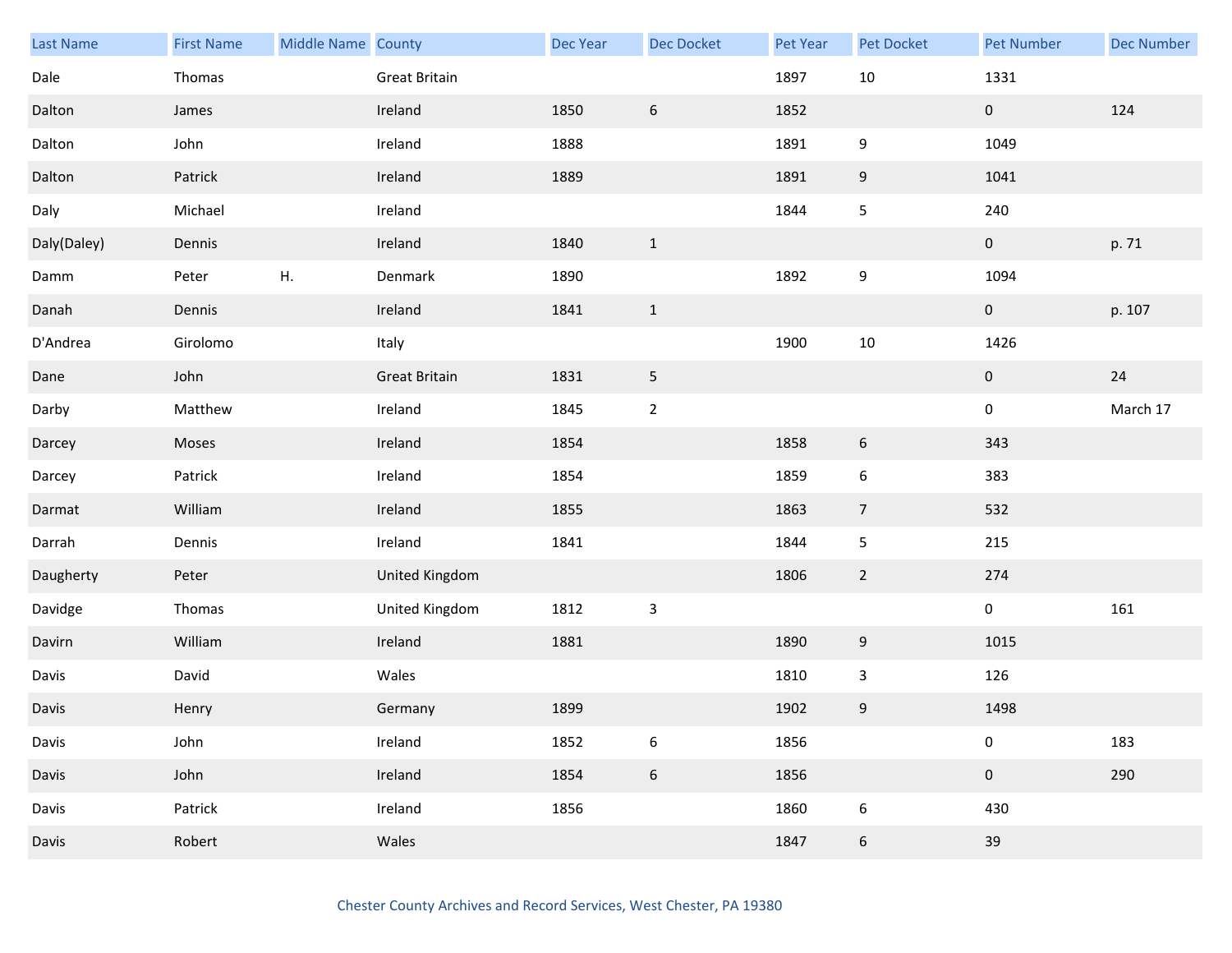| Last Name | First Name | Middle Name | County | Dec Year | Dec Docket | Pet Year | Pet Docket | Pet Number | Dec Number |
|---|---|---|---|---|---|---|---|---|---|
| Dale | Thomas | | Great Britain | | | 1897 | 10 | 1331 | |
| Dalton | James | | Ireland | 1850 | 6 | 1852 | | 0 | 124 |
| Dalton | John | | Ireland | 1888 | | 1891 | 9 | 1049 | |
| Dalton | Patrick | | Ireland | 1889 | | 1891 | 9 | 1041 | |
| Daly | Michael | | Ireland | | | 1844 | 5 | 240 | |
| Daly(Daley) | Dennis | | Ireland | 1840 | 1 | | | 0 | p. 71 |
| Damm | Peter | H. | Denmark | 1890 | | 1892 | 9 | 1094 | |
| Danah | Dennis | | Ireland | 1841 | 1 | | | 0 | p. 107 |
| D'Andrea | Girolomo | | Italy | | | 1900 | 10 | 1426 | |
| Dane | John | | Great Britain | 1831 | 5 | | | 0 | 24 |
| Darby | Matthew | | Ireland | 1845 | 2 | | | 0 | March 17 |
| Darcey | Moses | | Ireland | 1854 | | 1858 | 6 | 343 | |
| Darcey | Patrick | | Ireland | 1854 | | 1859 | 6 | 383 | |
| Darmat | William | | Ireland | 1855 | | 1863 | 7 | 532 | |
| Darrah | Dennis | | Ireland | 1841 | | 1844 | 5 | 215 | |
| Daugherty | Peter | | United Kingdom | | | 1806 | 2 | 274 | |
| Davidge | Thomas | | United Kingdom | 1812 | 3 | | | 0 | 161 |
| Davirn | William | | Ireland | 1881 | | 1890 | 9 | 1015 | |
| Davis | David | | Wales | | | 1810 | 3 | 126 | |
| Davis | Henry | | Germany | 1899 | | 1902 | 9 | 1498 | |
| Davis | John | | Ireland | 1852 | 6 | 1856 | | 0 | 183 |
| Davis | John | | Ireland | 1854 | 6 | 1856 | | 0 | 290 |
| Davis | Patrick | | Ireland | 1856 | | 1860 | 6 | 430 | |
| Davis | Robert | | Wales | | | 1847 | 6 | 39 | |

Chester County Archives and Record Services, West Chester, PA 19380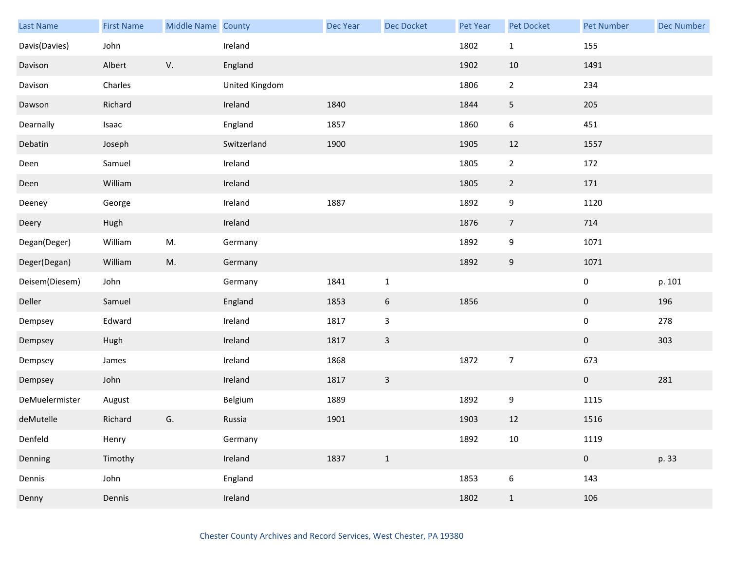| Last Name | First Name | Middle Name | County | Dec Year | Dec Docket | Pet Year | Pet Docket | Pet Number | Dec Number |
|---|---|---|---|---|---|---|---|---|---|
| Davis(Davies) | John | | Ireland | | | 1802 | 1 | 155 | |
| Davison | Albert | V. | England | | | 1902 | 10 | 1491 | |
| Davison | Charles | | United Kingdom | | | 1806 | 2 | 234 | |
| Dawson | Richard | | Ireland | 1840 | | 1844 | 5 | 205 | |
| Dearnally | Isaac | | England | 1857 | | 1860 | 6 | 451 | |
| Debatin | Joseph | | Switzerland | 1900 | | 1905 | 12 | 1557 | |
| Deen | Samuel | | Ireland | | | 1805 | 2 | 172 | |
| Deen | William | | Ireland | | | 1805 | 2 | 171 | |
| Deeney | George | | Ireland | 1887 | | 1892 | 9 | 1120 | |
| Deery | Hugh | | Ireland | | | 1876 | 7 | 714 | |
| Degan(Deger) | William | M. | Germany | | | 1892 | 9 | 1071 | |
| Deger(Degan) | William | M. | Germany | | | 1892 | 9 | 1071 | |
| Deisem(Diesem) | John | | Germany | 1841 | 1 | | | 0 | p. 101 |
| Deller | Samuel | | England | 1853 | 6 | 1856 | | 0 | 196 |
| Dempsey | Edward | | Ireland | 1817 | 3 | | | 0 | 278 |
| Dempsey | Hugh | | Ireland | 1817 | 3 | | | 0 | 303 |
| Dempsey | James | | Ireland | 1868 | | 1872 | 7 | 673 | |
| Dempsey | John | | Ireland | 1817 | 3 | | | 0 | 281 |
| DeMuelermister | August | | Belgium | 1889 | | 1892 | 9 | 1115 | |
| deMutelle | Richard | G. | Russia | 1901 | | 1903 | 12 | 1516 | |
| Denfeld | Henry | | Germany | | | 1892 | 10 | 1119 | |
| Denning | Timothy | | Ireland | 1837 | 1 | | | 0 | p. 33 |
| Dennis | John | | England | | | 1853 | 6 | 143 | |
| Denny | Dennis | | Ireland | | | 1802 | 1 | 106 | |

Chester County Archives and Record Services, West Chester, PA 19380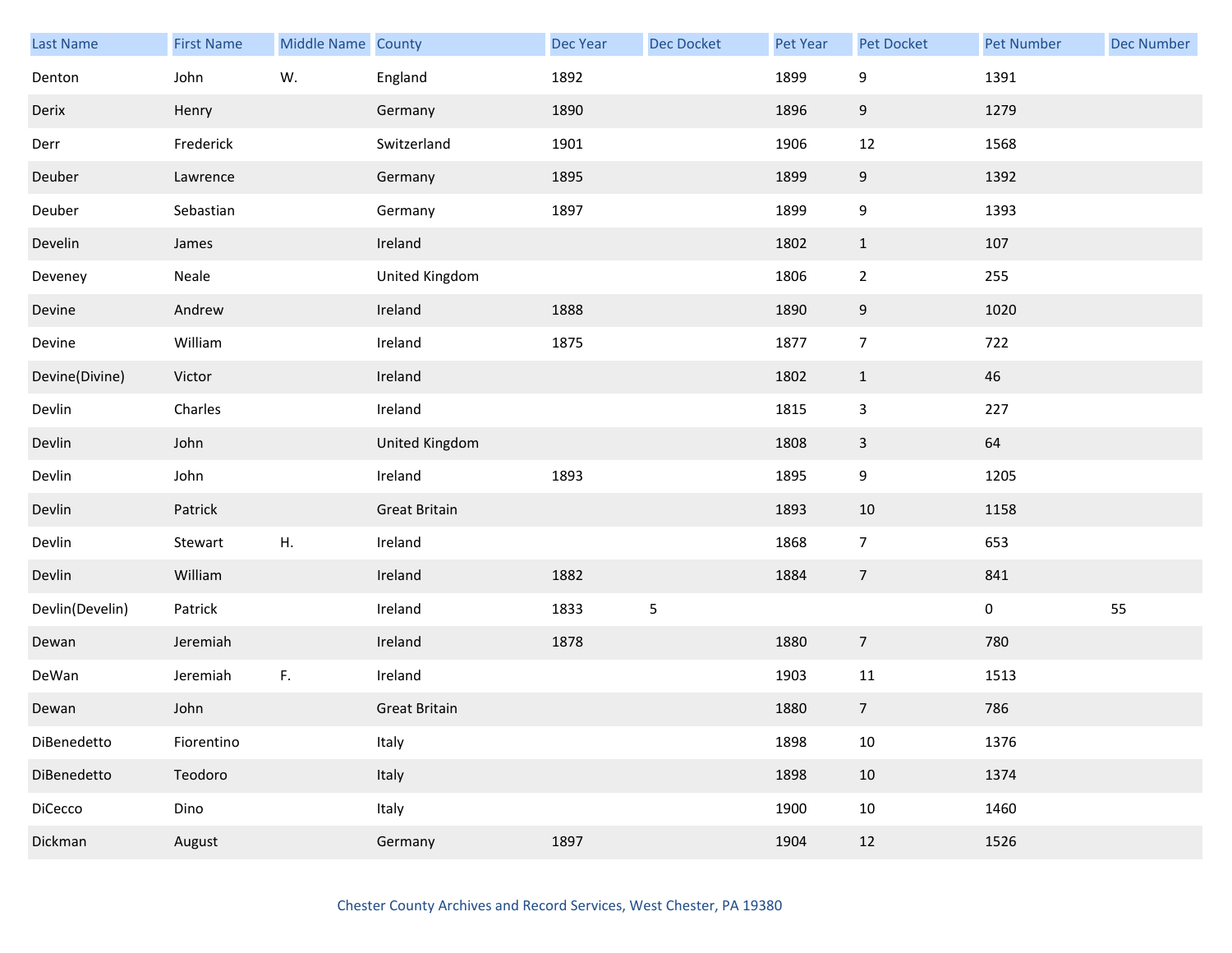| Last Name | First Name | Middle Name | County | Dec Year | Dec Docket | Pet Year | Pet Docket | Pet Number | Dec Number |
|---|---|---|---|---|---|---|---|---|---|
| Denton | John | W. | England | 1892 | | 1899 | 9 | 1391 | |
| Derix | Henry | | Germany | 1890 | | 1896 | 9 | 1279 | |
| Derr | Frederick | | Switzerland | 1901 | | 1906 | 12 | 1568 | |
| Deuber | Lawrence | | Germany | 1895 | | 1899 | 9 | 1392 | |
| Deuber | Sebastian | | Germany | 1897 | | 1899 | 9 | 1393 | |
| Develin | James | | Ireland | | | 1802 | 1 | 107 | |
| Deveney | Neale | | United Kingdom | | | 1806 | 2 | 255 | |
| Devine | Andrew | | Ireland | 1888 | | 1890 | 9 | 1020 | |
| Devine | William | | Ireland | 1875 | | 1877 | 7 | 722 | |
| Devine(Divine) | Victor | | Ireland | | | 1802 | 1 | 46 | |
| Devlin | Charles | | Ireland | | | 1815 | 3 | 227 | |
| Devlin | John | | United Kingdom | | | 1808 | 3 | 64 | |
| Devlin | John | | Ireland | 1893 | | 1895 | 9 | 1205 | |
| Devlin | Patrick | | Great Britain | | | 1893 | 10 | 1158 | |
| Devlin | Stewart | H. | Ireland | | | 1868 | 7 | 653 | |
| Devlin | William | | Ireland | 1882 | | 1884 | 7 | 841 | |
| Devlin(Develin) | Patrick | | Ireland | 1833 | 5 | | | 0 | 55 |
| Dewan | Jeremiah | | Ireland | 1878 | | 1880 | 7 | 780 | |
| DeWan | Jeremiah | F. | Ireland | | | 1903 | 11 | 1513 | |
| Dewan | John | | Great Britain | | | 1880 | 7 | 786 | |
| DiBenedetto | Fiorentino | | Italy | | | 1898 | 10 | 1376 | |
| DiBenedetto | Teodoro | | Italy | | | 1898 | 10 | 1374 | |
| DiCecco | Dino | | Italy | | | 1900 | 10 | 1460 | |
| Dickman | August | | Germany | 1897 | | 1904 | 12 | 1526 | |

Chester County Archives and Record Services, West Chester, PA 19380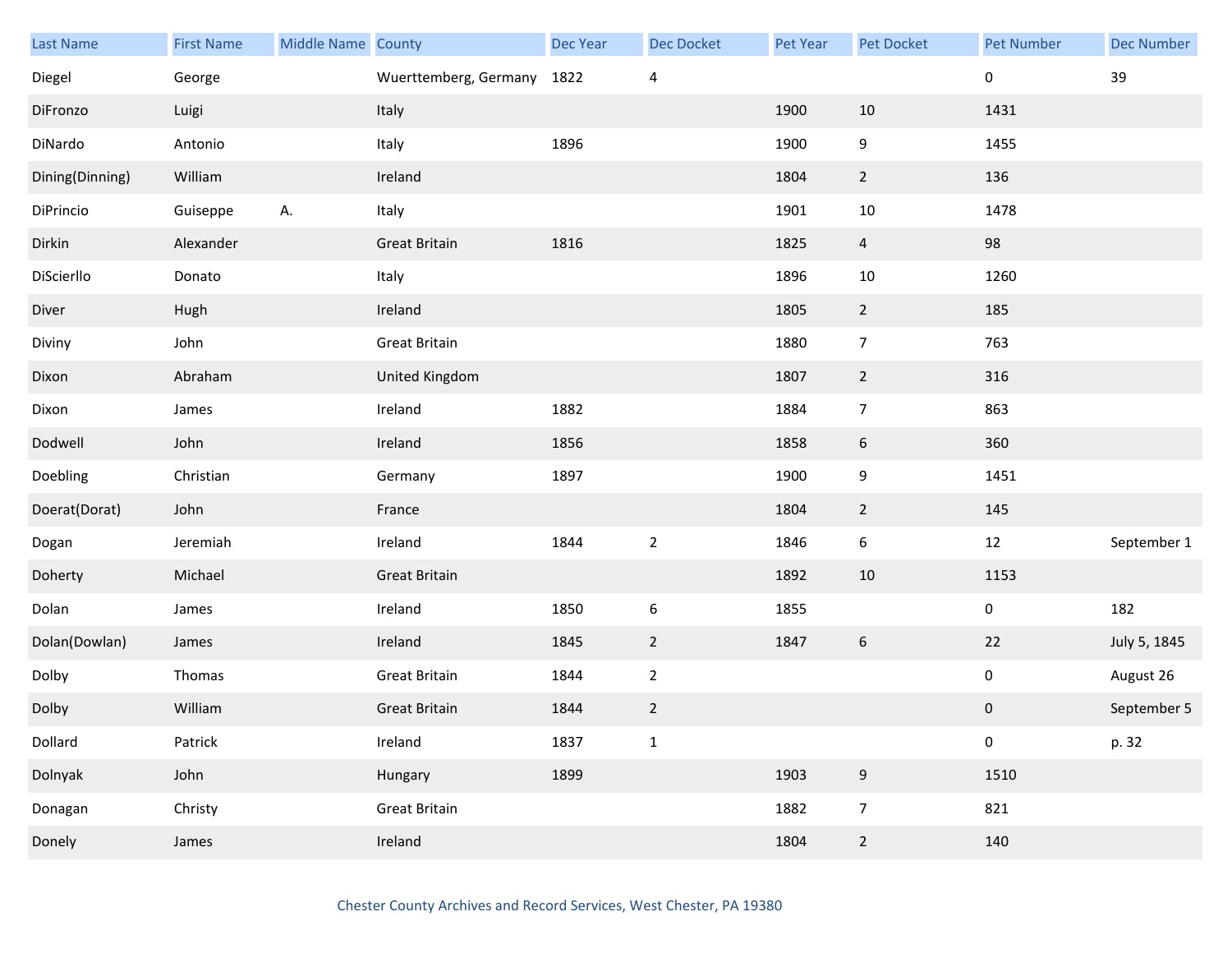| Last Name | First Name | Middle Name | County | Dec Year | Dec Docket | Pet Year | Pet Docket | Pet Number | Dec Number |
|---|---|---|---|---|---|---|---|---|---|
| Diegel | George | | Wuerttemberg, Germany | 1822 | 4 | | | 0 | 39 |
| DiFronzo | Luigi | | Italy | | | 1900 | 10 | 1431 | |
| DiNardo | Antonio | | Italy | 1896 | | 1900 | 9 | 1455 | |
| Dining(Dinning) | William | | Ireland | | | 1804 | 2 | 136 | |
| DiPrincio | Guiseppe | A. | Italy | | | 1901 | 10 | 1478 | |
| Dirkin | Alexander | | Great Britain | 1816 | | 1825 | 4 | 98 | |
| DiScierllo | Donato | | Italy | | | 1896 | 10 | 1260 | |
| Diver | Hugh | | Ireland | | | 1805 | 2 | 185 | |
| Diviny | John | | Great Britain | | | 1880 | 7 | 763 | |
| Dixon | Abraham | | United Kingdom | | | 1807 | 2 | 316 | |
| Dixon | James | | Ireland | 1882 | | 1884 | 7 | 863 | |
| Dodwell | John | | Ireland | 1856 | | 1858 | 6 | 360 | |
| Doebling | Christian | | Germany | 1897 | | 1900 | 9 | 1451 | |
| Doerat(Dorat) | John | | France | | | 1804 | 2 | 145 | |
| Dogan | Jeremiah | | Ireland | 1844 | 2 | 1846 | 6 | 12 | September 1 |
| Doherty | Michael | | Great Britain | | | 1892 | 10 | 1153 | |
| Dolan | James | | Ireland | 1850 | 6 | 1855 | | 0 | 182 |
| Dolan(Dowlan) | James | | Ireland | 1845 | 2 | 1847 | 6 | 22 | July 5, 1845 |
| Dolby | Thomas | | Great Britain | 1844 | 2 | | | 0 | August 26 |
| Dolby | William | | Great Britain | 1844 | 2 | | | 0 | September 5 |
| Dollard | Patrick | | Ireland | 1837 | 1 | | | 0 | p. 32 |
| Dolnyak | John | | Hungary | 1899 | | 1903 | 9 | 1510 | |
| Donagan | Christy | | Great Britain | | | 1882 | 7 | 821 | |
| Donely | James | | Ireland | | | 1804 | 2 | 140 | |

Chester County Archives and Record Services, West Chester, PA 19380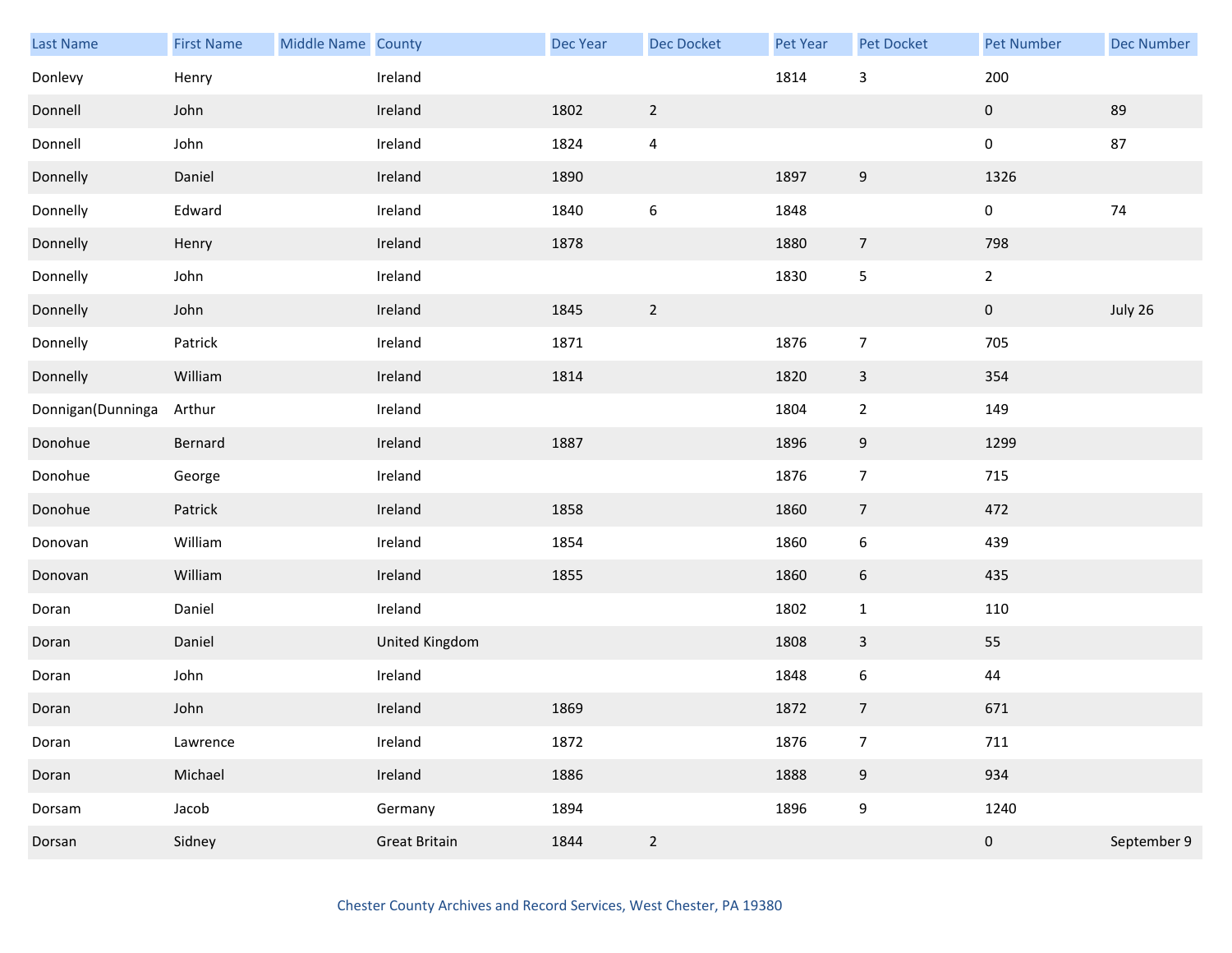| Last Name | First Name | Middle Name | County | Dec Year | Dec Docket | Pet Year | Pet Docket | Pet Number | Dec Number |
|---|---|---|---|---|---|---|---|---|---|
| Donlevy | Henry | | Ireland | | | 1814 | 3 | 200 | |
| Donnell | John | | Ireland | 1802 | 2 | | | 0 | 89 |
| Donnell | John | | Ireland | 1824 | 4 | | | 0 | 87 |
| Donnelly | Daniel | | Ireland | 1890 | | 1897 | 9 | 1326 | |
| Donnelly | Edward | | Ireland | 1840 | 6 | 1848 | | 0 | 74 |
| Donnelly | Henry | | Ireland | 1878 | | 1880 | 7 | 798 | |
| Donnelly | John | | Ireland | | | 1830 | 5 | 2 | |
| Donnelly | John | | Ireland | 1845 | 2 | | | 0 | July 26 |
| Donnelly | Patrick | | Ireland | 1871 | | 1876 | 7 | 705 | |
| Donnelly | William | | Ireland | 1814 | | 1820 | 3 | 354 | |
| Donnigan(Dunninga | Arthur | | Ireland | | | 1804 | 2 | 149 | |
| Donohue | Bernard | | Ireland | 1887 | | 1896 | 9 | 1299 | |
| Donohue | George | | Ireland | | | 1876 | 7 | 715 | |
| Donohue | Patrick | | Ireland | 1858 | | 1860 | 7 | 472 | |
| Donovan | William | | Ireland | 1854 | | 1860 | 6 | 439 | |
| Donovan | William | | Ireland | 1855 | | 1860 | 6 | 435 | |
| Doran | Daniel | | Ireland | | | 1802 | 1 | 110 | |
| Doran | Daniel | | United Kingdom | | | 1808 | 3 | 55 | |
| Doran | John | | Ireland | | | 1848 | 6 | 44 | |
| Doran | John | | Ireland | 1869 | | 1872 | 7 | 671 | |
| Doran | Lawrence | | Ireland | 1872 | | 1876 | 7 | 711 | |
| Doran | Michael | | Ireland | 1886 | | 1888 | 9 | 934 | |
| Dorsam | Jacob | | Germany | 1894 | | 1896 | 9 | 1240 | |
| Dorsan | Sidney | | Great Britain | 1844 | 2 | | | 0 | September 9 |

Chester County Archives and Record Services, West Chester, PA 19380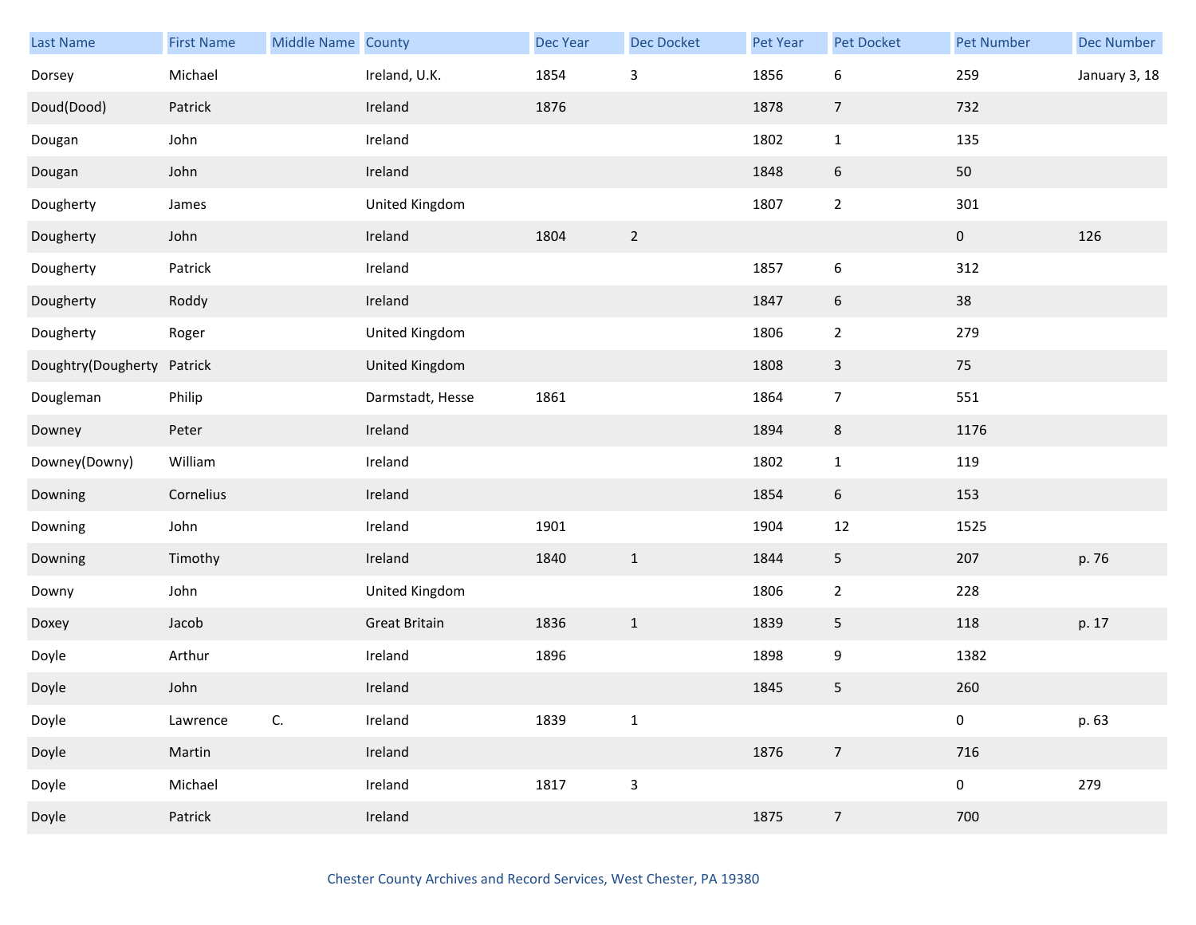| Last Name | First Name | Middle Name | County | Dec Year | Dec Docket | Pet Year | Pet Docket | Pet Number | Dec Number |
|---|---|---|---|---|---|---|---|---|---|
| Dorsey | Michael | | Ireland, U.K. | 1854 | 3 | 1856 | 6 | 259 | January 3, 18 |
| Doud(Dood) | Patrick | | Ireland | 1876 | | 1878 | 7 | 732 | |
| Dougan | John | | Ireland | | | 1802 | 1 | 135 | |
| Dougan | John | | Ireland | | | 1848 | 6 | 50 | |
| Dougherty | James | | United Kingdom | | | 1807 | 2 | 301 | |
| Dougherty | John | | Ireland | 1804 | 2 | | | 0 | 126 |
| Dougherty | Patrick | | Ireland | | | 1857 | 6 | 312 | |
| Dougherty | Roddy | | Ireland | | | 1847 | 6 | 38 | |
| Dougherty | Roger | | United Kingdom | | | 1806 | 2 | 279 | |
| Doughtry(Dougherty | Patrick | | United Kingdom | | | 1808 | 3 | 75 | |
| Dougleman | Philip | | Darmstadt, Hesse | 1861 | | 1864 | 7 | 551 | |
| Downey | Peter | | Ireland | | | 1894 | 8 | 1176 | |
| Downey(Downy) | William | | Ireland | | | 1802 | 1 | 119 | |
| Downing | Cornelius | | Ireland | | | 1854 | 6 | 153 | |
| Downing | John | | Ireland | 1901 | | 1904 | 12 | 1525 | |
| Downing | Timothy | | Ireland | 1840 | 1 | 1844 | 5 | 207 | p. 76 |
| Downy | John | | United Kingdom | | | 1806 | 2 | 228 | |
| Doxey | Jacob | | Great Britain | 1836 | 1 | 1839 | 5 | 118 | p. 17 |
| Doyle | Arthur | | Ireland | 1896 | | 1898 | 9 | 1382 | |
| Doyle | John | | Ireland | | | 1845 | 5 | 260 | |
| Doyle | Lawrence | C. | Ireland | 1839 | 1 | | | 0 | p. 63 |
| Doyle | Martin | | Ireland | | | 1876 | 7 | 716 | |
| Doyle | Michael | | Ireland | 1817 | 3 | | | 0 | 279 |
| Doyle | Patrick | | Ireland | | | 1875 | 7 | 700 | |

Chester County Archives and Record Services, West Chester, PA 19380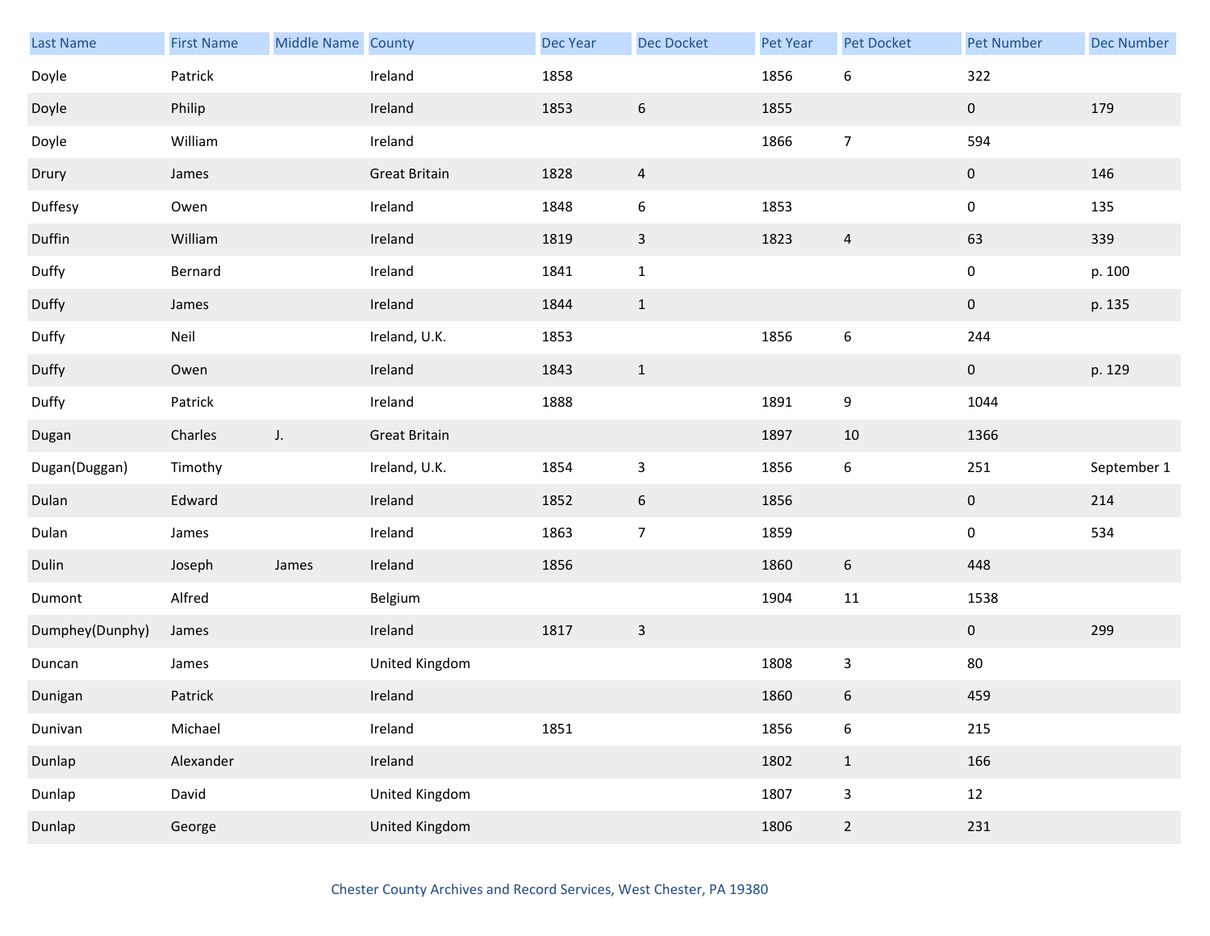| Last Name | First Name | Middle Name | County | Dec Year | Dec Docket | Pet Year | Pet Docket | Pet Number | Dec Number |
|---|---|---|---|---|---|---|---|---|---|
| Doyle | Patrick | | Ireland | 1858 | | 1856 | 6 | 322 | |
| Doyle | Philip | | Ireland | 1853 | 6 | 1855 | | 0 | 179 |
| Doyle | William | | Ireland | | | 1866 | 7 | 594 | |
| Drury | James | | Great Britain | 1828 | 4 | | | 0 | 146 |
| Duffesy | Owen | | Ireland | 1848 | 6 | 1853 | | 0 | 135 |
| Duffin | William | | Ireland | 1819 | 3 | 1823 | 4 | 63 | 339 |
| Duffy | Bernard | | Ireland | 1841 | 1 | | | 0 | p. 100 |
| Duffy | James | | Ireland | 1844 | 1 | | | 0 | p. 135 |
| Duffy | Neil | | Ireland, U.K. | 1853 | | 1856 | 6 | 244 | |
| Duffy | Owen | | Ireland | 1843 | 1 | | | 0 | p. 129 |
| Duffy | Patrick | | Ireland | 1888 | | 1891 | 9 | 1044 | |
| Dugan | Charles | J. | Great Britain | | | 1897 | 10 | 1366 | |
| Dugan(Duggan) | Timothy | | Ireland, U.K. | 1854 | 3 | 1856 | 6 | 251 | September 1 |
| Dulan | Edward | | Ireland | 1852 | 6 | 1856 | | 0 | 214 |
| Dulan | James | | Ireland | 1863 | 7 | 1859 | | 0 | 534 |
| Dulin | Joseph | James | Ireland | 1856 | | 1860 | 6 | 448 | |
| Dumont | Alfred | | Belgium | | | 1904 | 11 | 1538 | |
| Dumphey(Dunphy) | James | | Ireland | 1817 | 3 | | | 0 | 299 |
| Duncan | James | | United Kingdom | | | 1808 | 3 | 80 | |
| Dunigan | Patrick | | Ireland | | | 1860 | 6 | 459 | |
| Dunivan | Michael | | Ireland | 1851 | | 1856 | 6 | 215 | |
| Dunlap | Alexander | | Ireland | | | 1802 | 1 | 166 | |
| Dunlap | David | | United Kingdom | | | 1807 | 3 | 12 | |
| Dunlap | George | | United Kingdom | | | 1806 | 2 | 231 | |

Chester County Archives and Record Services, West Chester, PA 19380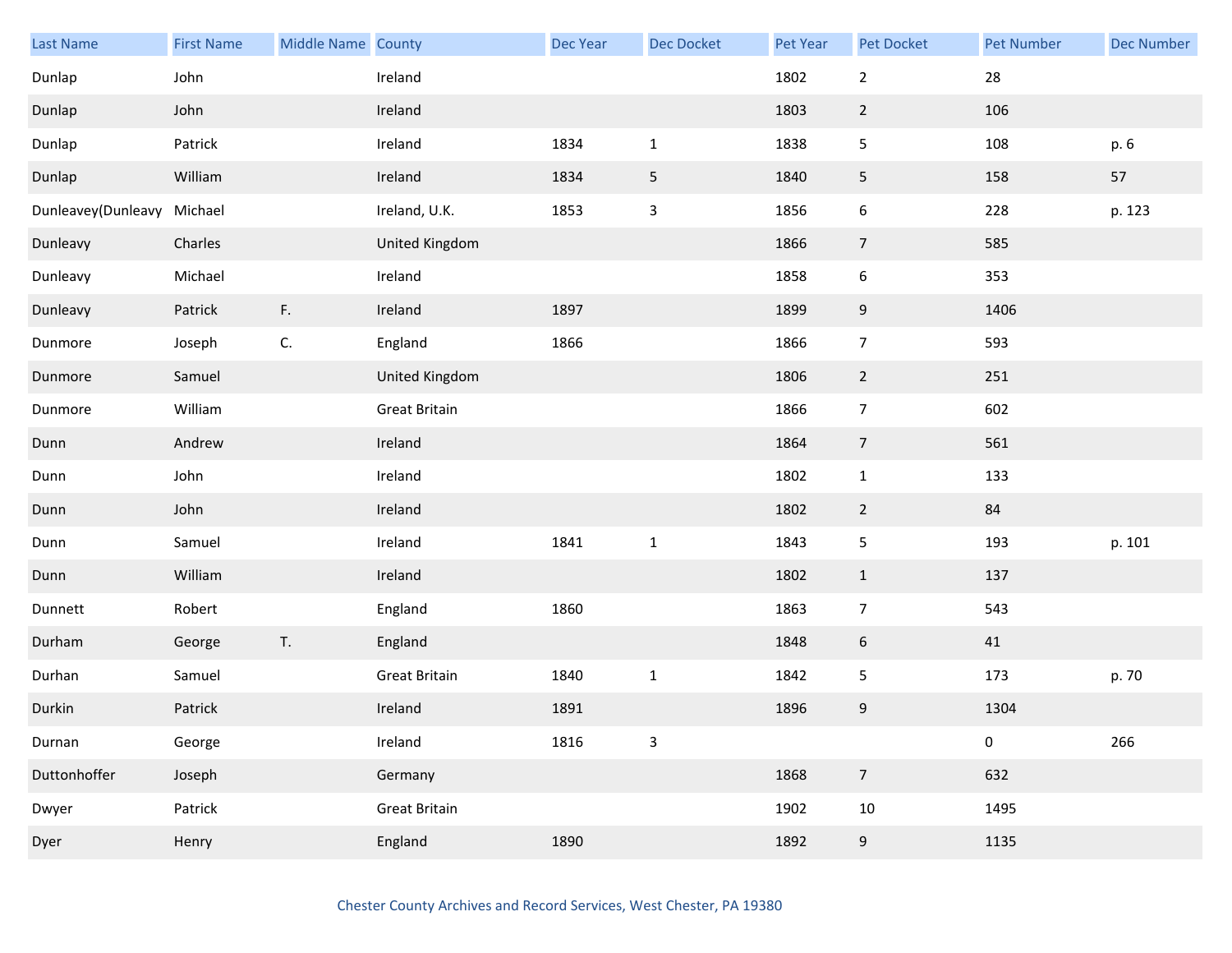| Last Name | First Name | Middle Name | County | Dec Year | Dec Docket | Pet Year | Pet Docket | Pet Number | Dec Number |
|---|---|---|---|---|---|---|---|---|---|
| Dunlap | John | | Ireland | | | 1802 | 2 | 28 | |
| Dunlap | John | | Ireland | | | 1803 | 2 | 106 | |
| Dunlap | Patrick | | Ireland | 1834 | 1 | 1838 | 5 | 108 | p. 6 |
| Dunlap | William | | Ireland | 1834 | 5 | 1840 | 5 | 158 | 57 |
| Dunleavey(Dunleavy | Michael | | Ireland, U.K. | 1853 | 3 | 1856 | 6 | 228 | p. 123 |
| Dunleavy | Charles | | United Kingdom | | | 1866 | 7 | 585 | |
| Dunleavy | Michael | | Ireland | | | 1858 | 6 | 353 | |
| Dunleavy | Patrick | F. | Ireland | 1897 | | 1899 | 9 | 1406 | |
| Dunmore | Joseph | C. | England | 1866 | | 1866 | 7 | 593 | |
| Dunmore | Samuel | | United Kingdom | | | 1806 | 2 | 251 | |
| Dunmore | William | | Great Britain | | | 1866 | 7 | 602 | |
| Dunn | Andrew | | Ireland | | | 1864 | 7 | 561 | |
| Dunn | John | | Ireland | | | 1802 | 1 | 133 | |
| Dunn | John | | Ireland | | | 1802 | 2 | 84 | |
| Dunn | Samuel | | Ireland | 1841 | 1 | 1843 | 5 | 193 | p. 101 |
| Dunn | William | | Ireland | | | 1802 | 1 | 137 | |
| Dunnett | Robert | | England | 1860 | | 1863 | 7 | 543 | |
| Durham | George | T. | England | | | 1848 | 6 | 41 | |
| Durhan | Samuel | | Great Britain | 1840 | 1 | 1842 | 5 | 173 | p. 70 |
| Durkin | Patrick | | Ireland | 1891 | | 1896 | 9 | 1304 | |
| Durnan | George | | Ireland | 1816 | 3 | | | 0 | 266 |
| Duttonhoffer | Joseph | | Germany | | | 1868 | 7 | 632 | |
| Dwyer | Patrick | | Great Britain | | | 1902 | 10 | 1495 | |
| Dyer | Henry | | England | 1890 | | 1892 | 9 | 1135 | |

Chester County Archives and Record Services, West Chester, PA 19380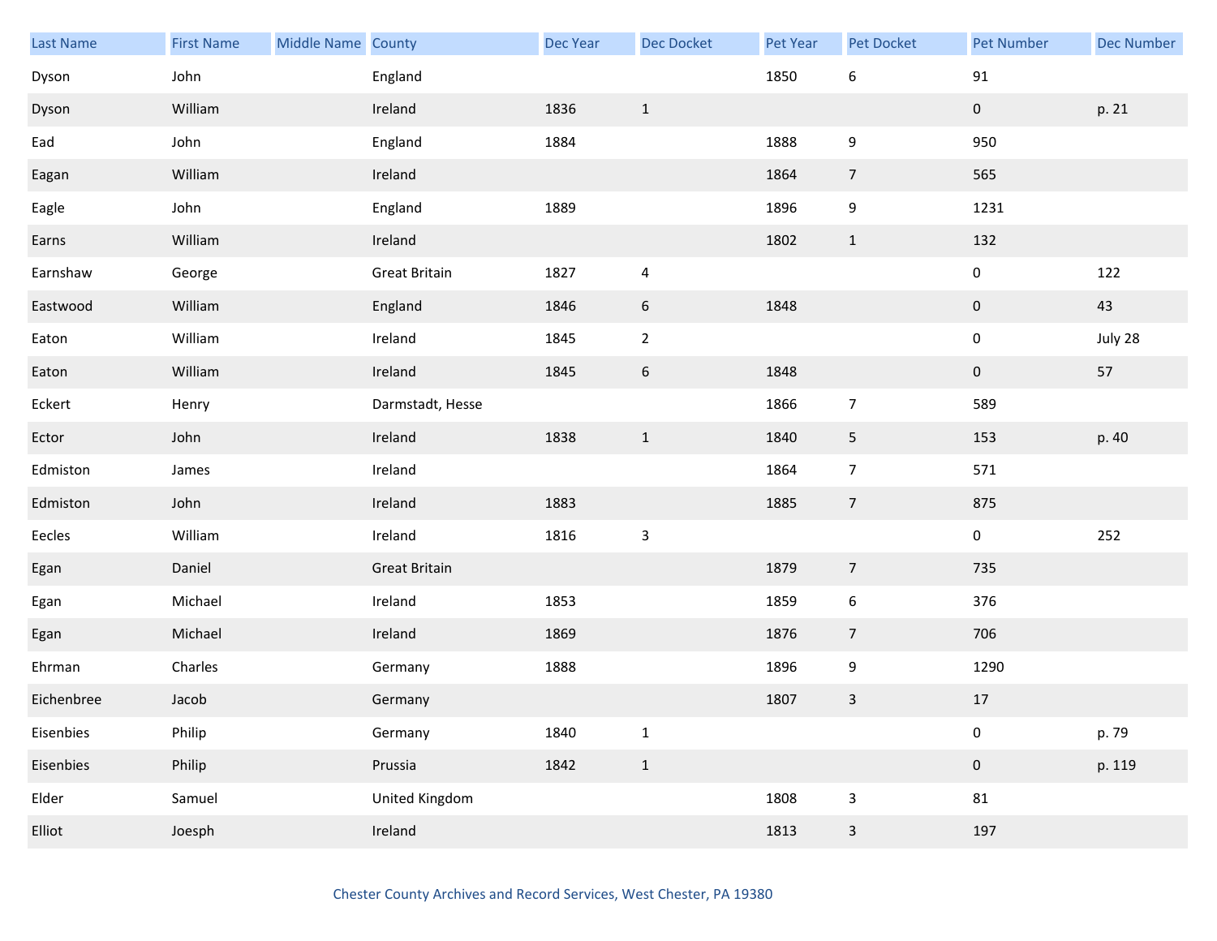| Last Name | First Name | Middle Name | County | Dec Year | Dec Docket | Pet Year | Pet Docket | Pet Number | Dec Number |
|---|---|---|---|---|---|---|---|---|---|
| Dyson | John | | England | | | 1850 | 6 | 91 | |
| Dyson | William | | Ireland | 1836 | 1 | | | 0 | p. 21 |
| Ead | John | | England | 1884 | | 1888 | 9 | 950 | |
| Eagan | William | | Ireland | | | 1864 | 7 | 565 | |
| Eagle | John | | England | 1889 | | 1896 | 9 | 1231 | |
| Earns | William | | Ireland | | | 1802 | 1 | 132 | |
| Earnshaw | George | | Great Britain | 1827 | 4 | | | 0 | 122 |
| Eastwood | William | | England | 1846 | 6 | 1848 | | 0 | 43 |
| Eaton | William | | Ireland | 1845 | 2 | | | 0 | July 28 |
| Eaton | William | | Ireland | 1845 | 6 | 1848 | | 0 | 57 |
| Eckert | Henry | | Darmstadt, Hesse | | | 1866 | 7 | 589 | |
| Ector | John | | Ireland | 1838 | 1 | 1840 | 5 | 153 | p. 40 |
| Edmiston | James | | Ireland | | | 1864 | 7 | 571 | |
| Edmiston | John | | Ireland | 1883 | | 1885 | 7 | 875 | |
| Eecles | William | | Ireland | 1816 | 3 | | | 0 | 252 |
| Egan | Daniel | | Great Britain | | | 1879 | 7 | 735 | |
| Egan | Michael | | Ireland | 1853 | | 1859 | 6 | 376 | |
| Egan | Michael | | Ireland | 1869 | | 1876 | 7 | 706 | |
| Ehrman | Charles | | Germany | 1888 | | 1896 | 9 | 1290 | |
| Eichenbree | Jacob | | Germany | | | 1807 | 3 | 17 | |
| Eisenbies | Philip | | Germany | 1840 | 1 | | | 0 | p. 79 |
| Eisenbies | Philip | | Prussia | 1842 | 1 | | | 0 | p. 119 |
| Elder | Samuel | | United Kingdom | | | 1808 | 3 | 81 | |
| Elliot | Joesph | | Ireland | | | 1813 | 3 | 197 | |

Chester County Archives and Record Services, West Chester, PA 19380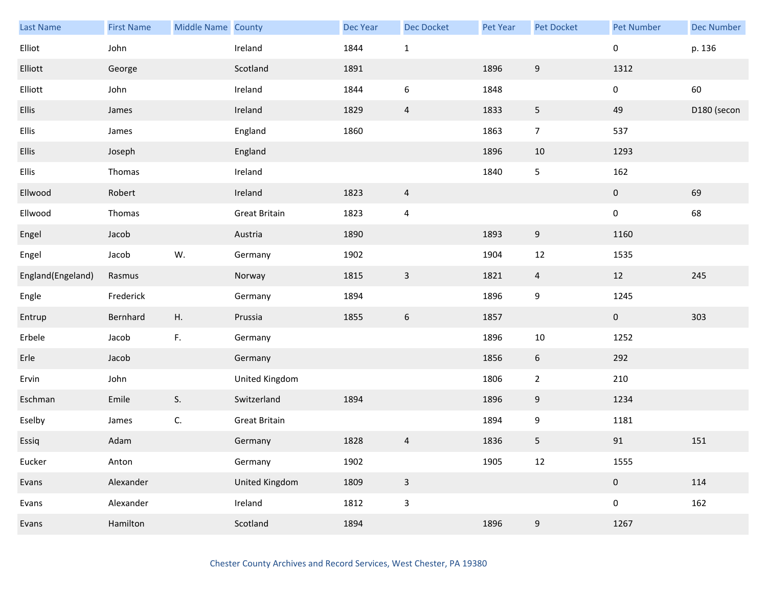| Last Name | First Name | Middle Name | County | Dec Year | Dec Docket | Pet Year | Pet Docket | Pet Number | Dec Number |
|---|---|---|---|---|---|---|---|---|---|
| Elliot | John | | Ireland | 1844 | 1 | | | 0 | p. 136 |
| Elliott | George | | Scotland | 1891 | | 1896 | 9 | 1312 | |
| Elliott | John | | Ireland | 1844 | 6 | 1848 | | 0 | 60 |
| Ellis | James | | Ireland | 1829 | 4 | 1833 | 5 | 49 | D180 (secon |
| Ellis | James | | England | 1860 | | 1863 | 7 | 537 | |
| Ellis | Joseph | | England | | | 1896 | 10 | 1293 | |
| Ellis | Thomas | | Ireland | | | 1840 | 5 | 162 | |
| Ellwood | Robert | | Ireland | 1823 | 4 | | | 0 | 69 |
| Ellwood | Thomas | | Great Britain | 1823 | 4 | | | 0 | 68 |
| Engel | Jacob | | Austria | 1890 | | 1893 | 9 | 1160 | |
| Engel | Jacob | W. | Germany | 1902 | | 1904 | 12 | 1535 | |
| England(Engeland) | Rasmus | | Norway | 1815 | 3 | 1821 | 4 | 12 | 245 |
| Engle | Frederick | | Germany | 1894 | | 1896 | 9 | 1245 | |
| Entrup | Bernhard | H. | Prussia | 1855 | 6 | 1857 | | 0 | 303 |
| Erbele | Jacob | F. | Germany | | | 1896 | 10 | 1252 | |
| Erle | Jacob | | Germany | | | 1856 | 6 | 292 | |
| Ervin | John | | United Kingdom | | | 1806 | 2 | 210 | |
| Eschman | Emile | S. | Switzerland | 1894 | | 1896 | 9 | 1234 | |
| Eselby | James | C. | Great Britain | | | 1894 | 9 | 1181 | |
| Essiq | Adam | | Germany | 1828 | 4 | 1836 | 5 | 91 | 151 |
| Eucker | Anton | | Germany | 1902 | | 1905 | 12 | 1555 | |
| Evans | Alexander | | United Kingdom | 1809 | 3 | | | 0 | 114 |
| Evans | Alexander | | Ireland | 1812 | 3 | | | 0 | 162 |
| Evans | Hamilton | | Scotland | 1894 | | 1896 | 9 | 1267 | |

Chester County Archives and Record Services, West Chester, PA 19380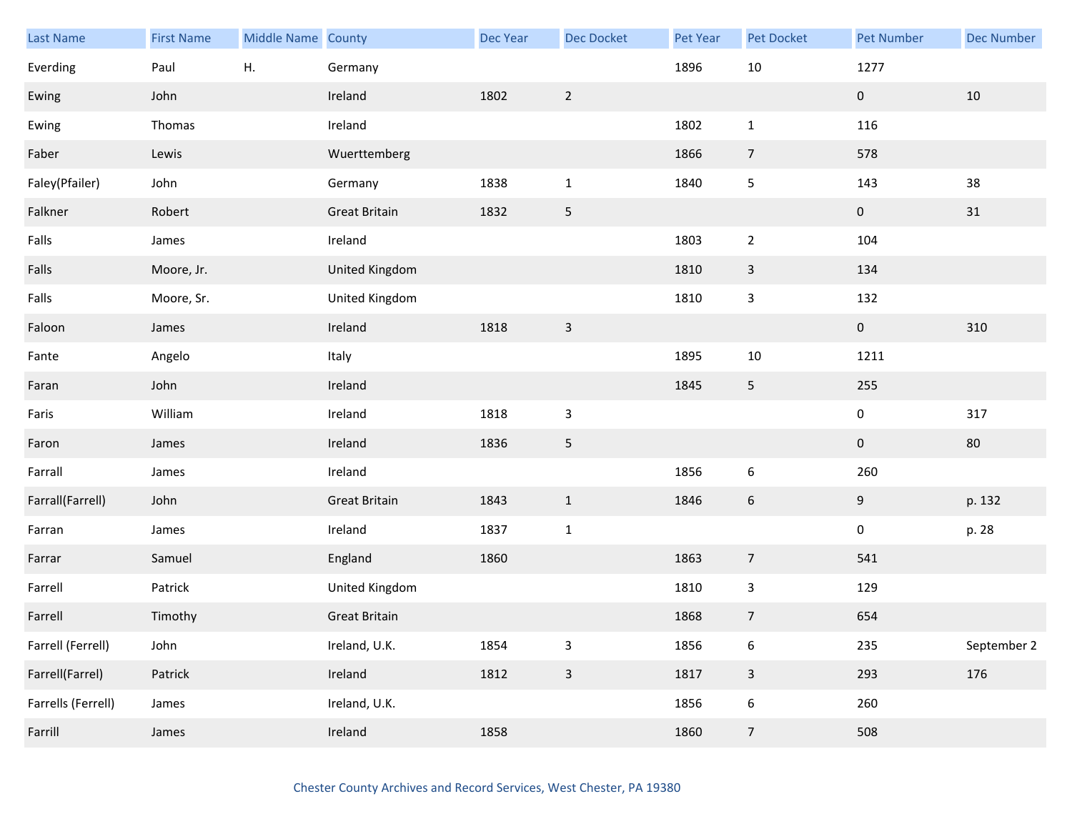| Last Name | First Name | Middle Name | County | Dec Year | Dec Docket | Pet Year | Pet Docket | Pet Number | Dec Number |
|---|---|---|---|---|---|---|---|---|---|
| Everding | Paul | H. | Germany | | | 1896 | 10 | 1277 | |
| Ewing | John | | Ireland | 1802 | 2 | | | 0 | 10 |
| Ewing | Thomas | | Ireland | | | 1802 | 1 | 116 | |
| Faber | Lewis | | Wuerttemberg | | | 1866 | 7 | 578 | |
| Faley(Pfailer) | John | | Germany | 1838 | 1 | 1840 | 5 | 143 | 38 |
| Falkner | Robert | | Great Britain | 1832 | 5 | | | 0 | 31 |
| Falls | James | | Ireland | | | 1803 | 2 | 104 | |
| Falls | Moore, Jr. | | United Kingdom | | | 1810 | 3 | 134 | |
| Falls | Moore, Sr. | | United Kingdom | | | 1810 | 3 | 132 | |
| Faloon | James | | Ireland | 1818 | 3 | | | 0 | 310 |
| Fante | Angelo | | Italy | | | 1895 | 10 | 1211 | |
| Faran | John | | Ireland | | | 1845 | 5 | 255 | |
| Faris | William | | Ireland | 1818 | 3 | | | 0 | 317 |
| Faron | James | | Ireland | 1836 | 5 | | | 0 | 80 |
| Farrall | James | | Ireland | | | 1856 | 6 | 260 | |
| Farrall(Farrell) | John | | Great Britain | 1843 | 1 | 1846 | 6 | 9 | p. 132 |
| Farran | James | | Ireland | 1837 | 1 | | | 0 | p. 28 |
| Farrar | Samuel | | England | 1860 | | 1863 | 7 | 541 | |
| Farrell | Patrick | | United Kingdom | | | 1810 | 3 | 129 | |
| Farrell | Timothy | | Great Britain | | | 1868 | 7 | 654 | |
| Farrell (Ferrell) | John | | Ireland, U.K. | 1854 | 3 | 1856 | 6 | 235 | September 2 |
| Farrell(Farrel) | Patrick | | Ireland | 1812 | 3 | 1817 | 3 | 293 | 176 |
| Farrells (Ferrell) | James | | Ireland, U.K. | | | 1856 | 6 | 260 | |
| Farrill | James | | Ireland | 1858 | | 1860 | 7 | 508 | |

Chester County Archives and Record Services, West Chester, PA 19380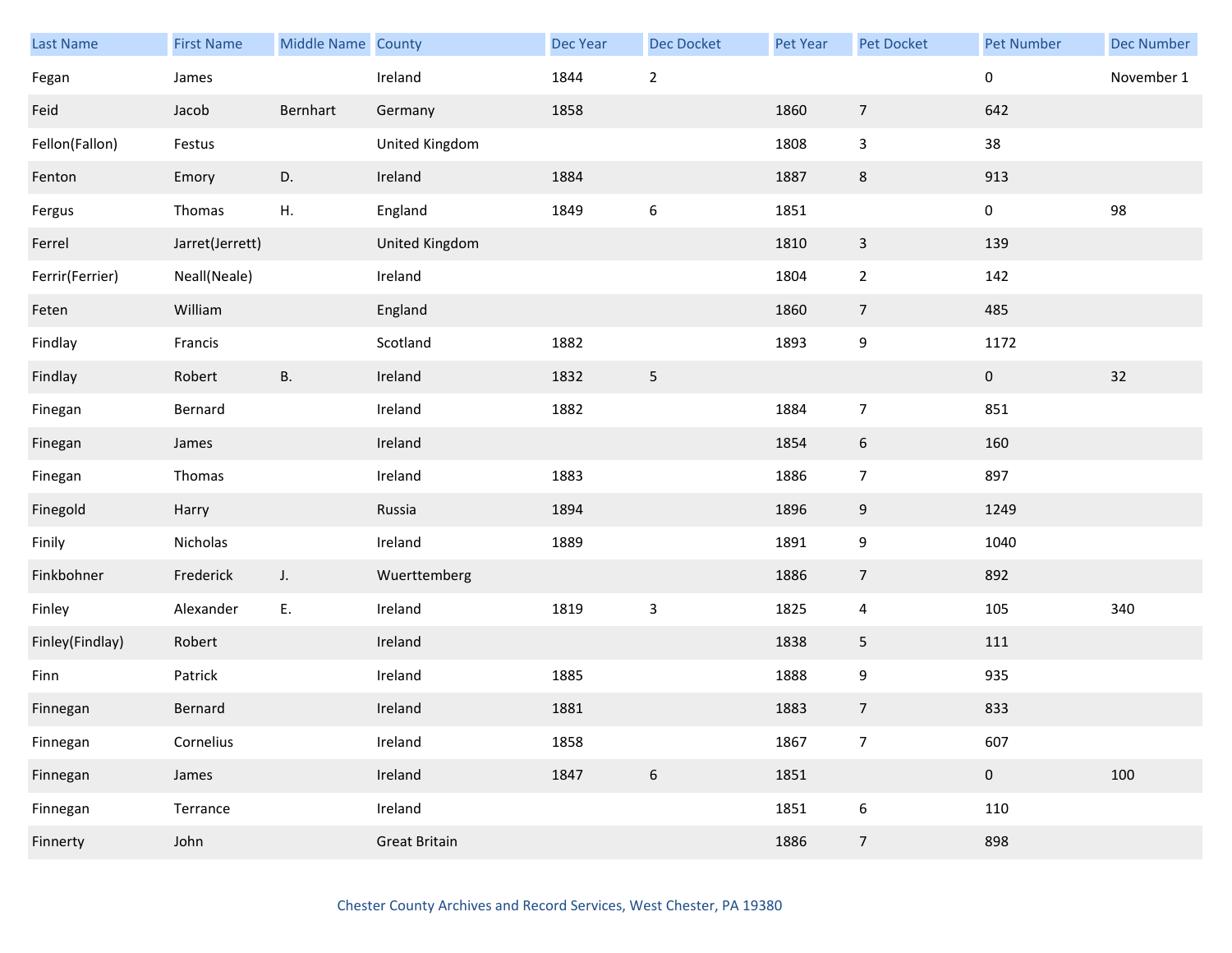| Last Name | First Name | Middle Name | County | Dec Year | Dec Docket | Pet Year | Pet Docket | Pet Number | Dec Number |
|---|---|---|---|---|---|---|---|---|---|
| Fegan | James | | Ireland | 1844 | 2 | | | 0 | November 1 |
| Feid | Jacob | Bernhart | Germany | 1858 | | 1860 | 7 | 642 | |
| Fellon(Fallon) | Festus | | United Kingdom | | | 1808 | 3 | 38 | |
| Fenton | Emory | D. | Ireland | 1884 | | 1887 | 8 | 913 | |
| Fergus | Thomas | H. | England | 1849 | 6 | 1851 | | 0 | 98 |
| Ferrel | Jarret(Jerrett) | | United Kingdom | | | 1810 | 3 | 139 | |
| Ferrir(Ferrier) | Neall(Neale) | | Ireland | | | 1804 | 2 | 142 | |
| Feten | William | | England | | | 1860 | 7 | 485 | |
| Findlay | Francis | | Scotland | 1882 | | 1893 | 9 | 1172 | |
| Findlay | Robert | B. | Ireland | 1832 | 5 | | | 0 | 32 |
| Finegan | Bernard | | Ireland | 1882 | | 1884 | 7 | 851 | |
| Finegan | James | | Ireland | | | 1854 | 6 | 160 | |
| Finegan | Thomas | | Ireland | 1883 | | 1886 | 7 | 897 | |
| Finegold | Harry | | Russia | 1894 | | 1896 | 9 | 1249 | |
| Finily | Nicholas | | Ireland | 1889 | | 1891 | 9 | 1040 | |
| Finkbohner | Frederick | J. | Wuerttemberg | | | 1886 | 7 | 892 | |
| Finley | Alexander | E. | Ireland | 1819 | 3 | 1825 | 4 | 105 | 340 |
| Finley(Findlay) | Robert | | Ireland | | | 1838 | 5 | 111 | |
| Finn | Patrick | | Ireland | 1885 | | 1888 | 9 | 935 | |
| Finnegan | Bernard | | Ireland | 1881 | | 1883 | 7 | 833 | |
| Finnegan | Cornelius | | Ireland | 1858 | | 1867 | 7 | 607 | |
| Finnegan | James | | Ireland | 1847 | 6 | 1851 | | 0 | 100 |
| Finnegan | Terrance | | Ireland | | | 1851 | 6 | 110 | |
| Finnerty | John | | Great Britain | | | 1886 | 7 | 898 | |

Chester County Archives and Record Services, West Chester, PA 19380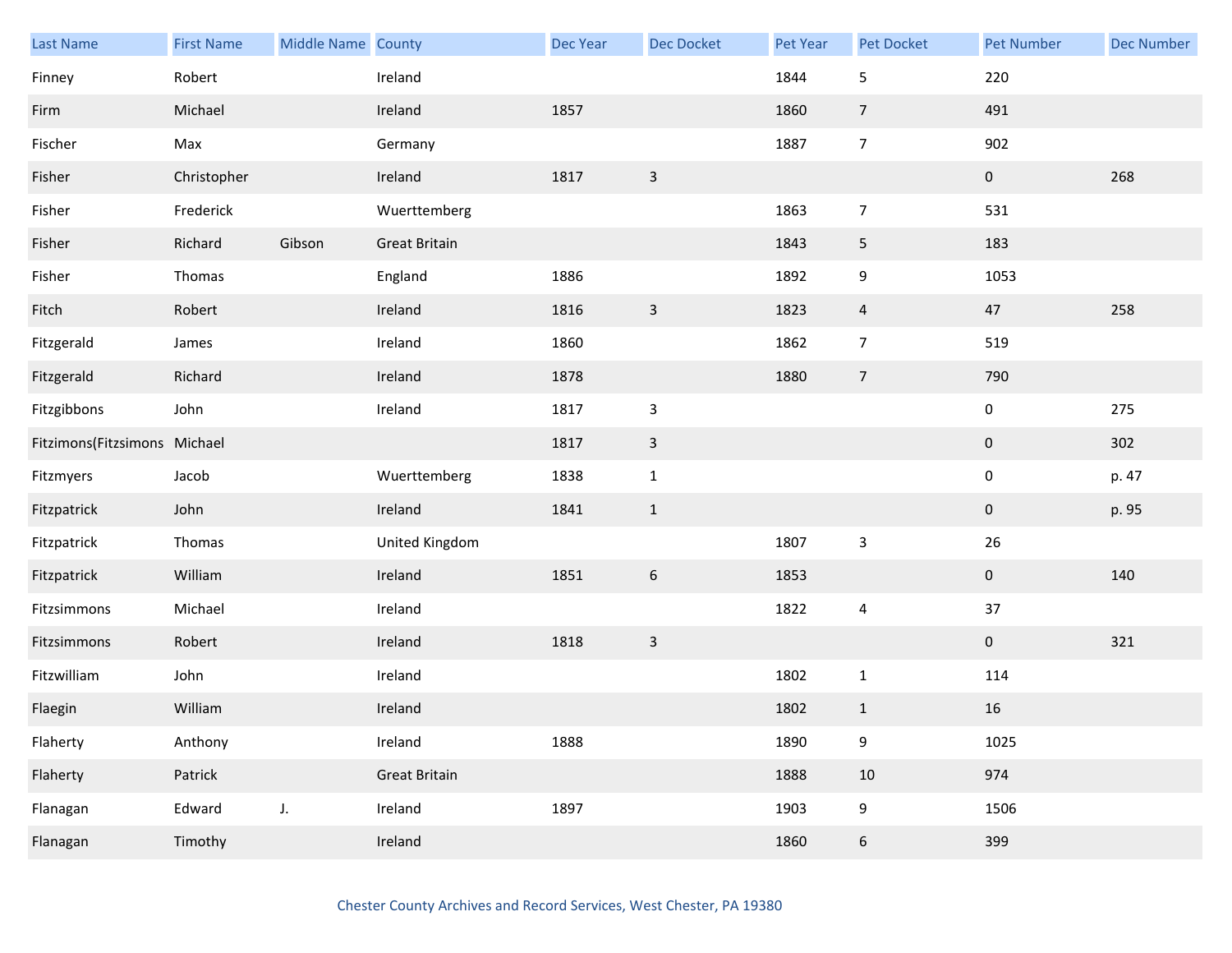| Last Name | First Name | Middle Name | County | Dec Year | Dec Docket | Pet Year | Pet Docket | Pet Number | Dec Number |
|---|---|---|---|---|---|---|---|---|---|
| Finney | Robert | | Ireland | | | 1844 | 5 | 220 | |
| Firm | Michael | | Ireland | 1857 | | 1860 | 7 | 491 | |
| Fischer | Max | | Germany | | | 1887 | 7 | 902 | |
| Fisher | Christopher | | Ireland | 1817 | 3 | | | 0 | 268 |
| Fisher | Frederick | | Wuerttemberg | | | 1863 | 7 | 531 | |
| Fisher | Richard | Gibson | Great Britain | | | 1843 | 5 | 183 | |
| Fisher | Thomas | | England | 1886 | | 1892 | 9 | 1053 | |
| Fitch | Robert | | Ireland | 1816 | 3 | 1823 | 4 | 47 | 258 |
| Fitzgerald | James | | Ireland | 1860 | | 1862 | 7 | 519 | |
| Fitzgerald | Richard | | Ireland | 1878 | | 1880 | 7 | 790 | |
| Fitzgibbons | John | | Ireland | 1817 | 3 | | | 0 | 275 |
| Fitzimons(Fitzsimons | Michael | | | 1817 | 3 | | | 0 | 302 |
| Fitzmyers | Jacob | | Wuerttemberg | 1838 | 1 | | | 0 | p. 47 |
| Fitzpatrick | John | | Ireland | 1841 | 1 | | | 0 | p. 95 |
| Fitzpatrick | Thomas | | United Kingdom | | | 1807 | 3 | 26 | |
| Fitzpatrick | William | | Ireland | 1851 | 6 | 1853 | | 0 | 140 |
| Fitzsimmons | Michael | | Ireland | | | 1822 | 4 | 37 | |
| Fitzsimmons | Robert | | Ireland | 1818 | 3 | | | 0 | 321 |
| Fitzwilliam | John | | Ireland | | | 1802 | 1 | 114 | |
| Flaegin | William | | Ireland | | | 1802 | 1 | 16 | |
| Flaherty | Anthony | | Ireland | 1888 | | 1890 | 9 | 1025 | |
| Flaherty | Patrick | | Great Britain | | | 1888 | 10 | 974 | |
| Flanagan | Edward | J. | Ireland | 1897 | | 1903 | 9 | 1506 | |
| Flanagan | Timothy | | Ireland | | | 1860 | 6 | 399 | |

Chester County Archives and Record Services, West Chester, PA 19380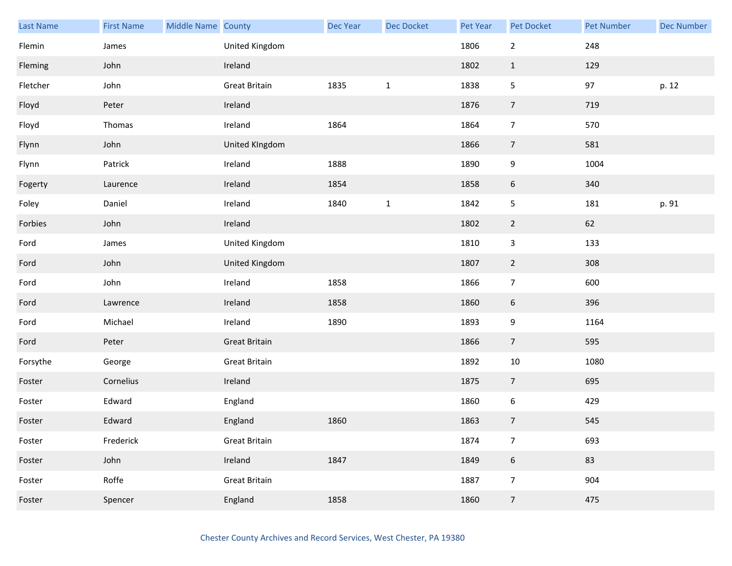| Last Name | First Name | Middle Name | County | Dec Year | Dec Docket | Pet Year | Pet Docket | Pet Number | Dec Number |
|---|---|---|---|---|---|---|---|---|---|
| Flemin | James | | United Kingdom | | | 1806 | 2 | 248 | |
| Fleming | John | | Ireland | | | 1802 | 1 | 129 | |
| Fletcher | John | | Great Britain | 1835 | 1 | 1838 | 5 | 97 | p. 12 |
| Floyd | Peter | | Ireland | | | 1876 | 7 | 719 | |
| Floyd | Thomas | | Ireland | 1864 | | 1864 | 7 | 570 | |
| Flynn | John | | United KIngdom | | | 1866 | 7 | 581 | |
| Flynn | Patrick | | Ireland | 1888 | | 1890 | 9 | 1004 | |
| Fogerty | Laurence | | Ireland | 1854 | | 1858 | 6 | 340 | |
| Foley | Daniel | | Ireland | 1840 | 1 | 1842 | 5 | 181 | p. 91 |
| Forbies | John | | Ireland | | | 1802 | 2 | 62 | |
| Ford | James | | United Kingdom | | | 1810 | 3 | 133 | |
| Ford | John | | United Kingdom | | | 1807 | 2 | 308 | |
| Ford | John | | Ireland | 1858 | | 1866 | 7 | 600 | |
| Ford | Lawrence | | Ireland | 1858 | | 1860 | 6 | 396 | |
| Ford | Michael | | Ireland | 1890 | | 1893 | 9 | 1164 | |
| Ford | Peter | | Great Britain | | | 1866 | 7 | 595 | |
| Forsythe | George | | Great Britain | | | 1892 | 10 | 1080 | |
| Foster | Cornelius | | Ireland | | | 1875 | 7 | 695 | |
| Foster | Edward | | England | | | 1860 | 6 | 429 | |
| Foster | Edward | | England | 1860 | | 1863 | 7 | 545 | |
| Foster | Frederick | | Great Britain | | | 1874 | 7 | 693 | |
| Foster | John | | Ireland | 1847 | | 1849 | 6 | 83 | |
| Foster | Roffe | | Great Britain | | | 1887 | 7 | 904 | |
| Foster | Spencer | | England | 1858 | | 1860 | 7 | 475 | |

Chester County Archives and Record Services, West Chester, PA 19380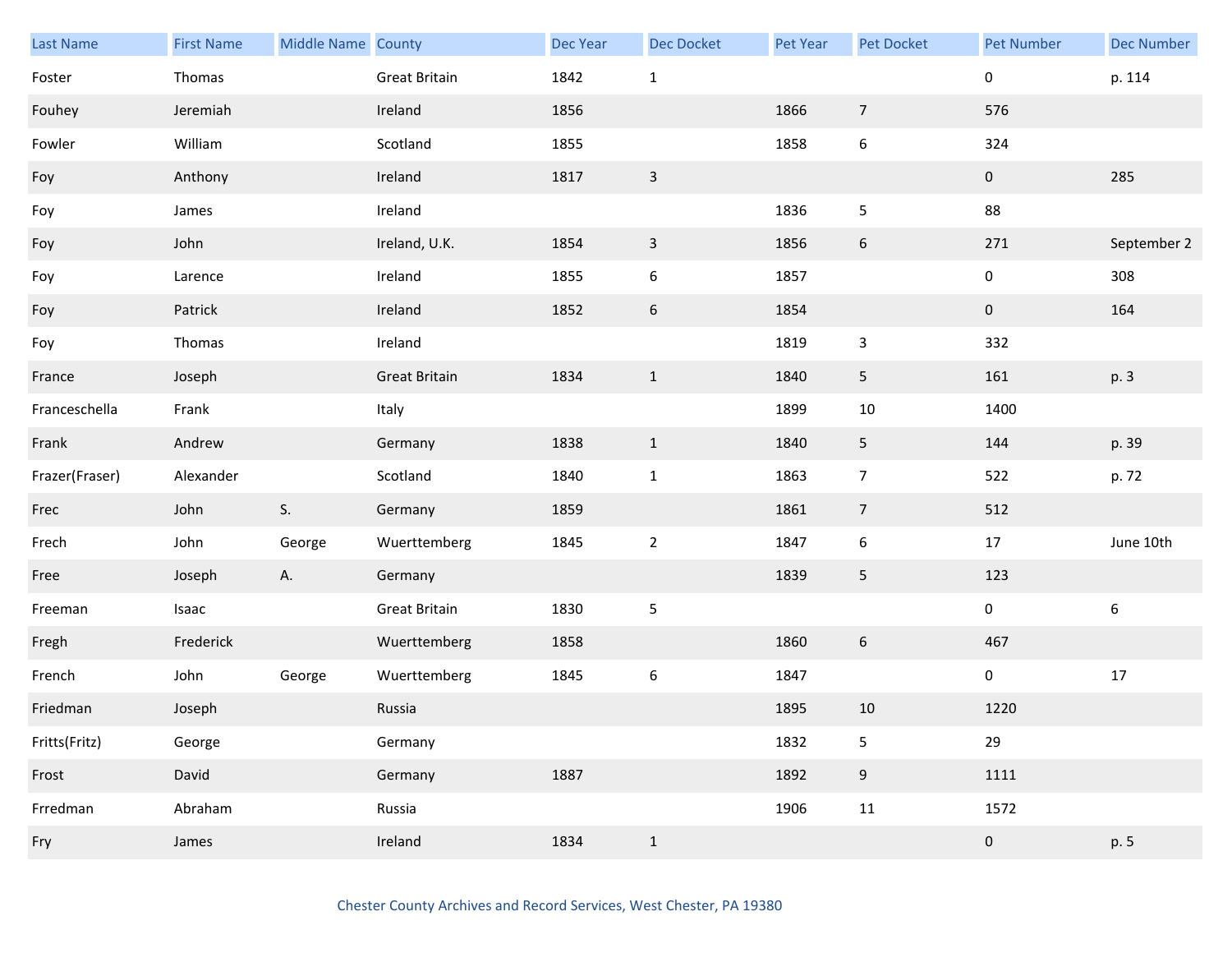| Last Name | First Name | Middle Name | County | Dec Year | Dec Docket | Pet Year | Pet Docket | Pet Number | Dec Number |
|---|---|---|---|---|---|---|---|---|---|
| Foster | Thomas | | Great Britain | 1842 | 1 | | | 0 | p. 114 |
| Fouhey | Jeremiah | | Ireland | 1856 | | 1866 | 7 | 576 | |
| Fowler | William | | Scotland | 1855 | | 1858 | 6 | 324 | |
| Foy | Anthony | | Ireland | 1817 | 3 | | | 0 | 285 |
| Foy | James | | Ireland | | | 1836 | 5 | 88 | |
| Foy | John | | Ireland, U.K. | 1854 | 3 | 1856 | 6 | 271 | September 2 |
| Foy | Larence | | Ireland | 1855 | 6 | 1857 | | 0 | 308 |
| Foy | Patrick | | Ireland | 1852 | 6 | 1854 | | 0 | 164 |
| Foy | Thomas | | Ireland | | | 1819 | 3 | 332 | |
| France | Joseph | | Great Britain | 1834 | 1 | 1840 | 5 | 161 | p. 3 |
| Franceschella | Frank | | Italy | | | 1899 | 10 | 1400 | |
| Frank | Andrew | | Germany | 1838 | 1 | 1840 | 5 | 144 | p. 39 |
| Frazer(Fraser) | Alexander | | Scotland | 1840 | 1 | 1863 | 7 | 522 | p. 72 |
| Frec | John | S. | Germany | 1859 | | 1861 | 7 | 512 | |
| Frech | John | George | Wuerttemberg | 1845 | 2 | 1847 | 6 | 17 | June 10th |
| Free | Joseph | A. | Germany | | | 1839 | 5 | 123 | |
| Freeman | Isaac | | Great Britain | 1830 | 5 | | | 0 | 6 |
| Fregh | Frederick | | Wuerttemberg | 1858 | | 1860 | 6 | 467 | |
| French | John | George | Wuerttemberg | 1845 | 6 | 1847 | | 0 | 17 |
| Friedman | Joseph | | Russia | | | 1895 | 10 | 1220 | |
| Fritts(Fritz) | George | | Germany | | | 1832 | 5 | 29 | |
| Frost | David | | Germany | 1887 | | 1892 | 9 | 1111 | |
| Frredman | Abraham | | Russia | | | 1906 | 11 | 1572 | |
| Fry | James | | Ireland | 1834 | 1 | | | 0 | p. 5 |

Chester County Archives and Record Services, West Chester, PA 19380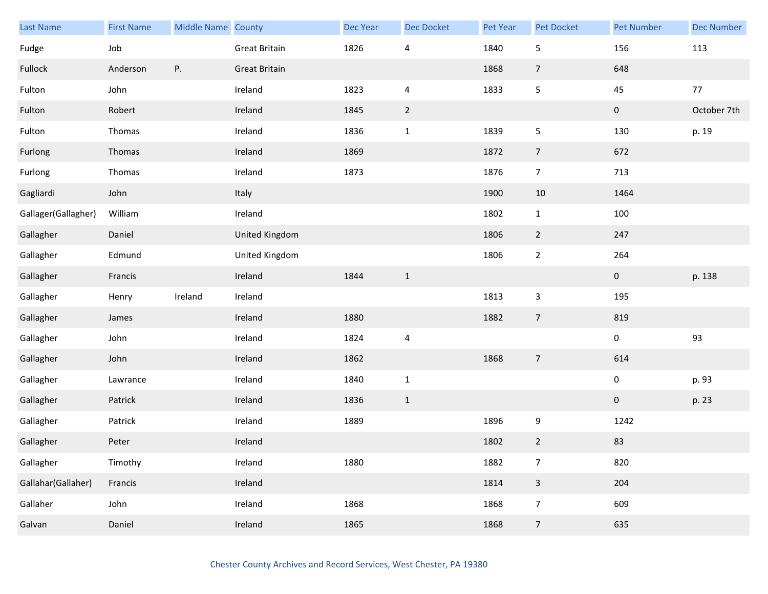| Last Name | First Name | Middle Name | County | Dec Year | Dec Docket | Pet Year | Pet Docket | Pet Number | Dec Number |
|---|---|---|---|---|---|---|---|---|---|
| Fudge | Job | | Great Britain | 1826 | 4 | 1840 | 5 | 156 | 113 |
| Fullock | Anderson | P. | Great Britain | | | 1868 | 7 | 648 | |
| Fulton | John | | Ireland | 1823 | 4 | 1833 | 5 | 45 | 77 |
| Fulton | Robert | | Ireland | 1845 | 2 | | | 0 | October 7th |
| Fulton | Thomas | | Ireland | 1836 | 1 | 1839 | 5 | 130 | p. 19 |
| Furlong | Thomas | | Ireland | 1869 | | 1872 | 7 | 672 | |
| Furlong | Thomas | | Ireland | 1873 | | 1876 | 7 | 713 | |
| Gagliardi | John | | Italy | | | 1900 | 10 | 1464 | |
| Gallager(Gallagher) | William | | Ireland | | | 1802 | 1 | 100 | |
| Gallagher | Daniel | | United Kingdom | | | 1806 | 2 | 247 | |
| Gallagher | Edmund | | United Kingdom | | | 1806 | 2 | 264 | |
| Gallagher | Francis | | Ireland | 1844 | 1 | | | 0 | p. 138 |
| Gallagher | Henry | Ireland | Ireland | | | 1813 | 3 | 195 | |
| Gallagher | James | | Ireland | 1880 | | 1882 | 7 | 819 | |
| Gallagher | John | | Ireland | 1824 | 4 | | | 0 | 93 |
| Gallagher | John | | Ireland | 1862 | | 1868 | 7 | 614 | |
| Gallagher | Lawrance | | Ireland | 1840 | 1 | | | 0 | p. 93 |
| Gallagher | Patrick | | Ireland | 1836 | 1 | | | 0 | p. 23 |
| Gallagher | Patrick | | Ireland | 1889 | | 1896 | 9 | 1242 | |
| Gallagher | Peter | | Ireland | | | 1802 | 2 | 83 | |
| Gallagher | Timothy | | Ireland | 1880 | | 1882 | 7 | 820 | |
| Gallahar(Gallaher) | Francis | | Ireland | | | 1814 | 3 | 204 | |
| Gallaher | John | | Ireland | 1868 | | 1868 | 7 | 609 | |
| Galvan | Daniel | | Ireland | 1865 | | 1868 | 7 | 635 | |

Chester County Archives and Record Services, West Chester, PA 19380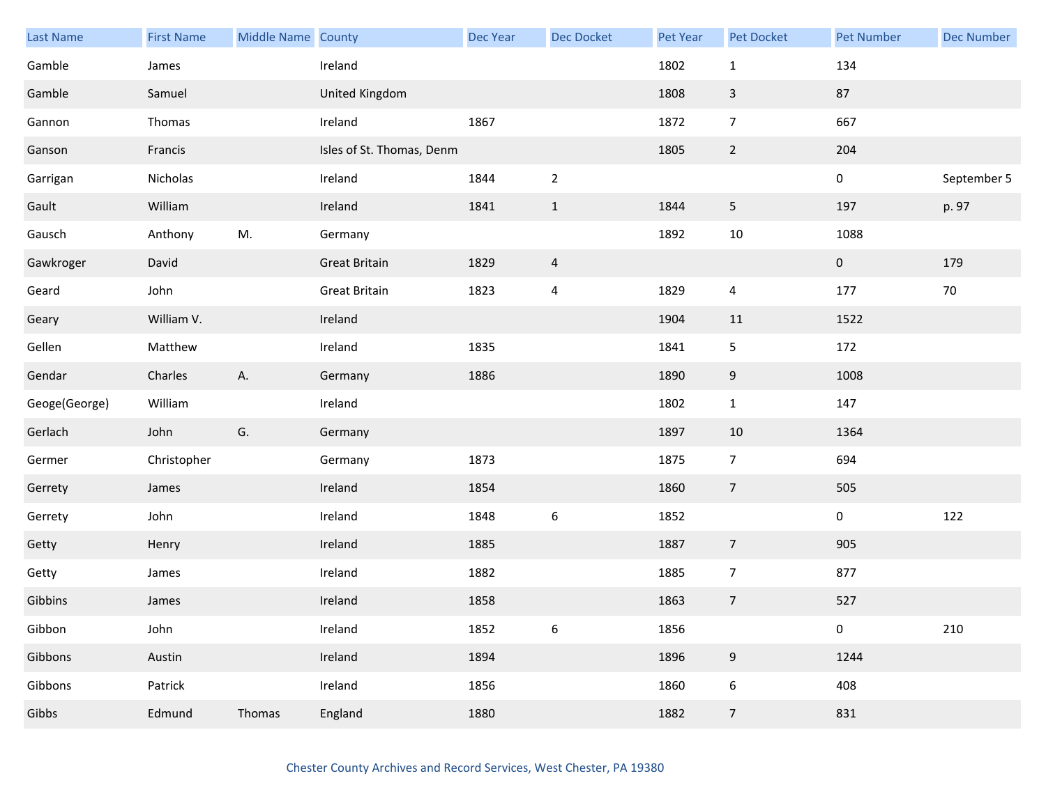| Last Name | First Name | Middle Name | County | Dec Year | Dec Docket | Pet Year | Pet Docket | Pet Number | Dec Number |
|---|---|---|---|---|---|---|---|---|---|
| Gamble | James | | Ireland | | | 1802 | 1 | 134 | |
| Gamble | Samuel | | United Kingdom | | | 1808 | 3 | 87 | |
| Gannon | Thomas | | Ireland | 1867 | | 1872 | 7 | 667 | |
| Ganson | Francis | | Isles of St. Thomas, Denm | | | 1805 | 2 | 204 | |
| Garrigan | Nicholas | | Ireland | 1844 | 2 | | | 0 | September 5 |
| Gault | William | | Ireland | 1841 | 1 | 1844 | 5 | 197 | p. 97 |
| Gausch | Anthony | M. | Germany | | | 1892 | 10 | 1088 | |
| Gawkroger | David | | Great Britain | 1829 | 4 | | | 0 | 179 |
| Geard | John | | Great Britain | 1823 | 4 | 1829 | 4 | 177 | 70 |
| Geary | William V. | | Ireland | | | 1904 | 11 | 1522 | |
| Gellen | Matthew | | Ireland | 1835 | | 1841 | 5 | 172 | |
| Gendar | Charles | A. | Germany | 1886 | | 1890 | 9 | 1008 | |
| Geoge(George) | William | | Ireland | | | 1802 | 1 | 147 | |
| Gerlach | John | G. | Germany | | | 1897 | 10 | 1364 | |
| Germer | Christopher | | Germany | 1873 | | 1875 | 7 | 694 | |
| Gerrety | James | | Ireland | 1854 | | 1860 | 7 | 505 | |
| Gerrety | John | | Ireland | 1848 | 6 | 1852 | | 0 | 122 |
| Getty | Henry | | Ireland | 1885 | | 1887 | 7 | 905 | |
| Getty | James | | Ireland | 1882 | | 1885 | 7 | 877 | |
| Gibbins | James | | Ireland | 1858 | | 1863 | 7 | 527 | |
| Gibbon | John | | Ireland | 1852 | 6 | 1856 | | 0 | 210 |
| Gibbons | Austin | | Ireland | 1894 | | 1896 | 9 | 1244 | |
| Gibbons | Patrick | | Ireland | 1856 | | 1860 | 6 | 408 | |
| Gibbs | Edmund | Thomas | England | 1880 | | 1882 | 7 | 831 | |

Chester County Archives and Record Services, West Chester, PA 19380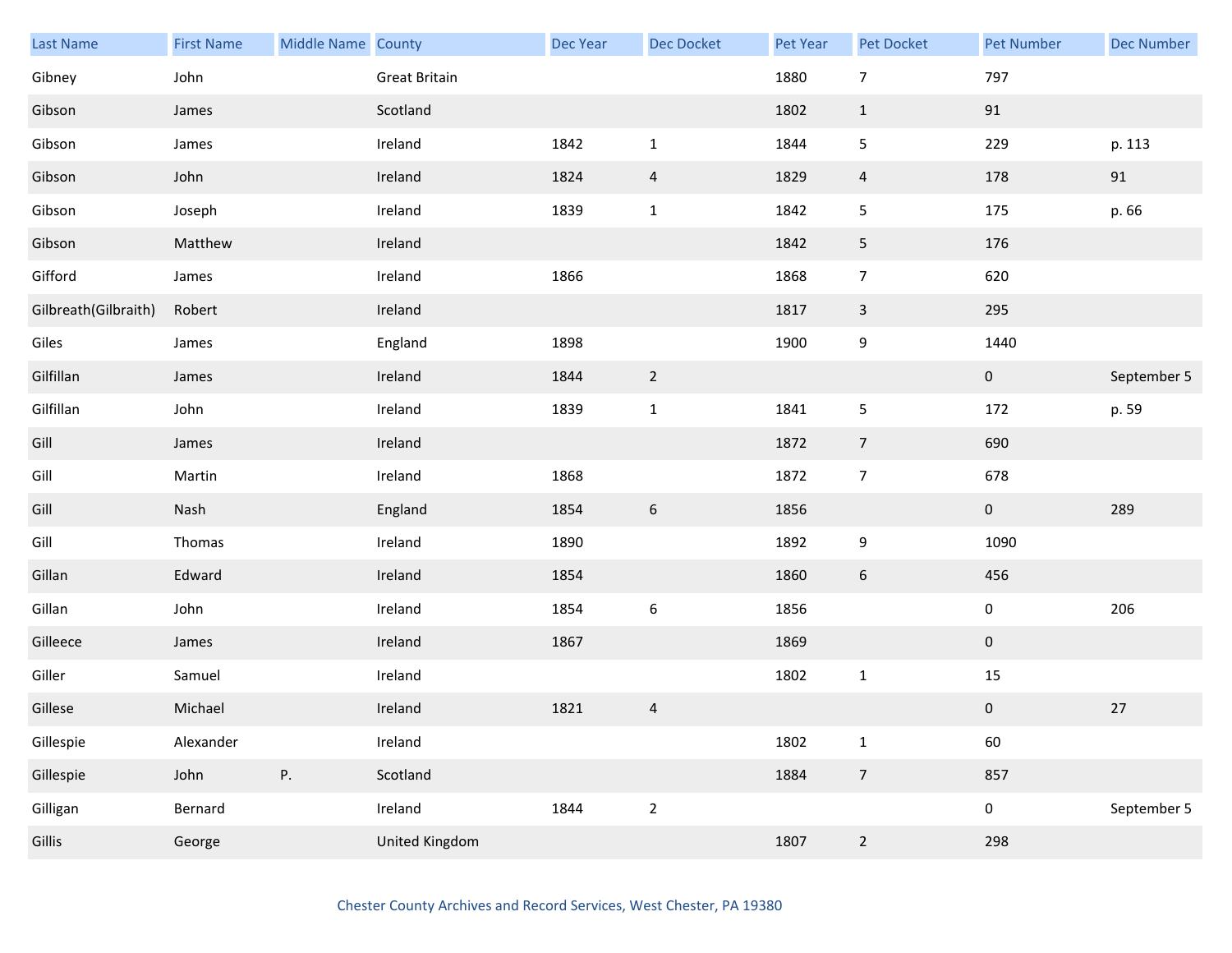| Last Name | First Name | Middle Name | County | Dec Year | Dec Docket | Pet Year | Pet Docket | Pet Number | Dec Number |
|---|---|---|---|---|---|---|---|---|---|
| Gibney | John | | Great Britain | | | 1880 | 7 | 797 | |
| Gibson | James | | Scotland | | | 1802 | 1 | 91 | |
| Gibson | James | | Ireland | 1842 | 1 | 1844 | 5 | 229 | p. 113 |
| Gibson | John | | Ireland | 1824 | 4 | 1829 | 4 | 178 | 91 |
| Gibson | Joseph | | Ireland | 1839 | 1 | 1842 | 5 | 175 | p. 66 |
| Gibson | Matthew | | Ireland | | | 1842 | 5 | 176 | |
| Gifford | James | | Ireland | 1866 | | 1868 | 7 | 620 | |
| Gilbreath(Gilbraith) | Robert | | Ireland | | | 1817 | 3 | 295 | |
| Giles | James | | England | 1898 | | 1900 | 9 | 1440 | |
| Gilfillan | James | | Ireland | 1844 | 2 | | | 0 | September 5 |
| Gilfillan | John | | Ireland | 1839 | 1 | 1841 | 5 | 172 | p. 59 |
| Gill | James | | Ireland | | | 1872 | 7 | 690 | |
| Gill | Martin | | Ireland | 1868 | | 1872 | 7 | 678 | |
| Gill | Nash | | England | 1854 | 6 | 1856 | | 0 | 289 |
| Gill | Thomas | | Ireland | 1890 | | 1892 | 9 | 1090 | |
| Gillan | Edward | | Ireland | 1854 | | 1860 | 6 | 456 | |
| Gillan | John | | Ireland | 1854 | 6 | 1856 | | 0 | 206 |
| Gilleece | James | | Ireland | 1867 | | 1869 | | 0 | |
| Giller | Samuel | | Ireland | | | 1802 | 1 | 15 | |
| Gillese | Michael | | Ireland | 1821 | 4 | | | 0 | 27 |
| Gillespie | Alexander | | Ireland | | | 1802 | 1 | 60 | |
| Gillespie | John | P. | Scotland | | | 1884 | 7 | 857 | |
| Gilligan | Bernard | | Ireland | 1844 | 2 | | | 0 | September 5 |
| Gillis | George | | United Kingdom | | | 1807 | 2 | 298 | |

Chester County Archives and Record Services, West Chester, PA 19380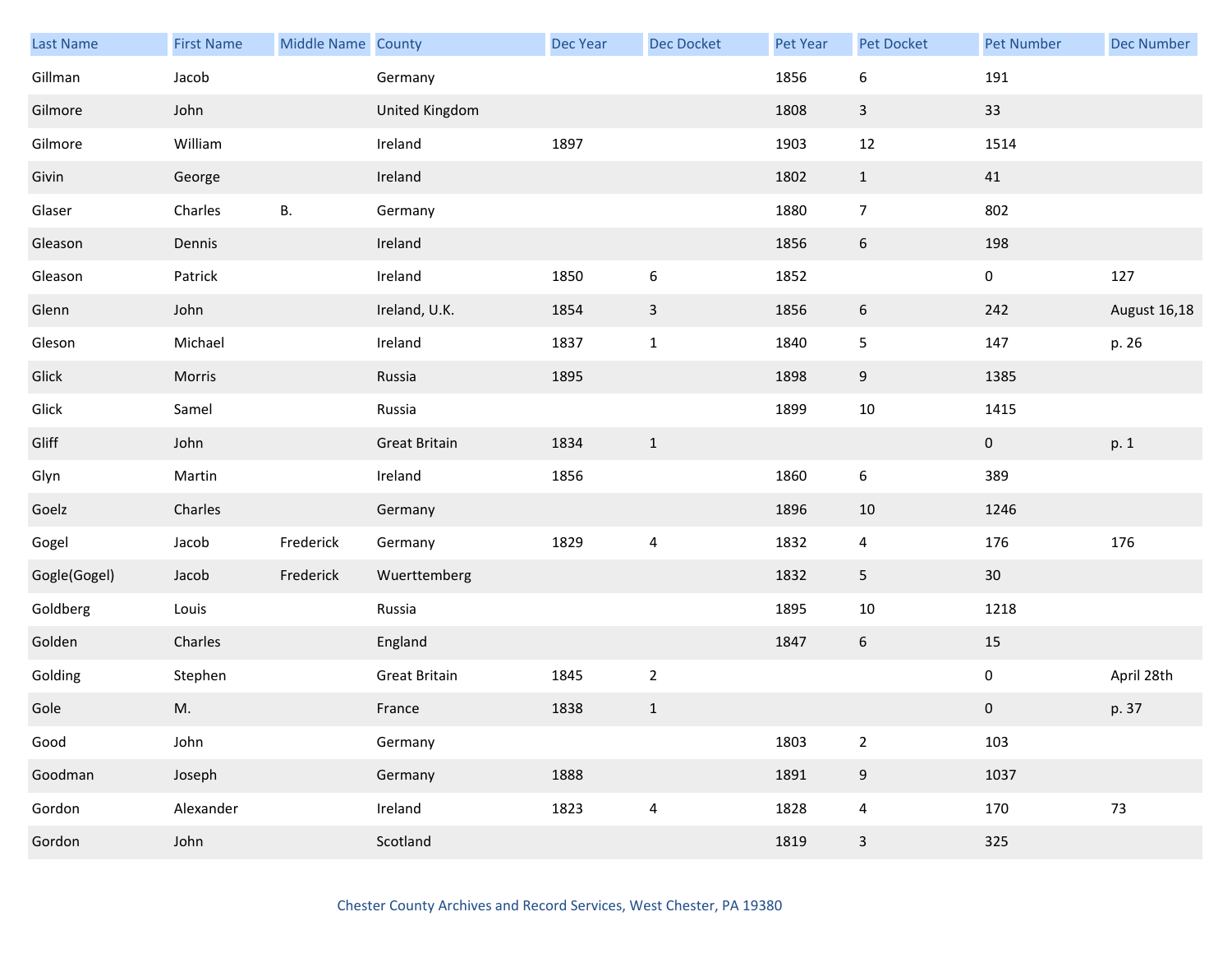| Last Name | First Name | Middle Name | County | Dec Year | Dec Docket | Pet Year | Pet Docket | Pet Number | Dec Number |
|---|---|---|---|---|---|---|---|---|---|
| Gillman | Jacob | | Germany | | | 1856 | 6 | 191 | |
| Gilmore | John | | United Kingdom | | | 1808 | 3 | 33 | |
| Gilmore | William | | Ireland | 1897 | | 1903 | 12 | 1514 | |
| Givin | George | | Ireland | | | 1802 | 1 | 41 | |
| Glaser | Charles | B. | Germany | | | 1880 | 7 | 802 | |
| Gleason | Dennis | | Ireland | | | 1856 | 6 | 198 | |
| Gleason | Patrick | | Ireland | 1850 | 6 | 1852 | | 0 | 127 |
| Glenn | John | | Ireland, U.K. | 1854 | 3 | 1856 | 6 | 242 | August 16,18 |
| Gleson | Michael | | Ireland | 1837 | 1 | 1840 | 5 | 147 | p. 26 |
| Glick | Morris | | Russia | 1895 | | 1898 | 9 | 1385 | |
| Glick | Samel | | Russia | | | 1899 | 10 | 1415 | |
| Gliff | John | | Great Britain | 1834 | 1 | | | 0 | p. 1 |
| Glyn | Martin | | Ireland | 1856 | | 1860 | 6 | 389 | |
| Goelz | Charles | | Germany | | | 1896 | 10 | 1246 | |
| Gogel | Jacob | Frederick | Germany | 1829 | 4 | 1832 | 4 | 176 | 176 |
| Gogle(Gogel) | Jacob | Frederick | Wuerttemberg | | | 1832 | 5 | 30 | |
| Goldberg | Louis | | Russia | | | 1895 | 10 | 1218 | |
| Golden | Charles | | England | | | 1847 | 6 | 15 | |
| Golding | Stephen | | Great Britain | 1845 | 2 | | | 0 | April 28th |
| Gole | M. | | France | 1838 | 1 | | | 0 | p. 37 |
| Good | John | | Germany | | | 1803 | 2 | 103 | |
| Goodman | Joseph | | Germany | 1888 | | 1891 | 9 | 1037 | |
| Gordon | Alexander | | Ireland | 1823 | 4 | 1828 | 4 | 170 | 73 |
| Gordon | John | | Scotland | | | 1819 | 3 | 325 | |

Chester County Archives and Record Services, West Chester, PA 19380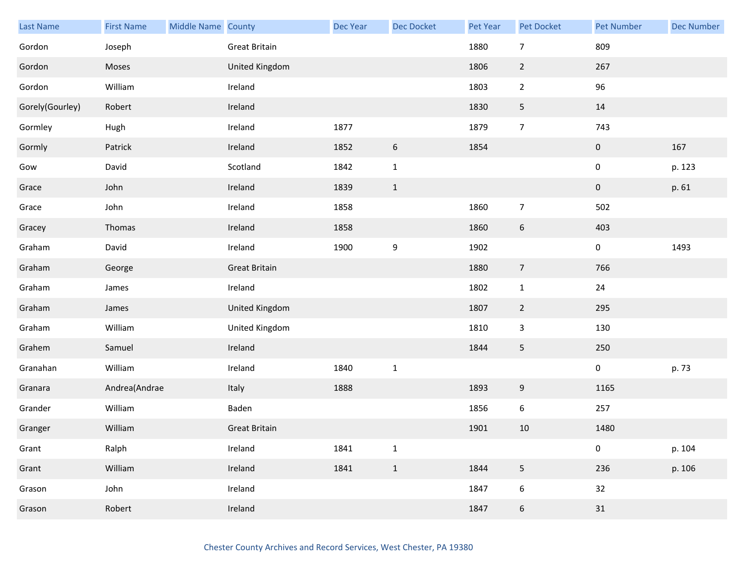| Last Name | First Name | Middle Name | County | Dec Year | Dec Docket | Pet Year | Pet Docket | Pet Number | Dec Number |
|---|---|---|---|---|---|---|---|---|---|
| Gordon | Joseph | | Great Britain | | | 1880 | 7 | 809 | |
| Gordon | Moses | | United Kingdom | | | 1806 | 2 | 267 | |
| Gordon | William | | Ireland | | | 1803 | 2 | 96 | |
| Gorely(Gourley) | Robert | | Ireland | | | 1830 | 5 | 14 | |
| Gormley | Hugh | | Ireland | 1877 | | 1879 | 7 | 743 | |
| Gormly | Patrick | | Ireland | 1852 | 6 | 1854 | | 0 | 167 |
| Gow | David | | Scotland | 1842 | 1 | | | 0 | p. 123 |
| Grace | John | | Ireland | 1839 | 1 | | | 0 | p. 61 |
| Grace | John | | Ireland | 1858 | | 1860 | 7 | 502 | |
| Gracey | Thomas | | Ireland | 1858 | | 1860 | 6 | 403 | |
| Graham | David | | Ireland | 1900 | 9 | 1902 | | 0 | 1493 |
| Graham | George | | Great Britain | | | 1880 | 7 | 766 | |
| Graham | James | | Ireland | | | 1802 | 1 | 24 | |
| Graham | James | | United Kingdom | | | 1807 | 2 | 295 | |
| Graham | William | | United Kingdom | | | 1810 | 3 | 130 | |
| Grahem | Samuel | | Ireland | | | 1844 | 5 | 250 | |
| Granahan | William | | Ireland | 1840 | 1 | | | 0 | p. 73 |
| Granara | Andrea(Andrae | | Italy | 1888 | | 1893 | 9 | 1165 | |
| Grander | William | | Baden | | | 1856 | 6 | 257 | |
| Granger | William | | Great Britain | | | 1901 | 10 | 1480 | |
| Grant | Ralph | | Ireland | 1841 | 1 | | | 0 | p. 104 |
| Grant | William | | Ireland | 1841 | 1 | 1844 | 5 | 236 | p. 106 |
| Grason | John | | Ireland | | | 1847 | 6 | 32 | |
| Grason | Robert | | Ireland | | | 1847 | 6 | 31 | |

Chester County Archives and Record Services, West Chester, PA 19380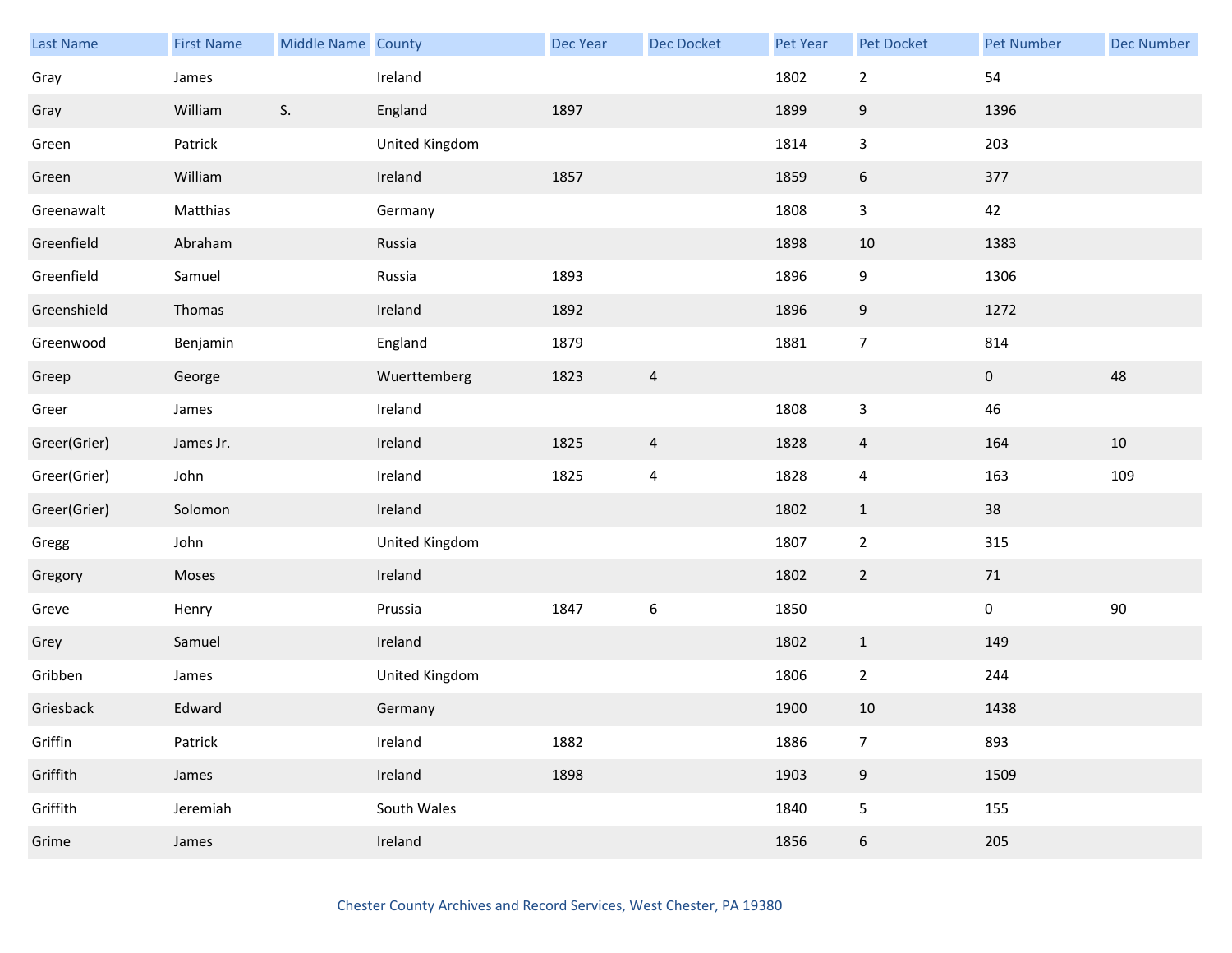| Last Name | First Name | Middle Name | County | Dec Year | Dec Docket | Pet Year | Pet Docket | Pet Number | Dec Number |
|---|---|---|---|---|---|---|---|---|---|
| Gray | James | | Ireland | | | 1802 | 2 | 54 | |
| Gray | William | S. | England | 1897 | | 1899 | 9 | 1396 | |
| Green | Patrick | | United Kingdom | | | 1814 | 3 | 203 | |
| Green | William | | Ireland | 1857 | | 1859 | 6 | 377 | |
| Greenawalt | Matthias | | Germany | | | 1808 | 3 | 42 | |
| Greenfield | Abraham | | Russia | | | 1898 | 10 | 1383 | |
| Greenfield | Samuel | | Russia | 1893 | | 1896 | 9 | 1306 | |
| Greenshield | Thomas | | Ireland | 1892 | | 1896 | 9 | 1272 | |
| Greenwood | Benjamin | | England | 1879 | | 1881 | 7 | 814 | |
| Greep | George | | Wuerttemberg | 1823 | 4 | | | 0 | 48 |
| Greer | James | | Ireland | | | 1808 | 3 | 46 | |
| Greer(Grier) | James Jr. | | Ireland | 1825 | 4 | 1828 | 4 | 164 | 10 |
| Greer(Grier) | John | | Ireland | 1825 | 4 | 1828 | 4 | 163 | 109 |
| Greer(Grier) | Solomon | | Ireland | | | 1802 | 1 | 38 | |
| Gregg | John | | United Kingdom | | | 1807 | 2 | 315 | |
| Gregory | Moses | | Ireland | | | 1802 | 2 | 71 | |
| Greve | Henry | | Prussia | 1847 | 6 | 1850 | | 0 | 90 |
| Grey | Samuel | | Ireland | | | 1802 | 1 | 149 | |
| Gribben | James | | United Kingdom | | | 1806 | 2 | 244 | |
| Griesback | Edward | | Germany | | | 1900 | 10 | 1438 | |
| Griffin | Patrick | | Ireland | 1882 | | 1886 | 7 | 893 | |
| Griffith | James | | Ireland | 1898 | | 1903 | 9 | 1509 | |
| Griffith | Jeremiah | | South Wales | | | 1840 | 5 | 155 | |
| Grime | James | | Ireland | | | 1856 | 6 | 205 | |

Chester County Archives and Record Services, West Chester, PA 19380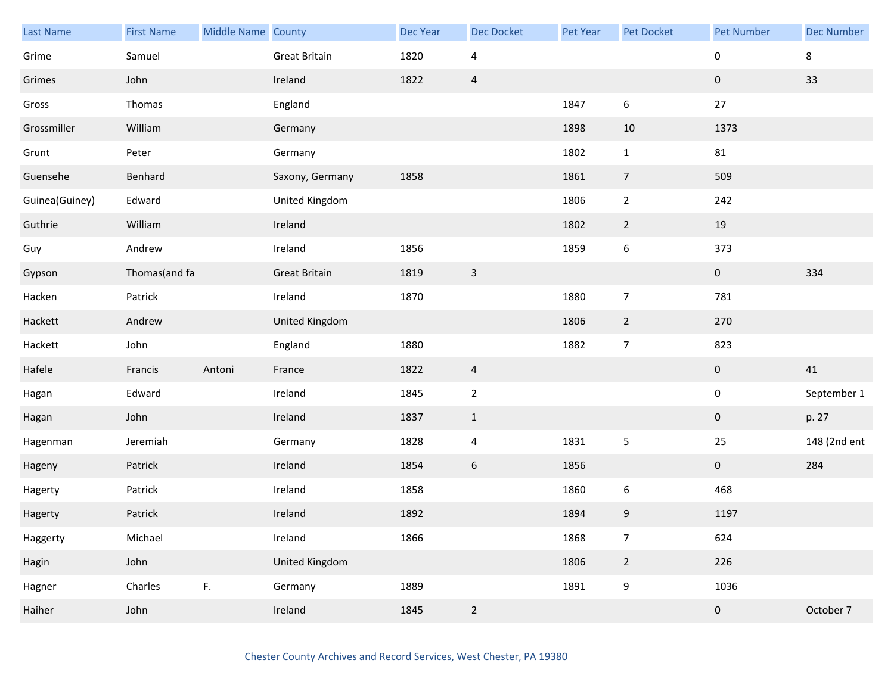| Last Name | First Name | Middle Name | County | Dec Year | Dec Docket | Pet Year | Pet Docket | Pet Number | Dec Number |
|---|---|---|---|---|---|---|---|---|---|
| Grime | Samuel | | Great Britain | 1820 | 4 | | | 0 | 8 |
| Grimes | John | | Ireland | 1822 | 4 | | | 0 | 33 |
| Gross | Thomas | | England | | | 1847 | 6 | 27 | |
| Grossmiller | William | | Germany | | | 1898 | 10 | 1373 | |
| Grunt | Peter | | Germany | | | 1802 | 1 | 81 | |
| Guensehe | Benhard | | Saxony, Germany | 1858 | | 1861 | 7 | 509 | |
| Guinea(Guiney) | Edward | | United Kingdom | | | 1806 | 2 | 242 | |
| Guthrie | William | | Ireland | | | 1802 | 2 | 19 | |
| Guy | Andrew | | Ireland | 1856 | | 1859 | 6 | 373 | |
| Gypson | Thomas(and fa | | Great Britain | 1819 | 3 | | | 0 | 334 |
| Hacken | Patrick | | Ireland | 1870 | | 1880 | 7 | 781 | |
| Hackett | Andrew | | United Kingdom | | | 1806 | 2 | 270 | |
| Hackett | John | | England | 1880 | | 1882 | 7 | 823 | |
| Hafele | Francis | Antoni | France | 1822 | 4 | | | 0 | 41 |
| Hagan | Edward | | Ireland | 1845 | 2 | | | 0 | September 1 |
| Hagan | John | | Ireland | 1837 | 1 | | | 0 | p. 27 |
| Hagenman | Jeremiah | | Germany | 1828 | 4 | 1831 | 5 | 25 | 148 (2nd ent |
| Hageny | Patrick | | Ireland | 1854 | 6 | 1856 | | 0 | 284 |
| Hagerty | Patrick | | Ireland | 1858 | | 1860 | 6 | 468 | |
| Hagerty | Patrick | | Ireland | 1892 | | 1894 | 9 | 1197 | |
| Haggerty | Michael | | Ireland | 1866 | | 1868 | 7 | 624 | |
| Hagin | John | | United Kingdom | | | 1806 | 2 | 226 | |
| Hagner | Charles | F. | Germany | 1889 | | 1891 | 9 | 1036 | |
| Haiher | John | | Ireland | 1845 | 2 | | | 0 | October 7 |

Chester County Archives and Record Services, West Chester, PA 19380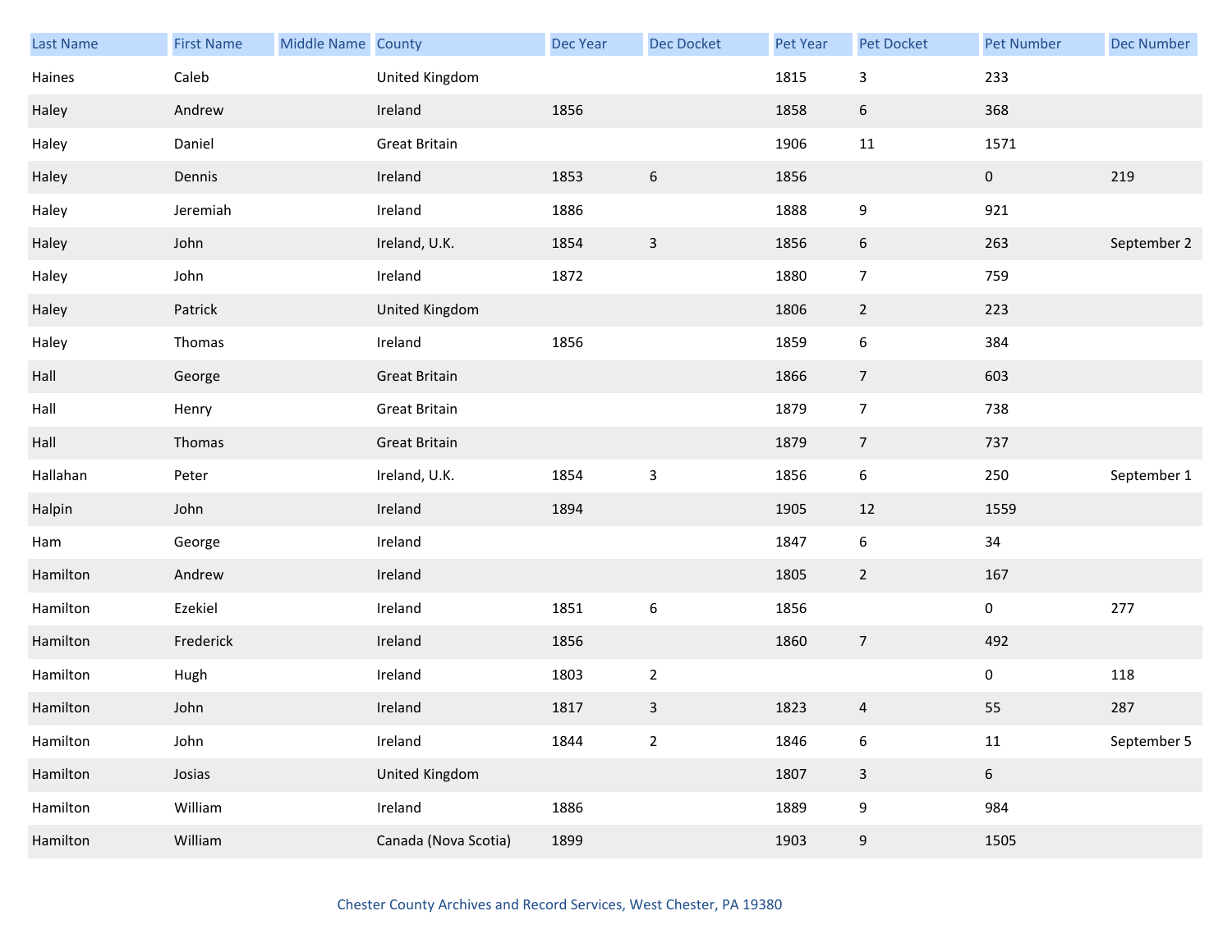| Last Name | First Name | Middle Name | County | Dec Year | Dec Docket | Pet Year | Pet Docket | Pet Number | Dec Number |
|---|---|---|---|---|---|---|---|---|---|
| Haines | Caleb | | United Kingdom | | | 1815 | 3 | 233 | |
| Haley | Andrew | | Ireland | 1856 | | 1858 | 6 | 368 | |
| Haley | Daniel | | Great Britain | | | 1906 | 11 | 1571 | |
| Haley | Dennis | | Ireland | 1853 | 6 | 1856 | | 0 | 219 |
| Haley | Jeremiah | | Ireland | 1886 | | 1888 | 9 | 921 | |
| Haley | John | | Ireland, U.K. | 1854 | 3 | 1856 | 6 | 263 | September 2 |
| Haley | John | | Ireland | 1872 | | 1880 | 7 | 759 | |
| Haley | Patrick | | United Kingdom | | | 1806 | 2 | 223 | |
| Haley | Thomas | | Ireland | 1856 | | 1859 | 6 | 384 | |
| Hall | George | | Great Britain | | | 1866 | 7 | 603 | |
| Hall | Henry | | Great Britain | | | 1879 | 7 | 738 | |
| Hall | Thomas | | Great Britain | | | 1879 | 7 | 737 | |
| Hallahan | Peter | | Ireland, U.K. | 1854 | 3 | 1856 | 6 | 250 | September 1 |
| Halpin | John | | Ireland | 1894 | | 1905 | 12 | 1559 | |
| Ham | George | | Ireland | | | 1847 | 6 | 34 | |
| Hamilton | Andrew | | Ireland | | | 1805 | 2 | 167 | |
| Hamilton | Ezekiel | | Ireland | 1851 | 6 | 1856 | | 0 | 277 |
| Hamilton | Frederick | | Ireland | 1856 | | 1860 | 7 | 492 | |
| Hamilton | Hugh | | Ireland | 1803 | 2 | | | 0 | 118 |
| Hamilton | John | | Ireland | 1817 | 3 | 1823 | 4 | 55 | 287 |
| Hamilton | John | | Ireland | 1844 | 2 | 1846 | 6 | 11 | September 5 |
| Hamilton | Josias | | United Kingdom | | | 1807 | 3 | 6 | |
| Hamilton | William | | Ireland | 1886 | | 1889 | 9 | 984 | |
| Hamilton | William | | Canada (Nova Scotia) | 1899 | | 1903 | 9 | 1505 | |

Chester County Archives and Record Services, West Chester, PA 19380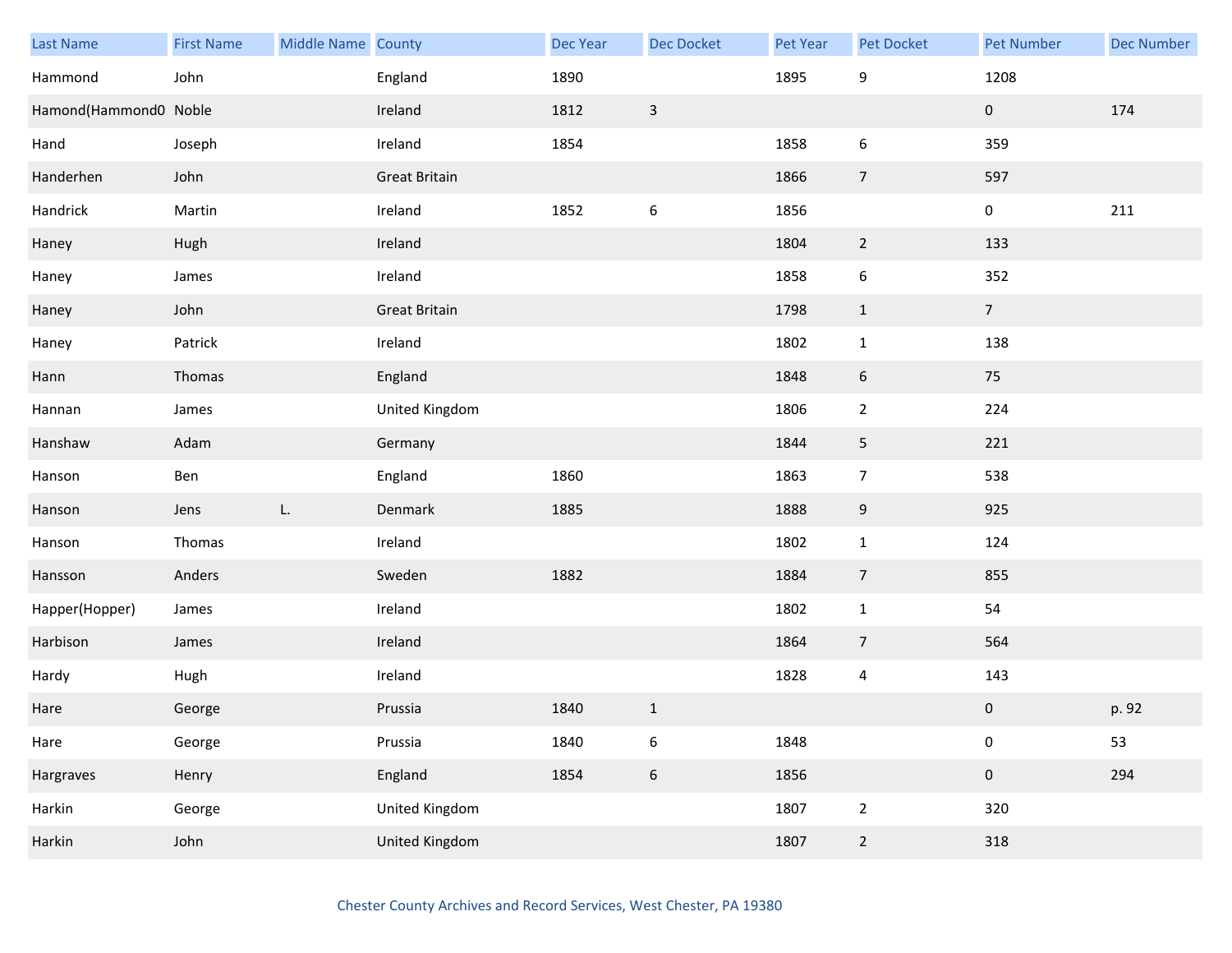| Last Name | First Name | Middle Name | County | Dec Year | Dec Docket | Pet Year | Pet Docket | Pet Number | Dec Number |
|---|---|---|---|---|---|---|---|---|---|
| Hammond | John | | England | 1890 | | 1895 | 9 | 1208 | |
| Hamond(Hammond0 | Noble | | Ireland | 1812 | 3 | | | 0 | 174 |
| Hand | Joseph | | Ireland | 1854 | | 1858 | 6 | 359 | |
| Handerhen | John | | Great Britain | | | 1866 | 7 | 597 | |
| Handrick | Martin | | Ireland | 1852 | 6 | 1856 | | 0 | 211 |
| Haney | Hugh | | Ireland | | | 1804 | 2 | 133 | |
| Haney | James | | Ireland | | | 1858 | 6 | 352 | |
| Haney | John | | Great Britain | | | 1798 | 1 | 7 | |
| Haney | Patrick | | Ireland | | | 1802 | 1 | 138 | |
| Hann | Thomas | | England | | | 1848 | 6 | 75 | |
| Hannan | James | | United Kingdom | | | 1806 | 2 | 224 | |
| Hanshaw | Adam | | Germany | | | 1844 | 5 | 221 | |
| Hanson | Ben | | England | 1860 | | 1863 | 7 | 538 | |
| Hanson | Jens | L. | Denmark | 1885 | | 1888 | 9 | 925 | |
| Hanson | Thomas | | Ireland | | | 1802 | 1 | 124 | |
| Hansson | Anders | | Sweden | 1882 | | 1884 | 7 | 855 | |
| Happer(Hopper) | James | | Ireland | | | 1802 | 1 | 54 | |
| Harbison | James | | Ireland | | | 1864 | 7 | 564 | |
| Hardy | Hugh | | Ireland | | | 1828 | 4 | 143 | |
| Hare | George | | Prussia | 1840 | 1 | | | 0 | p. 92 |
| Hare | George | | Prussia | 1840 | 6 | 1848 | | 0 | 53 |
| Hargraves | Henry | | England | 1854 | 6 | 1856 | | 0 | 294 |
| Harkin | George | | United Kingdom | | | 1807 | 2 | 320 | |
| Harkin | John | | United Kingdom | | | 1807 | 2 | 318 | |

Chester County Archives and Record Services, West Chester, PA 19380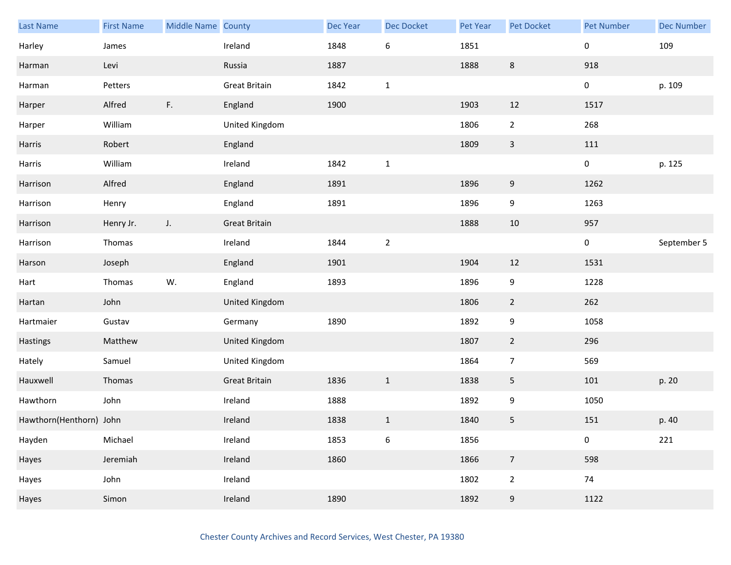| Last Name | First Name | Middle Name | County | Dec Year | Dec Docket | Pet Year | Pet Docket | Pet Number | Dec Number |
|---|---|---|---|---|---|---|---|---|---|
| Harley | James | | Ireland | 1848 | 6 | 1851 | | 0 | 109 |
| Harman | Levi | | Russia | 1887 | | 1888 | 8 | 918 | |
| Harman | Petters | | Great Britain | 1842 | 1 | | | 0 | p. 109 |
| Harper | Alfred | F. | England | 1900 | | 1903 | 12 | 1517 | |
| Harper | William | | United Kingdom | | | 1806 | 2 | 268 | |
| Harris | Robert | | England | | | 1809 | 3 | 111 | |
| Harris | William | | Ireland | 1842 | 1 | | | 0 | p. 125 |
| Harrison | Alfred | | England | 1891 | | 1896 | 9 | 1262 | |
| Harrison | Henry | | England | 1891 | | 1896 | 9 | 1263 | |
| Harrison | Henry Jr. | J. | Great Britain | | | 1888 | 10 | 957 | |
| Harrison | Thomas | | Ireland | 1844 | 2 | | | 0 | September 5 |
| Harson | Joseph | | England | 1901 | | 1904 | 12 | 1531 | |
| Hart | Thomas | W. | England | 1893 | | 1896 | 9 | 1228 | |
| Hartan | John | | United Kingdom | | | 1806 | 2 | 262 | |
| Hartmaier | Gustav | | Germany | 1890 | | 1892 | 9 | 1058 | |
| Hastings | Matthew | | United Kingdom | | | 1807 | 2 | 296 | |
| Hately | Samuel | | United Kingdom | | | 1864 | 7 | 569 | |
| Hauxwell | Thomas | | Great Britain | 1836 | 1 | 1838 | 5 | 101 | p. 20 |
| Hawthorn | John | | Ireland | 1888 | | 1892 | 9 | 1050 | |
| Hawthorn(Henthorn) | John | | Ireland | 1838 | 1 | 1840 | 5 | 151 | p. 40 |
| Hayden | Michael | | Ireland | 1853 | 6 | 1856 | | 0 | 221 |
| Hayes | Jeremiah | | Ireland | 1860 | | 1866 | 7 | 598 | |
| Hayes | John | | Ireland | | | 1802 | 2 | 74 | |
| Hayes | Simon | | Ireland | 1890 | | 1892 | 9 | 1122 | |

Chester County Archives and Record Services, West Chester, PA 19380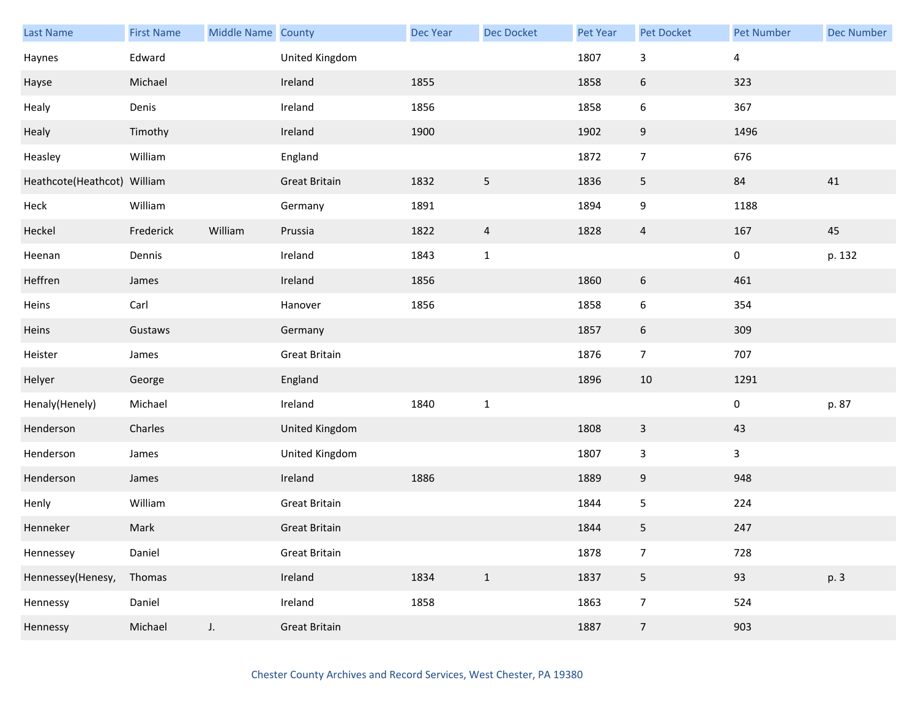| Last Name | First Name | Middle Name | County | Dec Year | Dec Docket | Pet Year | Pet Docket | Pet Number | Dec Number |
|---|---|---|---|---|---|---|---|---|---|
| Haynes | Edward | | United Kingdom | | | 1807 | 3 | 4 | |
| Hayse | Michael | | Ireland | 1855 | | 1858 | 6 | 323 | |
| Healy | Denis | | Ireland | 1856 | | 1858 | 6 | 367 | |
| Healy | Timothy | | Ireland | 1900 | | 1902 | 9 | 1496 | |
| Heasley | William | | England | | | 1872 | 7 | 676 | |
| Heathcote(Heathcot) | William | | Great Britain | 1832 | 5 | 1836 | 5 | 84 | 41 |
| Heck | William | | Germany | 1891 | | 1894 | 9 | 1188 | |
| Heckel | Frederick | William | Prussia | 1822 | 4 | 1828 | 4 | 167 | 45 |
| Heenan | Dennis | | Ireland | 1843 | 1 | | | 0 | p. 132 |
| Heffren | James | | Ireland | 1856 | | 1860 | 6 | 461 | |
| Heins | Carl | | Hanover | 1856 | | 1858 | 6 | 354 | |
| Heins | Gustaws | | Germany | | | 1857 | 6 | 309 | |
| Heister | James | | Great Britain | | | 1876 | 7 | 707 | |
| Helyer | George | | England | | | 1896 | 10 | 1291 | |
| Henaly(Henely) | Michael | | Ireland | 1840 | 1 | | | 0 | p. 87 |
| Henderson | Charles | | United Kingdom | | | 1808 | 3 | 43 | |
| Henderson | James | | United Kingdom | | | 1807 | 3 | 3 | |
| Henderson | James | | Ireland | 1886 | | 1889 | 9 | 948 | |
| Henly | William | | Great Britain | | | 1844 | 5 | 224 | |
| Henneker | Mark | | Great Britain | | | 1844 | 5 | 247 | |
| Hennessey | Daniel | | Great Britain | | | 1878 | 7 | 728 | |
| Hennessey(Henesy, | Thomas | | Ireland | 1834 | 1 | 1837 | 5 | 93 | p. 3 |
| Hennessy | Daniel | | Ireland | 1858 | | 1863 | 7 | 524 | |
| Hennessy | Michael | J. | Great Britain | | | 1887 | 7 | 903 | |

Chester County Archives and Record Services, West Chester, PA 19380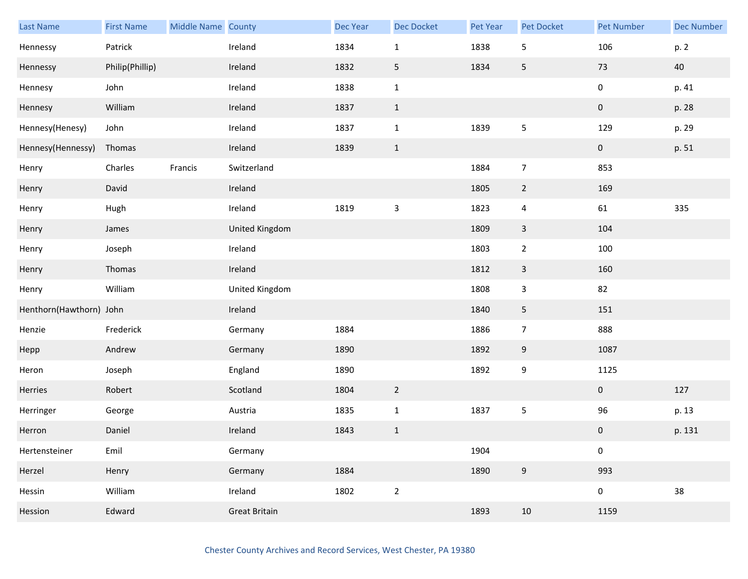| Last Name | First Name | Middle Name | County | Dec Year | Dec Docket | Pet Year | Pet Docket | Pet Number | Dec Number |
|---|---|---|---|---|---|---|---|---|---|
| Hennessy | Patrick | | Ireland | 1834 | 1 | 1838 | 5 | 106 | p. 2 |
| Hennessy | Philip(Phillip) | | Ireland | 1832 | 5 | 1834 | 5 | 73 | 40 |
| Hennesy | John | | Ireland | 1838 | 1 | | | 0 | p. 41 |
| Hennesy | William | | Ireland | 1837 | 1 | | | 0 | p. 28 |
| Hennesy(Henesy) | John | | Ireland | 1837 | 1 | 1839 | 5 | 129 | p. 29 |
| Hennesy(Hennessy) | Thomas | | Ireland | 1839 | 1 | | | 0 | p. 51 |
| Henry | Charles | Francis | Switzerland | | | 1884 | 7 | 853 | |
| Henry | David | | Ireland | | | 1805 | 2 | 169 | |
| Henry | Hugh | | Ireland | 1819 | 3 | 1823 | 4 | 61 | 335 |
| Henry | James | | United Kingdom | | | 1809 | 3 | 104 | |
| Henry | Joseph | | Ireland | | | 1803 | 2 | 100 | |
| Henry | Thomas | | Ireland | | | 1812 | 3 | 160 | |
| Henry | William | | United Kingdom | | | 1808 | 3 | 82 | |
| Henthorn(Hawthorn) | John | | Ireland | | | 1840 | 5 | 151 | |
| Henzie | Frederick | | Germany | 1884 | | 1886 | 7 | 888 | |
| Hepp | Andrew | | Germany | 1890 | | 1892 | 9 | 1087 | |
| Heron | Joseph | | England | 1890 | | 1892 | 9 | 1125 | |
| Herries | Robert | | Scotland | 1804 | 2 | | | 0 | 127 |
| Herringer | George | | Austria | 1835 | 1 | 1837 | 5 | 96 | p. 13 |
| Herron | Daniel | | Ireland | 1843 | 1 | | | 0 | p. 131 |
| Hertensteiner | Emil | | Germany | | | 1904 | | 0 | |
| Herzel | Henry | | Germany | 1884 | | 1890 | 9 | 993 | |
| Hessin | William | | Ireland | 1802 | 2 | | | 0 | 38 |
| Hession | Edward | | Great Britain | | | 1893 | 10 | 1159 | |

Chester County Archives and Record Services, West Chester, PA 19380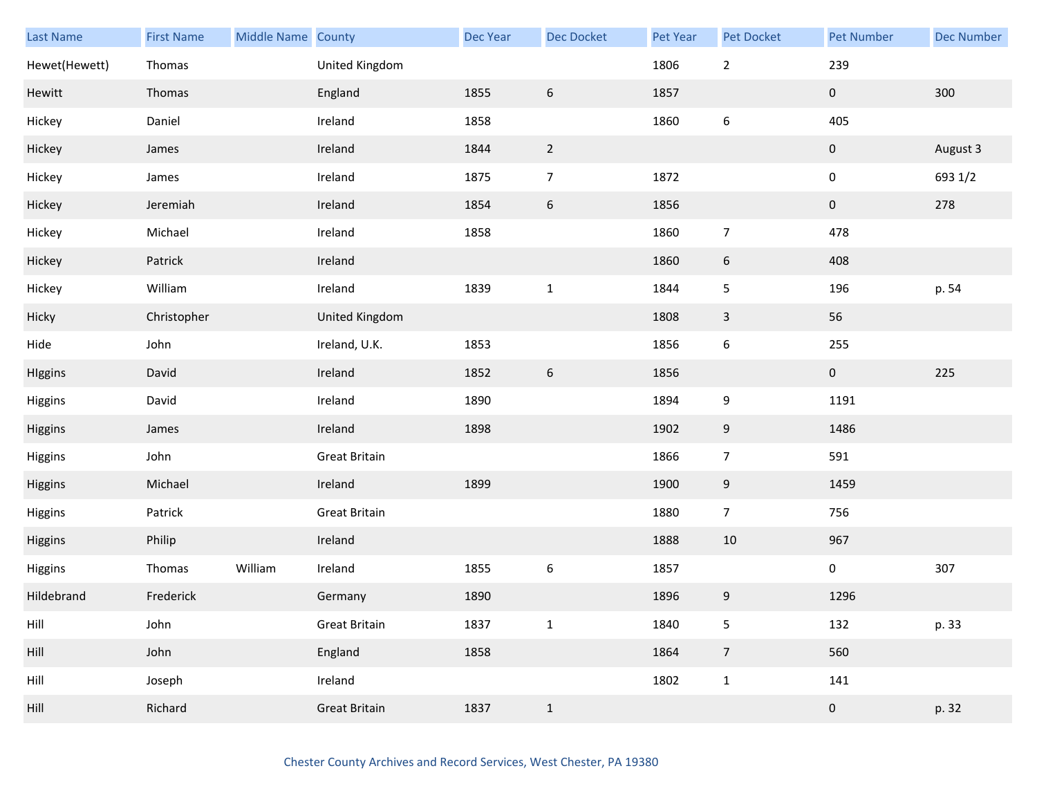| Last Name | First Name | Middle Name | County | Dec Year | Dec Docket | Pet Year | Pet Docket | Pet Number | Dec Number |
|---|---|---|---|---|---|---|---|---|---|
| Hewet(Hewett) | Thomas | | United Kingdom | | | 1806 | 2 | 239 | |
| Hewitt | Thomas | | England | 1855 | 6 | 1857 | | 0 | 300 |
| Hickey | Daniel | | Ireland | 1858 | | 1860 | 6 | 405 | |
| Hickey | James | | Ireland | 1844 | 2 | | | 0 | August 3 |
| Hickey | James | | Ireland | 1875 | 7 | 1872 | | 0 | 693 1/2 |
| Hickey | Jeremiah | | Ireland | 1854 | 6 | 1856 | | 0 | 278 |
| Hickey | Michael | | Ireland | 1858 | | 1860 | 7 | 478 | |
| Hickey | Patrick | | Ireland | | | 1860 | 6 | 408 | |
| Hickey | William | | Ireland | 1839 | 1 | 1844 | 5 | 196 | p. 54 |
| Hicky | Christopher | | United Kingdom | | | 1808 | 3 | 56 | |
| Hide | John | | Ireland, U.K. | 1853 | | 1856 | 6 | 255 | |
| HIggins | David | | Ireland | 1852 | 6 | 1856 | | 0 | 225 |
| Higgins | David | | Ireland | 1890 | | 1894 | 9 | 1191 | |
| Higgins | James | | Ireland | 1898 | | 1902 | 9 | 1486 | |
| Higgins | John | | Great Britain | | | 1866 | 7 | 591 | |
| Higgins | Michael | | Ireland | 1899 | | 1900 | 9 | 1459 | |
| Higgins | Patrick | | Great Britain | | | 1880 | 7 | 756 | |
| Higgins | Philip | | Ireland | | | 1888 | 10 | 967 | |
| Higgins | Thomas | William | Ireland | 1855 | 6 | 1857 | | 0 | 307 |
| Hildebrand | Frederick | | Germany | 1890 | | 1896 | 9 | 1296 | |
| Hill | John | | Great Britain | 1837 | 1 | 1840 | 5 | 132 | p. 33 |
| Hill | John | | England | 1858 | | 1864 | 7 | 560 | |
| Hill | Joseph | | Ireland | | | 1802 | 1 | 141 | |
| Hill | Richard | | Great Britain | 1837 | 1 | | | 0 | p. 32 |

Chester County Archives and Record Services, West Chester, PA 19380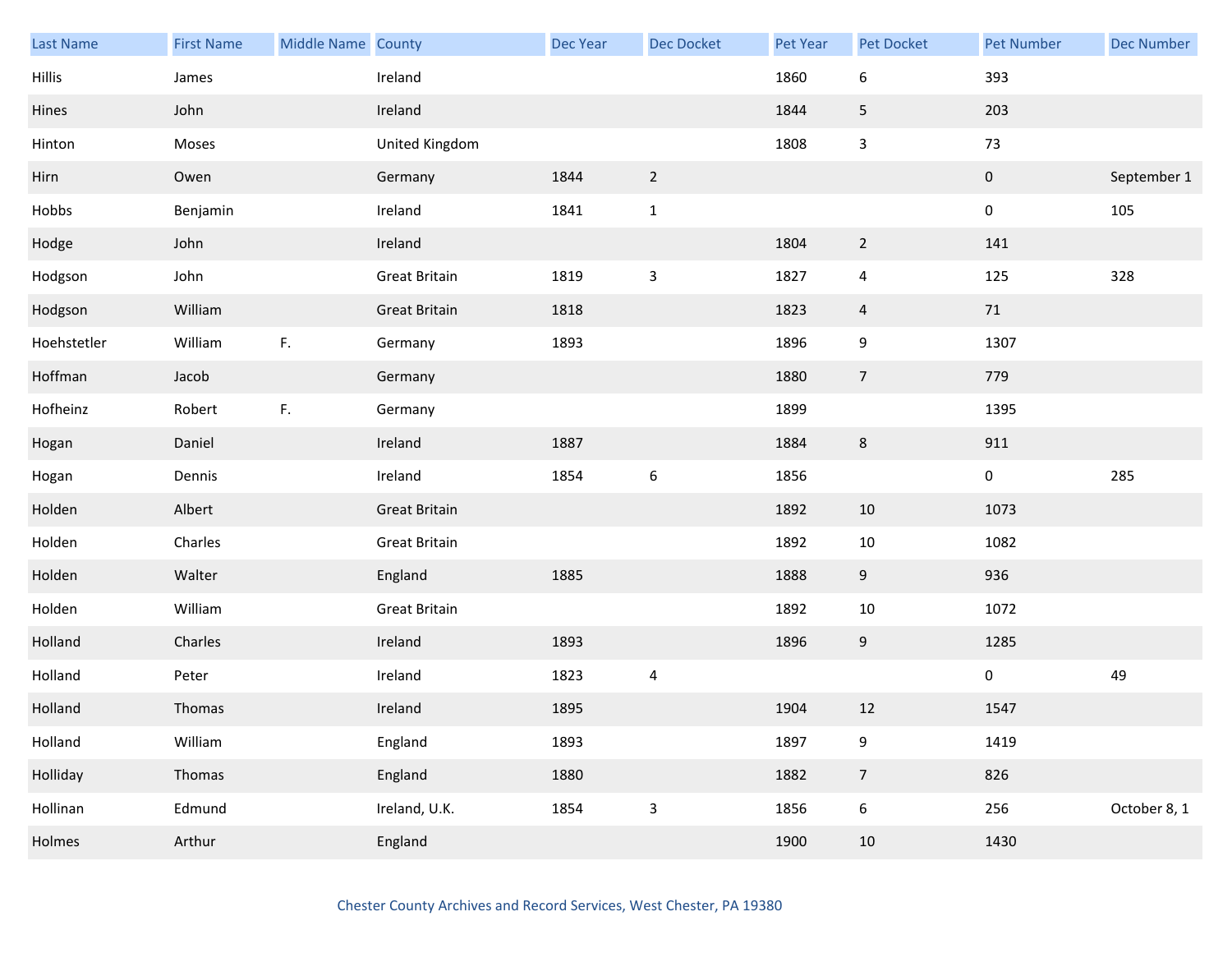| Last Name | First Name | Middle Name | County | Dec Year | Dec Docket | Pet Year | Pet Docket | Pet Number | Dec Number |
|---|---|---|---|---|---|---|---|---|---|
| Hillis | James | | Ireland | | | 1860 | 6 | 393 | |
| Hines | John | | Ireland | | | 1844 | 5 | 203 | |
| Hinton | Moses | | United Kingdom | | | 1808 | 3 | 73 | |
| Hirn | Owen | | Germany | 1844 | 2 | | | 0 | September 1 |
| Hobbs | Benjamin | | Ireland | 1841 | 1 | | | 0 | 105 |
| Hodge | John | | Ireland | | | 1804 | 2 | 141 | |
| Hodgson | John | | Great Britain | 1819 | 3 | 1827 | 4 | 125 | 328 |
| Hodgson | William | | Great Britain | 1818 | | 1823 | 4 | 71 | |
| Hoehstetler | William | F. | Germany | 1893 | | 1896 | 9 | 1307 | |
| Hoffman | Jacob | | Germany | | | 1880 | 7 | 779 | |
| Hofheinz | Robert | F. | Germany | | | 1899 | | 1395 | |
| Hogan | Daniel | | Ireland | 1887 | | 1884 | 8 | 911 | |
| Hogan | Dennis | | Ireland | 1854 | 6 | 1856 | | 0 | 285 |
| Holden | Albert | | Great Britain | | | 1892 | 10 | 1073 | |
| Holden | Charles | | Great Britain | | | 1892 | 10 | 1082 | |
| Holden | Walter | | England | 1885 | | 1888 | 9 | 936 | |
| Holden | William | | Great Britain | | | 1892 | 10 | 1072 | |
| Holland | Charles | | Ireland | 1893 | | 1896 | 9 | 1285 | |
| Holland | Peter | | Ireland | 1823 | 4 | | | 0 | 49 |
| Holland | Thomas | | Ireland | 1895 | | 1904 | 12 | 1547 | |
| Holland | William | | England | 1893 | | 1897 | 9 | 1419 | |
| Holliday | Thomas | | England | 1880 | | 1882 | 7 | 826 | |
| Hollinan | Edmund | | Ireland, U.K. | 1854 | 3 | 1856 | 6 | 256 | October 8, 1 |
| Holmes | Arthur | | England | | | 1900 | 10 | 1430 | |

Chester County Archives and Record Services, West Chester, PA 19380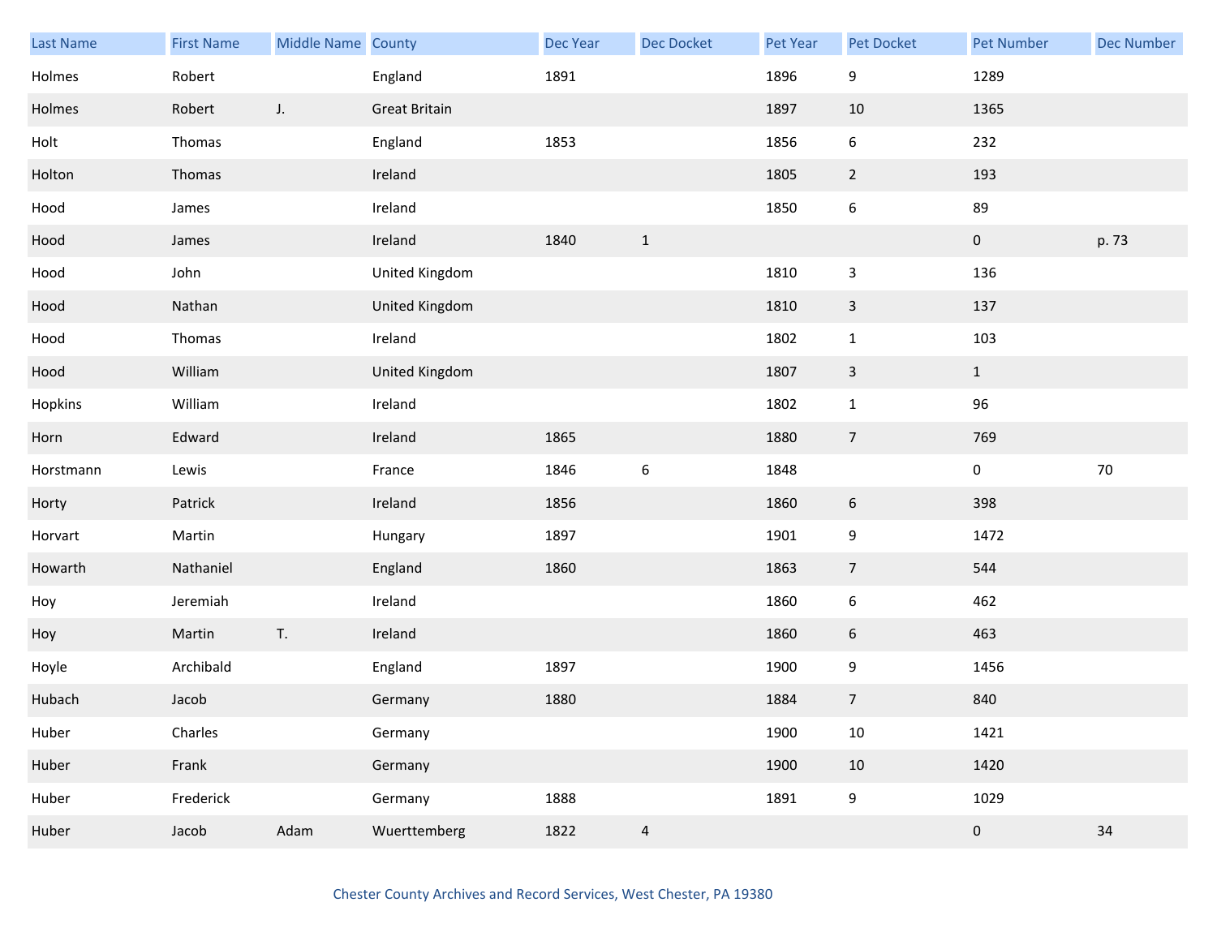| Last Name | First Name | Middle Name | County | Dec Year | Dec Docket | Pet Year | Pet Docket | Pet Number | Dec Number |
|---|---|---|---|---|---|---|---|---|---|
| Holmes | Robert | | England | 1891 | | 1896 | 9 | 1289 | |
| Holmes | Robert | J. | Great Britain | | | 1897 | 10 | 1365 | |
| Holt | Thomas | | England | 1853 | | 1856 | 6 | 232 | |
| Holton | Thomas | | Ireland | | | 1805 | 2 | 193 | |
| Hood | James | | Ireland | | | 1850 | 6 | 89 | |
| Hood | James | | Ireland | 1840 | 1 | | | 0 | p. 73 |
| Hood | John | | United Kingdom | | | 1810 | 3 | 136 | |
| Hood | Nathan | | United Kingdom | | | 1810 | 3 | 137 | |
| Hood | Thomas | | Ireland | | | 1802 | 1 | 103 | |
| Hood | William | | United Kingdom | | | 1807 | 3 | 1 | |
| Hopkins | William | | Ireland | | | 1802 | 1 | 96 | |
| Horn | Edward | | Ireland | 1865 | | 1880 | 7 | 769 | |
| Horstmann | Lewis | | France | 1846 | 6 | 1848 | | 0 | 70 |
| Horty | Patrick | | Ireland | 1856 | | 1860 | 6 | 398 | |
| Horvart | Martin | | Hungary | 1897 | | 1901 | 9 | 1472 | |
| Howarth | Nathaniel | | England | 1860 | | 1863 | 7 | 544 | |
| Hoy | Jeremiah | | Ireland | | | 1860 | 6 | 462 | |
| Hoy | Martin | T. | Ireland | | | 1860 | 6 | 463 | |
| Hoyle | Archibald | | England | 1897 | | 1900 | 9 | 1456 | |
| Hubach | Jacob | | Germany | 1880 | | 1884 | 7 | 840 | |
| Huber | Charles | | Germany | | | 1900 | 10 | 1421 | |
| Huber | Frank | | Germany | | | 1900 | 10 | 1420 | |
| Huber | Frederick | | Germany | 1888 | | 1891 | 9 | 1029 | |
| Huber | Jacob | Adam | Wuerttemberg | 1822 | 4 | | | 0 | 34 |

Chester County Archives and Record Services, West Chester, PA 19380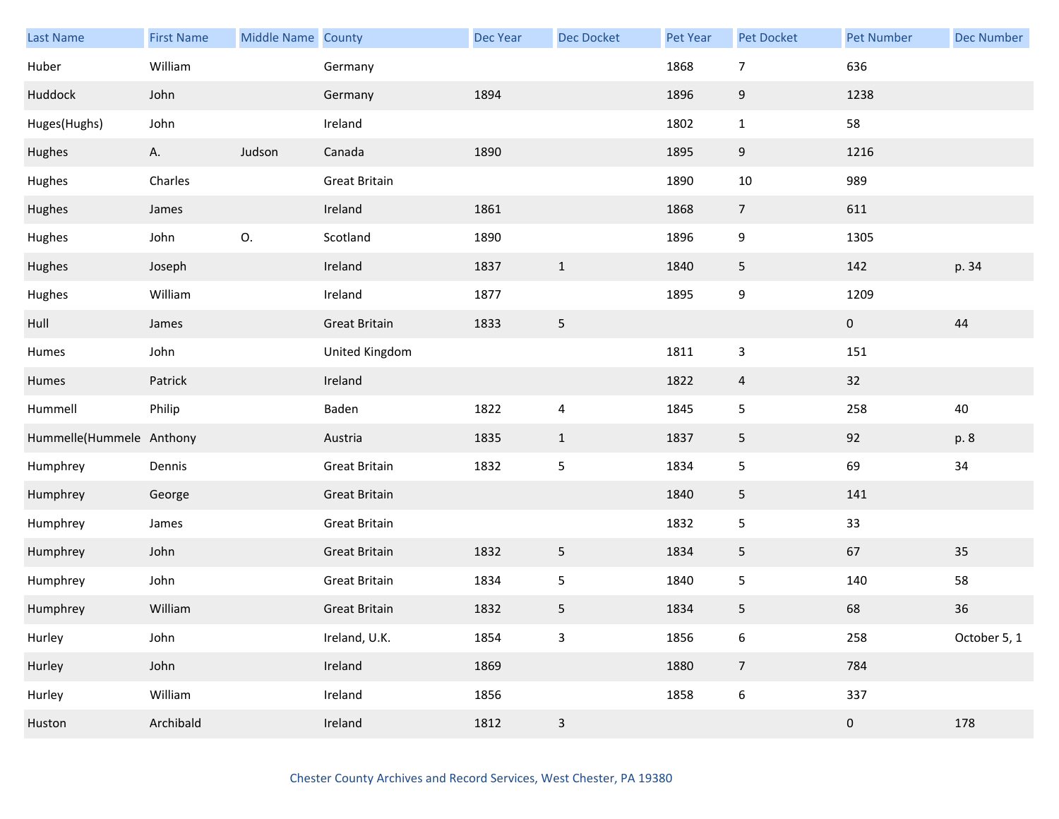| Last Name | First Name | Middle Name | County | Dec Year | Dec Docket | Pet Year | Pet Docket | Pet Number | Dec Number |
|---|---|---|---|---|---|---|---|---|---|
| Huber | William | | Germany | | | 1868 | 7 | 636 | |
| Huddock | John | | Germany | 1894 | | 1896 | 9 | 1238 | |
| Huges(Hughs) | John | | Ireland | | | 1802 | 1 | 58 | |
| Hughes | A. | Judson | Canada | 1890 | | 1895 | 9 | 1216 | |
| Hughes | Charles | | Great Britain | | | 1890 | 10 | 989 | |
| Hughes | James | | Ireland | 1861 | | 1868 | 7 | 611 | |
| Hughes | John | O. | Scotland | 1890 | | 1896 | 9 | 1305 | |
| Hughes | Joseph | | Ireland | 1837 | 1 | 1840 | 5 | 142 | p. 34 |
| Hughes | William | | Ireland | 1877 | | 1895 | 9 | 1209 | |
| Hull | James | | Great Britain | 1833 | 5 | | | 0 | 44 |
| Humes | John | | United Kingdom | | | 1811 | 3 | 151 | |
| Humes | Patrick | | Ireland | | | 1822 | 4 | 32 | |
| Hummell | Philip | | Baden | 1822 | 4 | 1845 | 5 | 258 | 40 |
| Hummelle(Hummele | Anthony | | Austria | 1835 | 1 | 1837 | 5 | 92 | p. 8 |
| Humphrey | Dennis | | Great Britain | 1832 | 5 | 1834 | 5 | 69 | 34 |
| Humphrey | George | | Great Britain | | | 1840 | 5 | 141 | |
| Humphrey | James | | Great Britain | | | 1832 | 5 | 33 | |
| Humphrey | John | | Great Britain | 1832 | 5 | 1834 | 5 | 67 | 35 |
| Humphrey | John | | Great Britain | 1834 | 5 | 1840 | 5 | 140 | 58 |
| Humphrey | William | | Great Britain | 1832 | 5 | 1834 | 5 | 68 | 36 |
| Hurley | John | | Ireland, U.K. | 1854 | 3 | 1856 | 6 | 258 | October 5, 1 |
| Hurley | John | | Ireland | 1869 | | 1880 | 7 | 784 | |
| Hurley | William | | Ireland | 1856 | | 1858 | 6 | 337 | |
| Huston | Archibald | | Ireland | 1812 | 3 | | | 0 | 178 |

Chester County Archives and Record Services, West Chester, PA 19380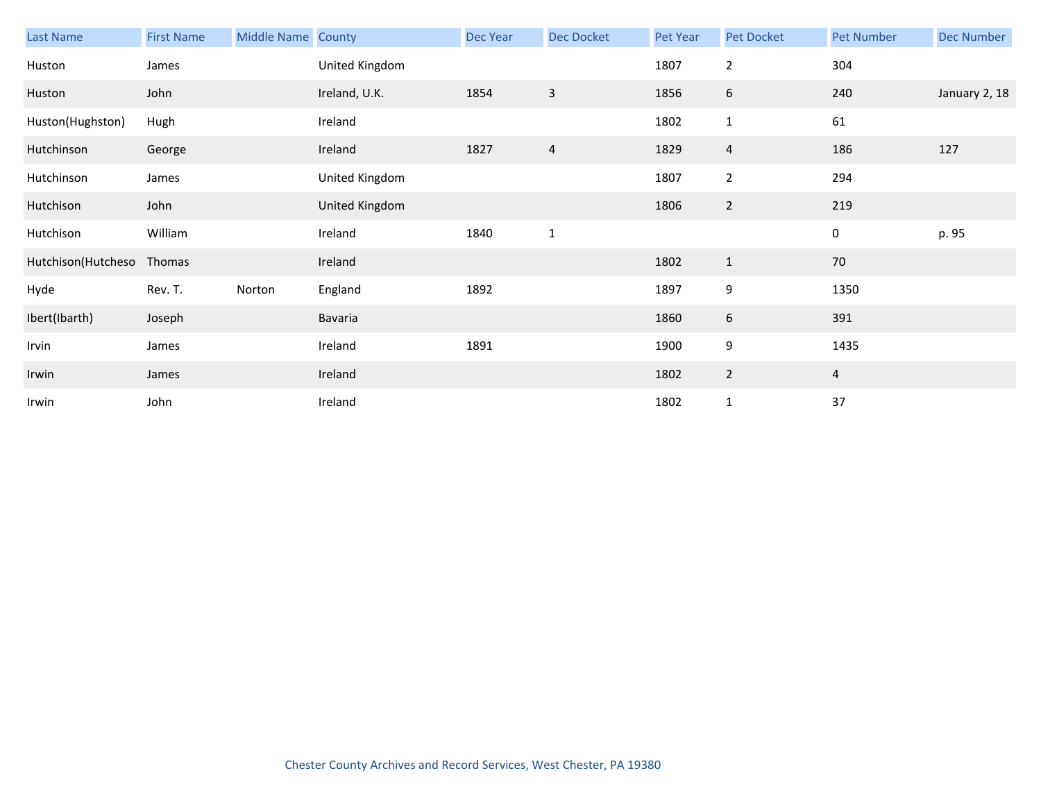| Last Name | First Name | Middle Name | County | Dec Year | Dec Docket | Pet Year | Pet Docket | Pet Number | Dec Number |
|---|---|---|---|---|---|---|---|---|---|
| Huston | James | | United Kingdom | | | 1807 | 2 | 304 | |
| Huston | John | | Ireland, U.K. | 1854 | 3 | 1856 | 6 | 240 | January 2, 18 |
| Huston(Hughston) | Hugh | | Ireland | | | 1802 | 1 | 61 | |
| Hutchinson | George | | Ireland | 1827 | 4 | 1829 | 4 | 186 | 127 |
| Hutchinson | James | | United Kingdom | | | 1807 | 2 | 294 | |
| Hutchison | John | | United Kingdom | | | 1806 | 2 | 219 | |
| Hutchison | William | | Ireland | 1840 | 1 | | | 0 | p. 95 |
| Hutchison(Hutcheso | Thomas | | Ireland | | | 1802 | 1 | 70 | |
| Hyde | Rev. T. | Norton | England | 1892 | | 1897 | 9 | 1350 | |
| Ibert(Ibarth) | Joseph | | Bavaria | | | 1860 | 6 | 391 | |
| Irvin | James | | Ireland | 1891 | | 1900 | 9 | 1435 | |
| Irwin | James | | Ireland | | | 1802 | 2 | 4 | |
| Irwin | John | | Ireland | | | 1802 | 1 | 37 | |